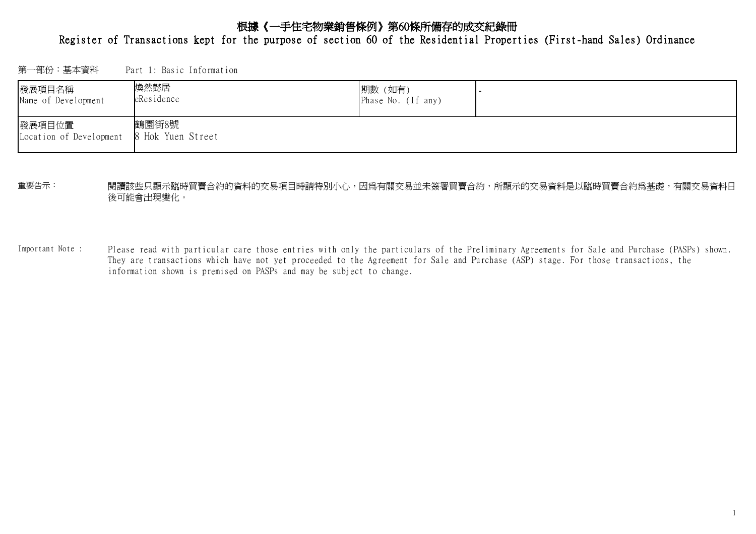# 根據《一手住宅物業銷售條例》第60條所備存的成交紀錄冊

# Register of Transactions kept for the purpose of section 60 of the Residential Properties (First-hand Sales) Ordinance

第一部份：基本資料　　Part 1: Basic Information

| 發展項目名稱<br>Name of Development | 煥然懿居<br>eResidence | 期數（如有）<br>Phase No. (If any) | - |
|---|---|---|---|
| 發展項目位置<br>Location of Development | 鶴園街8號<br>8 Hok Yuen Street | | |

重要告示：　閱讀該些只顯示臨時買賣合約的資料的交易項目時請特別小心，因爲有關交易並未簽署買賣合約，所顯示的交易資料是以臨時買賣合約爲基礎，有關交易資料日後可能會出現變化。

Important Note :　Please read with particular care those entries with only the particulars of the Preliminary Agreements for Sale and Purchase (PASPs) shown. They are transactions which have not yet proceeded to the Agreement for Sale and Purchase (ASP) stage. For those transactions, the information shown is premised on PASPs and may be subject to change.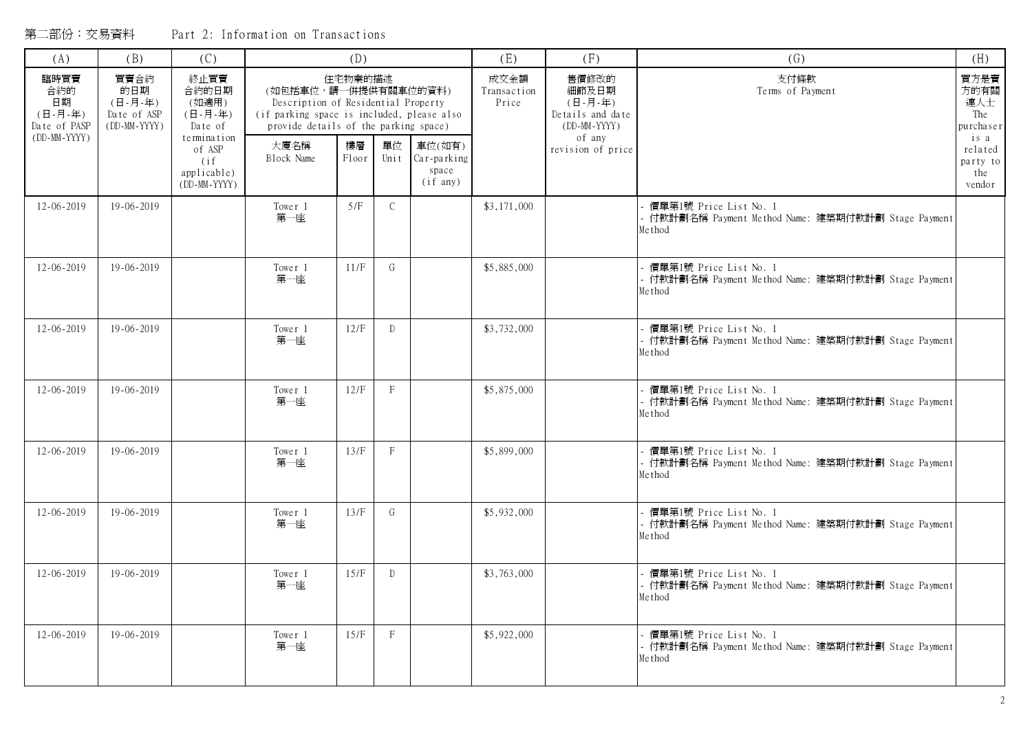第二部份：交易資料　　Part 2: Information on Transactions

| (A) | (B) | (C) | (D) | | | | (E) | (F) | (G) | (H) |
|---|---|---|---|---|---|---|---|---|---|---|
| 臨時買賣合約的日期 (日-月-年) Date of PASP (DD-MM-YYYY) | 買賣合約的日期 (日-月-年) Date of ASP (DD-MM-YYYY) | 終止買賣合約的日期 (如適用) (日-月-年) Date of termination of ASP (if applicable) (DD-MM-YYYY) | 住宅物業的描述 (如包括車位，請一併提供有關車位的資料) Description of Residential Property (if parking space is included, please also provide details of the parking space) | | | | 成交金額 Transaction Price | 售價修改的細節及日期 (日-月-年) Details and date (DD-MM-YYYY) of any revision of price | 支付條款 Terms of Payment | 買方是賣方的有關連人士 The purchaser is a related party to the vendor |
| | | | 大廈名稱 Block Name | 樓層 Floor | 單位 Unit | 車位(如有) Car-parking space (if any) | | | | |
| 12-06-2019 | 19-06-2019 | | Tower 1 第一座 | 5/F | C | | $3,171,000 | | - 價單第1號 Price List No. 1<br>- 付款計劃名稱 Payment Method Name: 建築期付款計劃 Stage Payment Method | |
| 12-06-2019 | 19-06-2019 | | Tower 1 第一座 | 11/F | G | | $5,885,000 | | - 價單第1號 Price List No. 1<br>- 付款計劃名稱 Payment Method Name: 建築期付款計劃 Stage Payment Method | |
| 12-06-2019 | 19-06-2019 | | Tower 1 第一座 | 12/F | D | | $3,732,000 | | - 價單第1號 Price List No. 1<br>- 付款計劃名稱 Payment Method Name: 建築期付款計劃 Stage Payment Method | |
| 12-06-2019 | 19-06-2019 | | Tower 1 第一座 | 12/F | F | | $5,875,000 | | - 價單第1號 Price List No. 1<br>- 付款計劃名稱 Payment Method Name: 建築期付款計劃 Stage Payment Method | |
| 12-06-2019 | 19-06-2019 | | Tower 1 第一座 | 13/F | F | | $5,899,000 | | - 價單第1號 Price List No. 1<br>- 付款計劃名稱 Payment Method Name: 建築期付款計劃 Stage Payment Method | |
| 12-06-2019 | 19-06-2019 | | Tower 1 第一座 | 13/F | G | | $5,932,000 | | - 價單第1號 Price List No. 1<br>- 付款計劃名稱 Payment Method Name: 建築期付款計劃 Stage Payment Method | |
| 12-06-2019 | 19-06-2019 | | Tower 1 第一座 | 15/F | D | | $3,763,000 | | - 價單第1號 Price List No. 1<br>- 付款計劃名稱 Payment Method Name: 建築期付款計劃 Stage Payment Method | |
| 12-06-2019 | 19-06-2019 | | Tower 1 第一座 | 15/F | F | | $5,922,000 | | - 價單第1號 Price List No. 1<br>- 付款計劃名稱 Payment Method Name: 建築期付款計劃 Stage Payment Method | |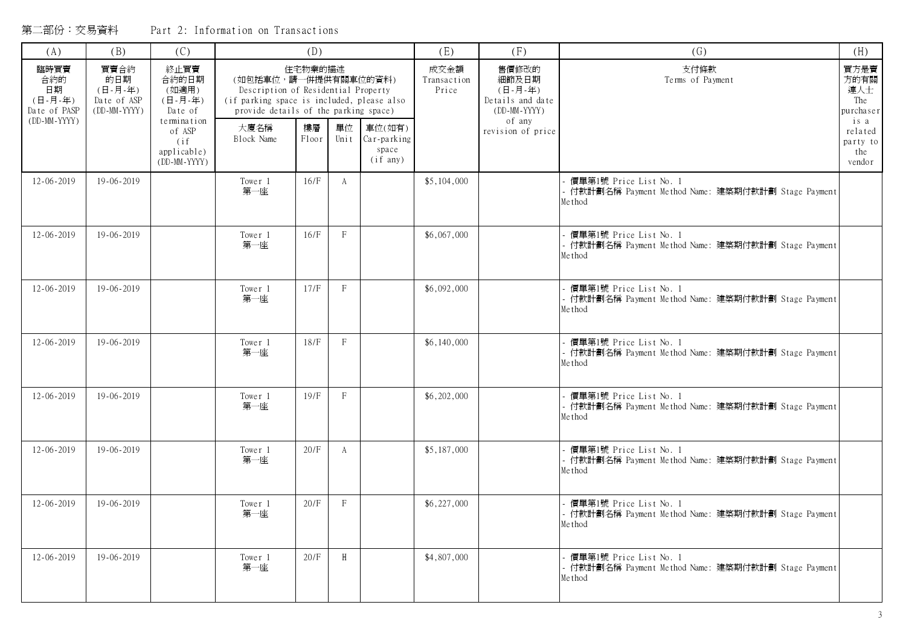第二部份：交易資料　　Part 2: Information on Transactions

| (A) | (B) | (C) | (D) | | | | (E) | (F) | (G) | (H) |
|---|---|---|---|---|---|---|---|---|---|---|
| 臨時買賣合約的日期 (日-月-年) Date of PASP (DD-MM-YYYY) | 買賣合約的日期 (日-月-年) Date of ASP (DD-MM-YYYY) | 終止買賣合約的日期 (如適用) (日-月-年) Date of termination of ASP (if applicable) (DD-MM-YYYY) | 住宅物業的描述 (如包括車位，請一併提供有關車位的資料) Description of Residential Property (if parking space is included, please also provide details of the parking space) | | | | 成交金額 Transaction Price | 售價修改的細節及日期 (日-月-年) Details and date (DD-MM-YYYY) of any revision of price | 支付條款 Terms of Payment | 買方是賣方的有關連人士 The purchaser is a related party to the vendor |
| | | | 大廈名稱 Block Name | 樓層 Floor | 單位 Unit | 車位(如有) Car-parking space (if any) | | | | |
| 12-06-2019 | 19-06-2019 | | Tower 1 第一座 | 16/F | A | | $5,104,000 | | - 價單第1號 Price List No. 1<br>- 付款計劃名稱 Payment Method Name: 建築期付款計劃 Stage Payment Method | |
| 12-06-2019 | 19-06-2019 | | Tower 1 第一座 | 16/F | F | | $6,067,000 | | - 價單第1號 Price List No. 1<br>- 付款計劃名稱 Payment Method Name: 建築期付款計劃 Stage Payment Method | |
| 12-06-2019 | 19-06-2019 | | Tower 1 第一座 | 17/F | F | | $6,092,000 | | - 價單第1號 Price List No. 1<br>- 付款計劃名稱 Payment Method Name: 建築期付款計劃 Stage Payment Method | |
| 12-06-2019 | 19-06-2019 | | Tower 1 第一座 | 18/F | F | | $6,140,000 | | - 價單第1號 Price List No. 1<br>- 付款計劃名稱 Payment Method Name: 建築期付款計劃 Stage Payment Method | |
| 12-06-2019 | 19-06-2019 | | Tower 1 第一座 | 19/F | F | | $6,202,000 | | - 價單第1號 Price List No. 1<br>- 付款計劃名稱 Payment Method Name: 建築期付款計劃 Stage Payment Method | |
| 12-06-2019 | 19-06-2019 | | Tower 1 第一座 | 20/F | A | | $5,187,000 | | - 價單第1號 Price List No. 1<br>- 付款計劃名稱 Payment Method Name: 建築期付款計劃 Stage Payment Method | |
| 12-06-2019 | 19-06-2019 | | Tower 1 第一座 | 20/F | F | | $6,227,000 | | - 價單第1號 Price List No. 1<br>- 付款計劃名稱 Payment Method Name: 建築期付款計劃 Stage Payment Method | |
| 12-06-2019 | 19-06-2019 | | Tower 1 第一座 | 20/F | H | | $4,807,000 | | - 價單第1號 Price List No. 1<br>- 付款計劃名稱 Payment Method Name: 建築期付款計劃 Stage Payment Method | |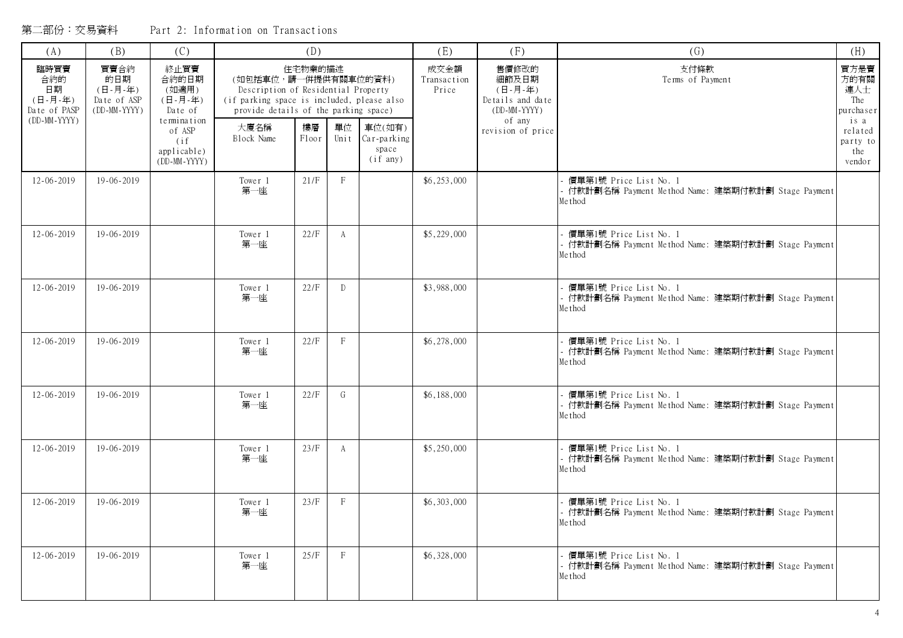第二部份：交易資料　　Part 2: Information on Transactions

| (A) | (B) | (C) | (D) | | | | (E) | (F) | (G) | (H) |
|---|---|---|---|---|---|---|---|---|---|---|
| 臨時買賣合約的日期 (日-月-年) Date of PASP (DD-MM-YYYY) | 買賣合約的日期 (日-月-年) Date of ASP (DD-MM-YYYY) | 終止買賣合約的日期 (如適用) (日-月-年) Date of termination of ASP (if applicable) (DD-MM-YYYY) | 住宅物業的描述 (如包括車位，請一併提供有關車位的資料) Description of Residential Property (if parking space is included, please also provide details of the parking space) | | | | 成交金額 Transaction Price | 售價修改的細節及日期 (日-月-年) Details and date (DD-MM-YYYY) of any revision of price | 支付條款 Terms of Payment | 買方是賣方的有關連人士 The purchaser is a related party to the vendor |
| | | | 大廈名稱 Block Name | 樓層 Floor | 單位 Unit | 車位(如有) Car-parking space (if any) | | | | |
| 12-06-2019 | 19-06-2019 | | Tower 1 第一座 | 21/F | F | | $6,253,000 | | - 價單第1號 Price List No. 1<br>- 付款計劃名稱 Payment Method Name: 建築期付款計劃 Stage Payment Method | |
| 12-06-2019 | 19-06-2019 | | Tower 1 第一座 | 22/F | A | | $5,229,000 | | - 價單第1號 Price List No. 1<br>- 付款計劃名稱 Payment Method Name: 建築期付款計劃 Stage Payment Method | |
| 12-06-2019 | 19-06-2019 | | Tower 1 第一座 | 22/F | D | | $3,988,000 | | - 價單第1號 Price List No. 1<br>- 付款計劃名稱 Payment Method Name: 建築期付款計劃 Stage Payment Method | |
| 12-06-2019 | 19-06-2019 | | Tower 1 第一座 | 22/F | F | | $6,278,000 | | - 價單第1號 Price List No. 1<br>- 付款計劃名稱 Payment Method Name: 建築期付款計劃 Stage Payment Method | |
| 12-06-2019 | 19-06-2019 | | Tower 1 第一座 | 22/F | G | | $6,188,000 | | - 價單第1號 Price List No. 1<br>- 付款計劃名稱 Payment Method Name: 建築期付款計劃 Stage Payment Method | |
| 12-06-2019 | 19-06-2019 | | Tower 1 第一座 | 23/F | A | | $5,250,000 | | - 價單第1號 Price List No. 1<br>- 付款計劃名稱 Payment Method Name: 建築期付款計劃 Stage Payment Method | |
| 12-06-2019 | 19-06-2019 | | Tower 1 第一座 | 23/F | F | | $6,303,000 | | - 價單第1號 Price List No. 1<br>- 付款計劃名稱 Payment Method Name: 建築期付款計劃 Stage Payment Method | |
| 12-06-2019 | 19-06-2019 | | Tower 1 第一座 | 25/F | F | | $6,328,000 | | - 價單第1號 Price List No. 1<br>- 付款計劃名稱 Payment Method Name: 建築期付款計劃 Stage Payment Method | |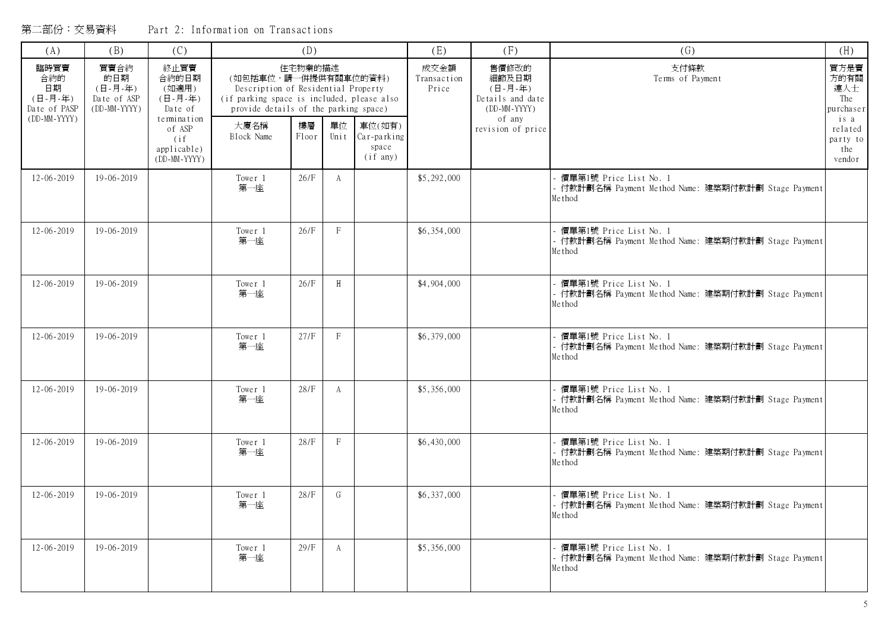第二部份：交易資料　　Part 2: Information on Transactions

| (A) | (B) | (C) | (D) | | | | (E) | (F) | (G) | (H) |
|---|---|---|---|---|---|---|---|---|---|---|
| 臨時買賣合約的日期 (日-月-年) Date of PASP (DD-MM-YYYY) | 買賣合約的日期 (日-月-年) Date of ASP (DD-MM-YYYY) | 終止買賣合約的日期 (如適用) (日-月-年) Date of termination of ASP (if applicable) (DD-MM-YYYY) | 住宅物業的描述 (如包括車位，請一併提供有關車位的資料) Description of Residential Property (if parking space is included, please also provide details of the parking space) | | | | 成交金額 Transaction Price | 售價修改的細節及日期 (日-月-年) Details and date (DD-MM-YYYY) of any revision of price | 支付條款 Terms of Payment | 買方是賣方的有關連人士 The purchaser is a related party to the vendor |
| | | | 大廈名稱 Block Name | 樓層 Floor | 單位 Unit | 車位(如有) Car-parking space (if any) | | | | |
| 12-06-2019 | 19-06-2019 | | Tower 1 第一座 | 26/F | A | | $5,292,000 | | - 價單第1號 Price List No. 1<br>- 付款計劃名稱 Payment Method Name: 建築期付款計劃 Stage Payment Method | |
| 12-06-2019 | 19-06-2019 | | Tower 1 第一座 | 26/F | F | | $6,354,000 | | - 價單第1號 Price List No. 1<br>- 付款計劃名稱 Payment Method Name: 建築期付款計劃 Stage Payment Method | |
| 12-06-2019 | 19-06-2019 | | Tower 1 第一座 | 26/F | H | | $4,904,000 | | - 價單第1號 Price List No. 1<br>- 付款計劃名稱 Payment Method Name: 建築期付款計劃 Stage Payment Method | |
| 12-06-2019 | 19-06-2019 | | Tower 1 第一座 | 27/F | F | | $6,379,000 | | - 價單第1號 Price List No. 1<br>- 付款計劃名稱 Payment Method Name: 建築期付款計劃 Stage Payment Method | |
| 12-06-2019 | 19-06-2019 | | Tower 1 第一座 | 28/F | A | | $5,356,000 | | - 價單第1號 Price List No. 1<br>- 付款計劃名稱 Payment Method Name: 建築期付款計劃 Stage Payment Method | |
| 12-06-2019 | 19-06-2019 | | Tower 1 第一座 | 28/F | F | | $6,430,000 | | - 價單第1號 Price List No. 1<br>- 付款計劃名稱 Payment Method Name: 建築期付款計劃 Stage Payment Method | |
| 12-06-2019 | 19-06-2019 | | Tower 1 第一座 | 28/F | G | | $6,337,000 | | - 價單第1號 Price List No. 1<br>- 付款計劃名稱 Payment Method Name: 建築期付款計劃 Stage Payment Method | |
| 12-06-2019 | 19-06-2019 | | Tower 1 第一座 | 29/F | A | | $5,356,000 | | - 價單第1號 Price List No. 1<br>- 付款計劃名稱 Payment Method Name: 建築期付款計劃 Stage Payment Method | |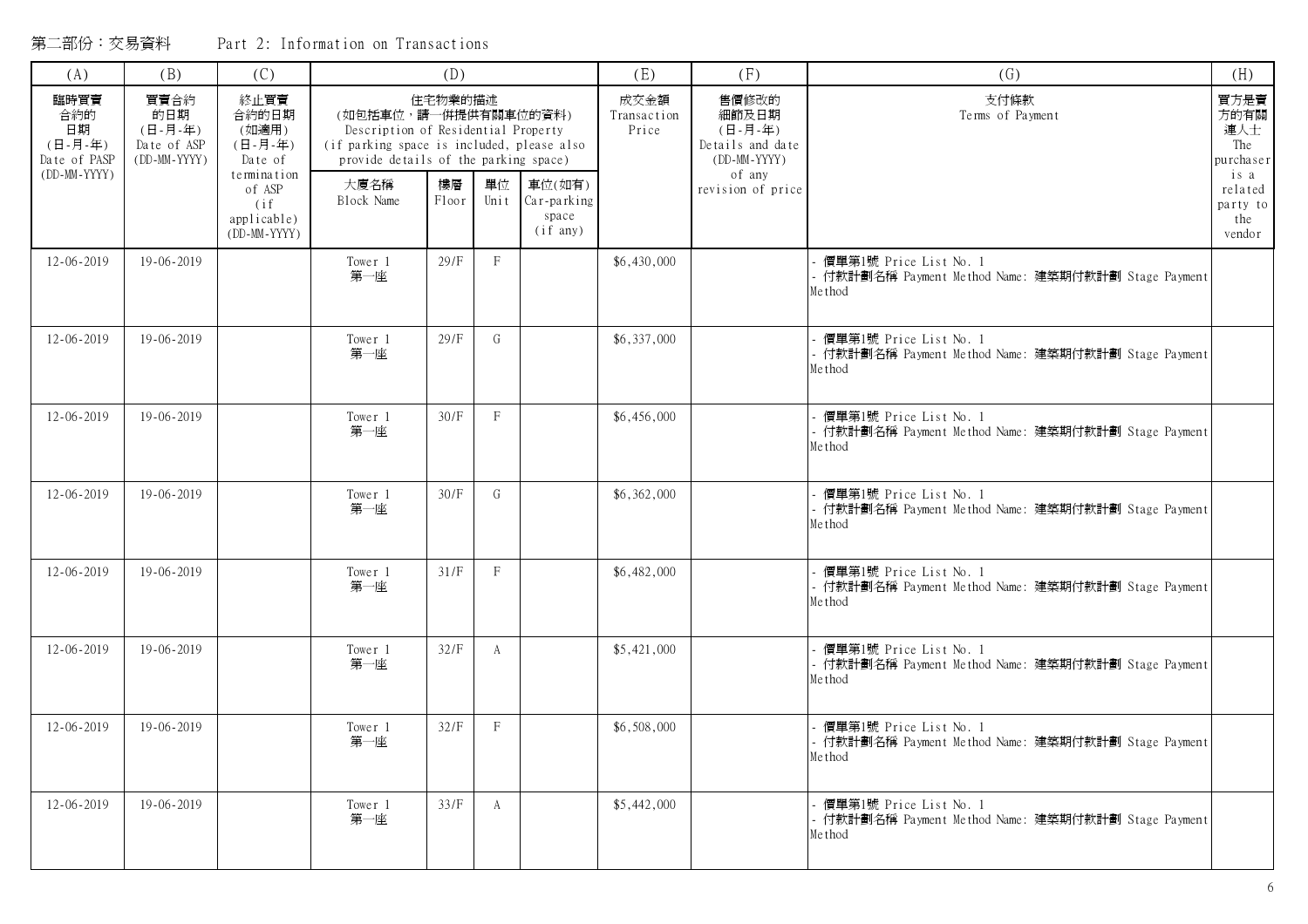第二部份：交易資料　　Part 2: Information on Transactions

| (A) | (B) | (C) | (D) | | | | (E) | (F) | (G) | (H) |
|---|---|---|---|---|---|---|---|---|---|---|
| 臨時買賣合約的日期 (日-月-年) Date of PASP (DD-MM-YYYY) | 買賣合約的日期 (日-月-年) Date of ASP (DD-MM-YYYY) | 終止買賣合約的日期 (如適用) (日-月-年) Date of termination of ASP (if applicable) (DD-MM-YYYY) | 住宅物業的描述 (如包括車位，請一併提供有關車位的資料) Description of Residential Property (if parking space is included, please also provide details of the parking space) | | | | 成交金額 Transaction Price | 售價修改的細節及日期 (日-月-年) Details and date (DD-MM-YYYY) of any revision of price | 支付條款 Terms of Payment | 買方是賣方的有關連人士 The purchaser is a related party to the vendor |
| | | | 大廈名稱 Block Name | 樓層 Floor | 單位 Unit | 車位(如有) Car-parking space (if any) | | | | |
| 12-06-2019 | 19-06-2019 | | Tower 1 第一座 | 29/F | F | | $6,430,000 | | - 價單第1號 Price List No. 1<br>- 付款計劃名稱 Payment Method Name: 建築期付款計劃 Stage Payment Method | |
| 12-06-2019 | 19-06-2019 | | Tower 1 第一座 | 29/F | G | | $6,337,000 | | - 價單第1號 Price List No. 1<br>- 付款計劃名稱 Payment Method Name: 建築期付款計劃 Stage Payment Method | |
| 12-06-2019 | 19-06-2019 | | Tower 1 第一座 | 30/F | F | | $6,456,000 | | - 價單第1號 Price List No. 1<br>- 付款計劃名稱 Payment Method Name: 建築期付款計劃 Stage Payment Method | |
| 12-06-2019 | 19-06-2019 | | Tower 1 第一座 | 30/F | G | | $6,362,000 | | - 價單第1號 Price List No. 1<br>- 付款計劃名稱 Payment Method Name: 建築期付款計劃 Stage Payment Method | |
| 12-06-2019 | 19-06-2019 | | Tower 1 第一座 | 31/F | F | | $6,482,000 | | - 價單第1號 Price List No. 1<br>- 付款計劃名稱 Payment Method Name: 建築期付款計劃 Stage Payment Method | |
| 12-06-2019 | 19-06-2019 | | Tower 1 第一座 | 32/F | A | | $5,421,000 | | - 價單第1號 Price List No. 1<br>- 付款計劃名稱 Payment Method Name: 建築期付款計劃 Stage Payment Method | |
| 12-06-2019 | 19-06-2019 | | Tower 1 第一座 | 32/F | F | | $6,508,000 | | - 價單第1號 Price List No. 1<br>- 付款計劃名稱 Payment Method Name: 建築期付款計劃 Stage Payment Method | |
| 12-06-2019 | 19-06-2019 | | Tower 1 第一座 | 33/F | A | | $5,442,000 | | - 價單第1號 Price List No. 1<br>- 付款計劃名稱 Payment Method Name: 建築期付款計劃 Stage Payment Method | |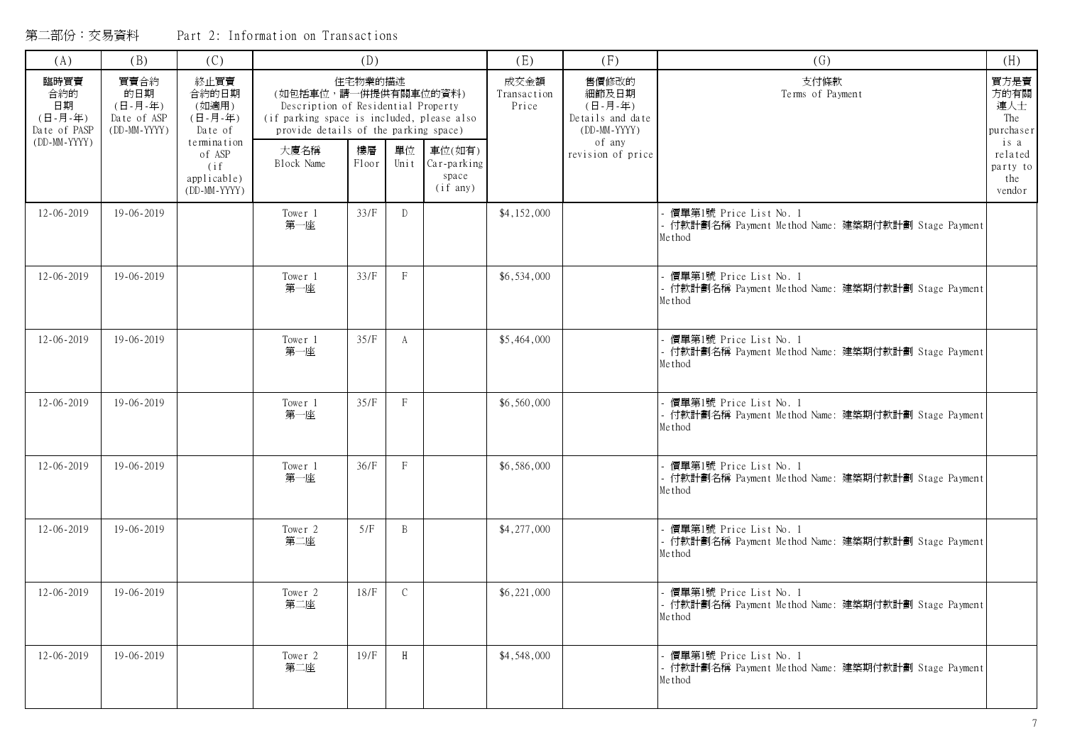第二部份：交易資料　　Part 2: Information on Transactions

| (A) | (B) | (C) | (D) | | | | (E) | (F) | (G) | (H) |
|---|---|---|---|---|---|---|---|---|---|---|
| 臨時買賣合約的日期 (日-月-年) Date of PASP (DD-MM-YYYY) | 買賣合約的日期 (日-月-年) Date of ASP (DD-MM-YYYY) | 終止買賣合約的日期 (如適用) (日-月-年) Date of termination of ASP (if applicable) (DD-MM-YYYY) | 住宅物業的描述 (如包括車位，請一併提供有關車位的資料) Description of Residential Property (if parking space is included, please also provide details of the parking space) | | | | 成交金額 Transaction Price | 售價修改的細節及日期 (日-月-年) Details and date (DD-MM-YYYY) of any revision of price | 支付條款 Terms of Payment | 買方是賣方的有關連人士 The purchaser is a related party to the vendor |
| | | | 大廈名稱 Block Name | 樓層 Floor | 單位 Unit | 車位(如有) Car-parking space (if any) | | | | |
| 12-06-2019 | 19-06-2019 | | Tower 1 第一座 | 33/F | D | | $4,152,000 | | - 價單第1號 Price List No. 1<br>- 付款計劃名稱 Payment Method Name: 建築期付款計劃 Stage Payment Method | |
| 12-06-2019 | 19-06-2019 | | Tower 1 第一座 | 33/F | F | | $6,534,000 | | - 價單第1號 Price List No. 1<br>- 付款計劃名稱 Payment Method Name: 建築期付款計劃 Stage Payment Method | |
| 12-06-2019 | 19-06-2019 | | Tower 1 第一座 | 35/F | A | | $5,464,000 | | - 價單第1號 Price List No. 1<br>- 付款計劃名稱 Payment Method Name: 建築期付款計劃 Stage Payment Method | |
| 12-06-2019 | 19-06-2019 | | Tower 1 第一座 | 35/F | F | | $6,560,000 | | - 價單第1號 Price List No. 1<br>- 付款計劃名稱 Payment Method Name: 建築期付款計劃 Stage Payment Method | |
| 12-06-2019 | 19-06-2019 | | Tower 1 第一座 | 36/F | F | | $6,586,000 | | - 價單第1號 Price List No. 1<br>- 付款計劃名稱 Payment Method Name: 建築期付款計劃 Stage Payment Method | |
| 12-06-2019 | 19-06-2019 | | Tower 2 第二座 | 5/F | B | | $4,277,000 | | - 價單第1號 Price List No. 1<br>- 付款計劃名稱 Payment Method Name: 建築期付款計劃 Stage Payment Method | |
| 12-06-2019 | 19-06-2019 | | Tower 2 第二座 | 18/F | C | | $6,221,000 | | - 價單第1號 Price List No. 1<br>- 付款計劃名稱 Payment Method Name: 建築期付款計劃 Stage Payment Method | |
| 12-06-2019 | 19-06-2019 | | Tower 2 第二座 | 19/F | H | | $4,548,000 | | - 價單第1號 Price List No. 1<br>- 付款計劃名稱 Payment Method Name: 建築期付款計劃 Stage Payment Method | |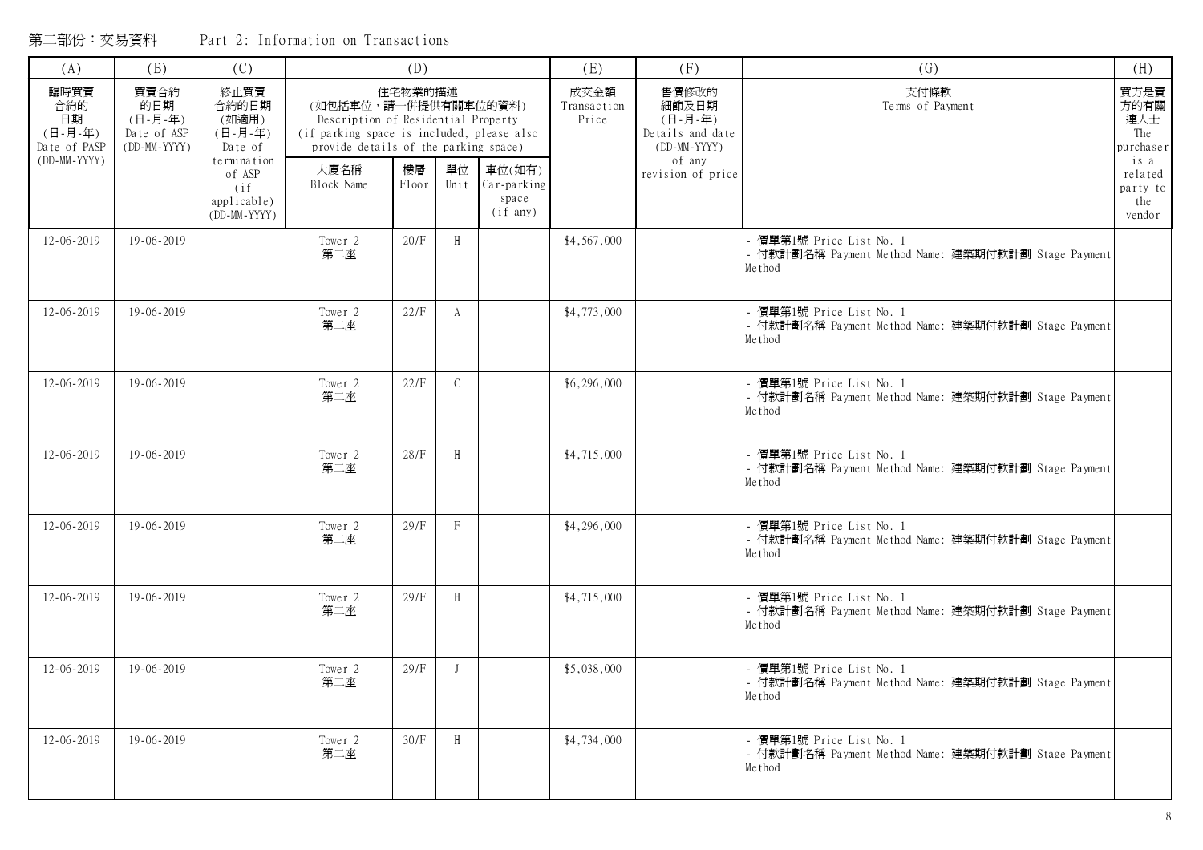第二部份：交易資料　　Part 2: Information on Transactions

| (A) | (B) | (C) | (D) | | | | (E) | (F) | (G) | (H) |
|---|---|---|---|---|---|---|---|---|---|---|
| 臨時買賣合約的日期 (日-月-年) Date of PASP (DD-MM-YYYY) | 買賣合約的日期 (日-月-年) Date of ASP (DD-MM-YYYY) | 終止買賣合約的日期 (如適用) (日-月-年) Date of termination of ASP (if applicable) (DD-MM-YYYY) | 住宅物業的描述 (如包括車位，請一併提供有關車位的資料) Description of Residential Property (if parking space is included, please also provide details of the parking space) | | | | 成交金額 Transaction Price | 售價修改的細節及日期 (日-月-年) Details and date (DD-MM-YYYY) of any revision of price | 支付條款 Terms of Payment | 買方是賣方的有關連人士 The purchaser is a related party to the vendor |
| | | | 大廈名稱 Block Name | 樓層 Floor | 單位 Unit | 車位(如有) Car-parking space (if any) | | | | |
| 12-06-2019 | 19-06-2019 | | Tower 2 第二座 | 20/F | H | | $4,567,000 | | - 價單第1號 Price List No. 1<br>- 付款計劃名稱 Payment Method Name: 建築期付款計劃 Stage Payment Method | |
| 12-06-2019 | 19-06-2019 | | Tower 2 第二座 | 22/F | A | | $4,773,000 | | - 價單第1號 Price List No. 1<br>- 付款計劃名稱 Payment Method Name: 建築期付款計劃 Stage Payment Method | |
| 12-06-2019 | 19-06-2019 | | Tower 2 第二座 | 22/F | C | | $6,296,000 | | - 價單第1號 Price List No. 1<br>- 付款計劃名稱 Payment Method Name: 建築期付款計劃 Stage Payment Method | |
| 12-06-2019 | 19-06-2019 | | Tower 2 第二座 | 28/F | H | | $4,715,000 | | - 價單第1號 Price List No. 1<br>- 付款計劃名稱 Payment Method Name: 建築期付款計劃 Stage Payment Method | |
| 12-06-2019 | 19-06-2019 | | Tower 2 第二座 | 29/F | F | | $4,296,000 | | - 價單第1號 Price List No. 1<br>- 付款計劃名稱 Payment Method Name: 建築期付款計劃 Stage Payment Method | |
| 12-06-2019 | 19-06-2019 | | Tower 2 第二座 | 29/F | H | | $4,715,000 | | - 價單第1號 Price List No. 1<br>- 付款計劃名稱 Payment Method Name: 建築期付款計劃 Stage Payment Method | |
| 12-06-2019 | 19-06-2019 | | Tower 2 第二座 | 29/F | J | | $5,038,000 | | - 價單第1號 Price List No. 1<br>- 付款計劃名稱 Payment Method Name: 建築期付款計劃 Stage Payment Method | |
| 12-06-2019 | 19-06-2019 | | Tower 2 第二座 | 30/F | H | | $4,734,000 | | - 價單第1號 Price List No. 1<br>- 付款計劃名稱 Payment Method Name: 建築期付款計劃 Stage Payment Method | |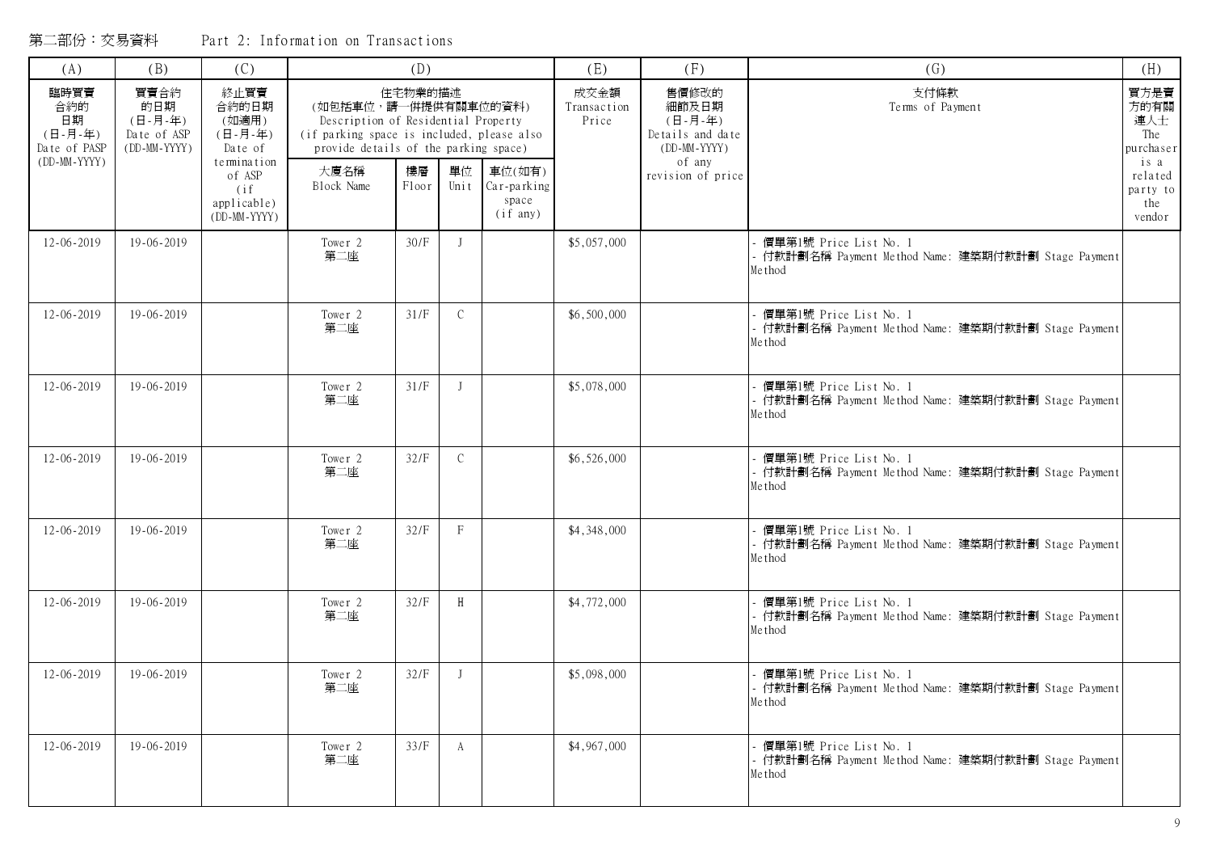第二部份：交易資料　　Part 2: Information on Transactions

| (A) | (B) | (C) | (D) | | | | (E) | (F) | (G) | (H) |
|---|---|---|---|---|---|---|---|---|---|---|
| 臨時買賣合約的日期 (日-月-年) Date of PASP (DD-MM-YYYY) | 買賣合約的日期 (日-月-年) Date of ASP (DD-MM-YYYY) | 終止買賣合約的日期 (如適用) (日-月-年) Date of termination of ASP (if applicable) (DD-MM-YYYY) | 住宅物業的描述 (如包括車位，請一併提供有關車位的資料) Description of Residential Property (if parking space is included, please also provide details of the parking space) | | | | 成交金額 Transaction Price | 售價修改的細節及日期 (日-月-年) Details and date (DD-MM-YYYY) of any revision of price | 支付條款 Terms of Payment | 買方是賣方的有關連人士 The purchaser is a related party to the vendor |
| | | | 大廈名稱 Block Name | 樓層 Floor | 單位 Unit | 車位(如有) Car-parking space (if any) | | | | |
| 12-06-2019 | 19-06-2019 | | Tower 2 第二座 | 30/F | J | | $5,057,000 | | - 價單第1號 Price List No. 1<br>- 付款計劃名稱 Payment Method Name: 建築期付款計劃 Stage Payment Method | |
| 12-06-2019 | 19-06-2019 | | Tower 2 第二座 | 31/F | C | | $6,500,000 | | - 價單第1號 Price List No. 1<br>- 付款計劃名稱 Payment Method Name: 建築期付款計劃 Stage Payment Method | |
| 12-06-2019 | 19-06-2019 | | Tower 2 第二座 | 31/F | J | | $5,078,000 | | - 價單第1號 Price List No. 1<br>- 付款計劃名稱 Payment Method Name: 建築期付款計劃 Stage Payment Method | |
| 12-06-2019 | 19-06-2019 | | Tower 2 第二座 | 32/F | C | | $6,526,000 | | - 價單第1號 Price List No. 1<br>- 付款計劃名稱 Payment Method Name: 建築期付款計劃 Stage Payment Method | |
| 12-06-2019 | 19-06-2019 | | Tower 2 第二座 | 32/F | F | | $4,348,000 | | - 價單第1號 Price List No. 1<br>- 付款計劃名稱 Payment Method Name: 建築期付款計劃 Stage Payment Method | |
| 12-06-2019 | 19-06-2019 | | Tower 2 第二座 | 32/F | H | | $4,772,000 | | - 價單第1號 Price List No. 1<br>- 付款計劃名稱 Payment Method Name: 建築期付款計劃 Stage Payment Method | |
| 12-06-2019 | 19-06-2019 | | Tower 2 第二座 | 32/F | J | | $5,098,000 | | - 價單第1號 Price List No. 1<br>- 付款計劃名稱 Payment Method Name: 建築期付款計劃 Stage Payment Method | |
| 12-06-2019 | 19-06-2019 | | Tower 2 第二座 | 33/F | A | | $4,967,000 | | - 價單第1號 Price List No. 1<br>- 付款計劃名稱 Payment Method Name: 建築期付款計劃 Stage Payment Method | |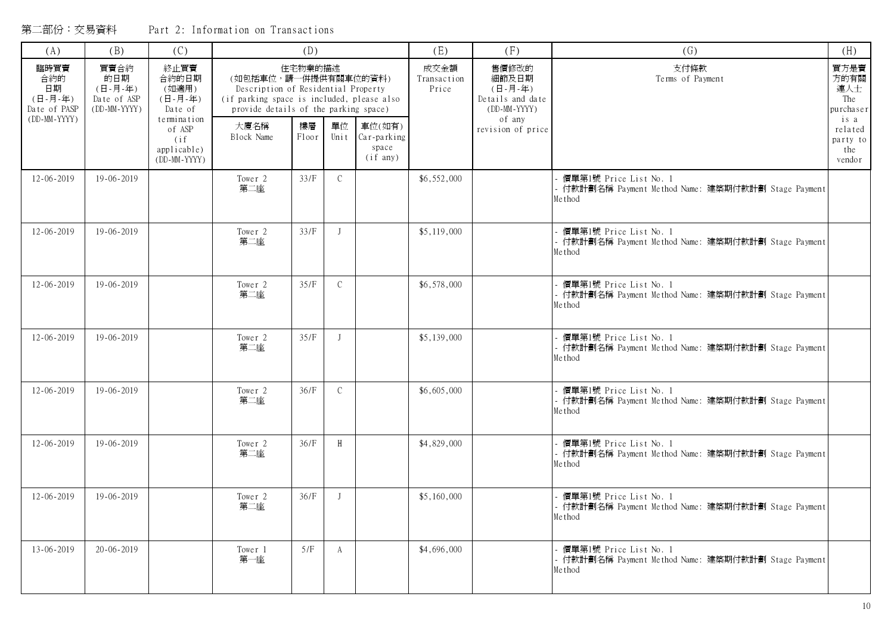第二部份：交易資料　　Part 2: Information on Transactions

| (A) | (B) | (C) | (D) | | | | (E) | (F) | (G) | (H) |
|---|---|---|---|---|---|---|---|---|---|---|
| 臨時買賣合約的日期 (日-月-年) Date of PASP (DD-MM-YYYY) | 買賣合約的日期 (日-月-年) Date of ASP (DD-MM-YYYY) | 終止買賣合約的日期 (如適用) (日-月-年) Date of termination of ASP (if applicable) (DD-MM-YYYY) | 住宅物業的描述 (如包括車位，請一併提供有關車位的資料) Description of Residential Property (if parking space is included, please also provide details of the parking space) | | | | 成交金額 Transaction Price | 售價修改的細節及日期 (日-月-年) Details and date (DD-MM-YYYY) of any revision of price | 支付條款 Terms of Payment | 買方是賣方的有關連人士 The purchaser is a related party to the vendor |
| | | | 大廈名稱 Block Name | 樓層 Floor | 單位 Unit | 車位(如有) Car-parking space (if any) | | | | |
| 12-06-2019 | 19-06-2019 | | Tower 2 第二座 | 33/F | C | | $6,552,000 | | - 價單第1號 Price List No. 1<br>- 付款計劃名稱 Payment Method Name: 建築期付款計劃 Stage Payment Method | |
| 12-06-2019 | 19-06-2019 | | Tower 2 第二座 | 33/F | J | | $5,119,000 | | - 價單第1號 Price List No. 1<br>- 付款計劃名稱 Payment Method Name: 建築期付款計劃 Stage Payment Method | |
| 12-06-2019 | 19-06-2019 | | Tower 2 第二座 | 35/F | C | | $6,578,000 | | - 價單第1號 Price List No. 1<br>- 付款計劃名稱 Payment Method Name: 建築期付款計劃 Stage Payment Method | |
| 12-06-2019 | 19-06-2019 | | Tower 2 第二座 | 35/F | J | | $5,139,000 | | - 價單第1號 Price List No. 1<br>- 付款計劃名稱 Payment Method Name: 建築期付款計劃 Stage Payment Method | |
| 12-06-2019 | 19-06-2019 | | Tower 2 第二座 | 36/F | C | | $6,605,000 | | - 價單第1號 Price List No. 1<br>- 付款計劃名稱 Payment Method Name: 建築期付款計劃 Stage Payment Method | |
| 12-06-2019 | 19-06-2019 | | Tower 2 第二座 | 36/F | H | | $4,829,000 | | - 價單第1號 Price List No. 1<br>- 付款計劃名稱 Payment Method Name: 建築期付款計劃 Stage Payment Method | |
| 12-06-2019 | 19-06-2019 | | Tower 2 第二座 | 36/F | J | | $5,160,000 | | - 價單第1號 Price List No. 1<br>- 付款計劃名稱 Payment Method Name: 建築期付款計劃 Stage Payment Method | |
| 13-06-2019 | 20-06-2019 | | Tower 1 第一座 | 5/F | A | | $4,696,000 | | - 價單第1號 Price List No. 1<br>- 付款計劃名稱 Payment Method Name: 建築期付款計劃 Stage Payment Method | |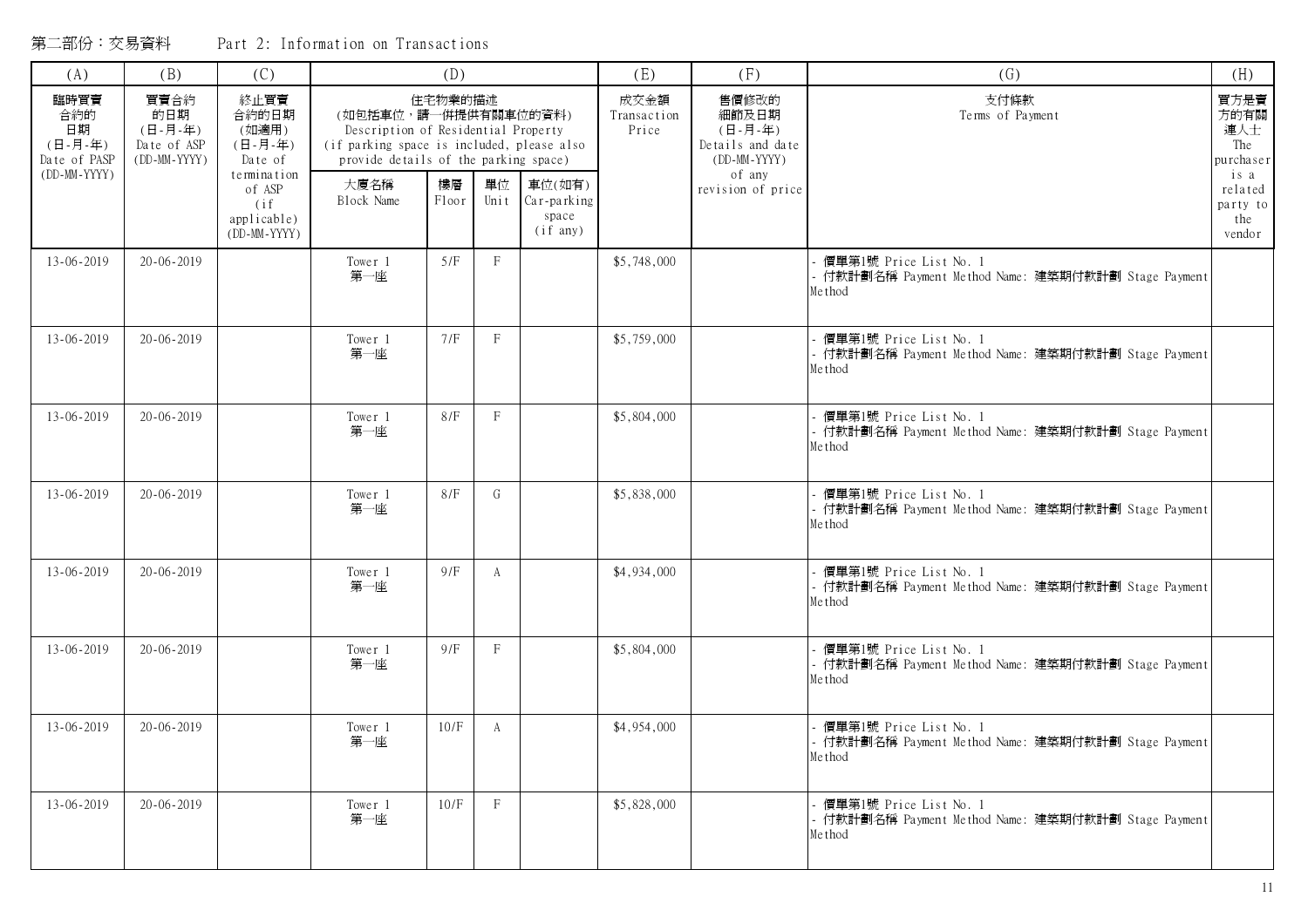第二部份：交易資料　　Part 2: Information on Transactions

| (A) | (B) | (C) | (D) | | | | (E) | (F) | (G) | (H) |
|---|---|---|---|---|---|---|---|---|---|---|
| 臨時買賣合約的日期 (日-月-年) Date of PASP (DD-MM-YYYY) | 買賣合約的日期 (日-月-年) Date of ASP (DD-MM-YYYY) | 終止買賣合約的日期 (如適用) (日-月-年) Date of termination of ASP (if applicable) (DD-MM-YYYY) | 住宅物業的描述 (如包括車位，請一併提供有關車位的資料) Description of Residential Property (if parking space is included, please also provide details of the parking space) | | | | 成交金額 Transaction Price | 售價修改的細節及日期 (日-月-年) Details and date (DD-MM-YYYY) of any revision of price | 支付條款 Terms of Payment | 買方是賣方的有關連人士 The purchaser is a related party to the vendor |
| | | | 大廈名稱 Block Name | 樓層 Floor | 單位 Unit | 車位(如有) Car-parking space (if any) | | | | |
| 13-06-2019 | 20-06-2019 | | Tower 1 第一座 | 5/F | F | | $5,748,000 | | - 價單第1號 Price List No. 1<br>- 付款計劃名稱 Payment Method Name: 建築期付款計劃 Stage Payment Method | |
| 13-06-2019 | 20-06-2019 | | Tower 1 第一座 | 7/F | F | | $5,759,000 | | - 價單第1號 Price List No. 1<br>- 付款計劃名稱 Payment Method Name: 建築期付款計劃 Stage Payment Method | |
| 13-06-2019 | 20-06-2019 | | Tower 1 第一座 | 8/F | F | | $5,804,000 | | - 價單第1號 Price List No. 1<br>- 付款計劃名稱 Payment Method Name: 建築期付款計劃 Stage Payment Method | |
| 13-06-2019 | 20-06-2019 | | Tower 1 第一座 | 8/F | G | | $5,838,000 | | - 價單第1號 Price List No. 1<br>- 付款計劃名稱 Payment Method Name: 建築期付款計劃 Stage Payment Method | |
| 13-06-2019 | 20-06-2019 | | Tower 1 第一座 | 9/F | A | | $4,934,000 | | - 價單第1號 Price List No. 1<br>- 付款計劃名稱 Payment Method Name: 建築期付款計劃 Stage Payment Method | |
| 13-06-2019 | 20-06-2019 | | Tower 1 第一座 | 9/F | F | | $5,804,000 | | - 價單第1號 Price List No. 1<br>- 付款計劃名稱 Payment Method Name: 建築期付款計劃 Stage Payment Method | |
| 13-06-2019 | 20-06-2019 | | Tower 1 第一座 | 10/F | A | | $4,954,000 | | - 價單第1號 Price List No. 1<br>- 付款計劃名稱 Payment Method Name: 建築期付款計劃 Stage Payment Method | |
| 13-06-2019 | 20-06-2019 | | Tower 1 第一座 | 10/F | F | | $5,828,000 | | - 價單第1號 Price List No. 1<br>- 付款計劃名稱 Payment Method Name: 建築期付款計劃 Stage Payment Method | |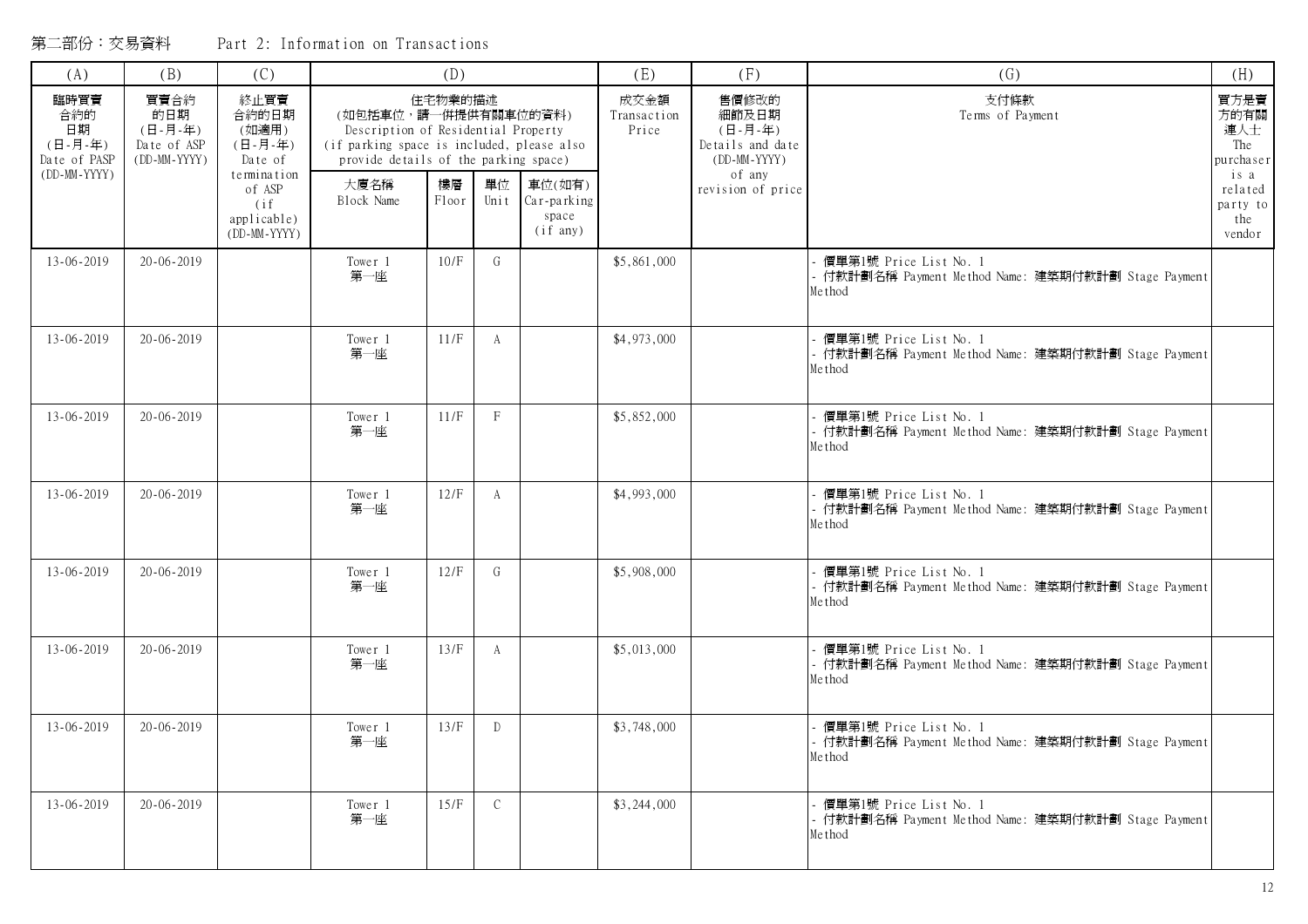第二部份：交易資料　　Part 2: Information on Transactions

| (A) | (B) | (C) | (D) | | | | (E) | (F) | (G) | (H) |
|---|---|---|---|---|---|---|---|---|---|---|
| 臨時買賣合約的日期 (日-月-年) Date of PASP (DD-MM-YYYY) | 買賣合約的日期 (日-月-年) Date of ASP (DD-MM-YYYY) | 終止買賣合約的日期 (如適用) (日-月-年) Date of termination of ASP (if applicable) (DD-MM-YYYY) | 住宅物業的描述 (如包括車位，請一併提供有關車位的資料) Description of Residential Property (if parking space is included, please also provide details of the parking space) | | | | 成交金額 Transaction Price | 售價修改的細節及日期 (日-月-年) Details and date (DD-MM-YYYY) of any revision of price | 支付條款 Terms of Payment | 買方是賣方的有關連人士 The purchaser is a related party to the vendor |
| | | | 大廈名稱 Block Name | 樓層 Floor | 單位 Unit | 車位(如有) Car-parking space (if any) | | | | |
| 13-06-2019 | 20-06-2019 | | Tower 1 第一座 | 10/F | G | | $5,861,000 | | - 價單第1號 Price List No. 1<br>- 付款計劃名稱 Payment Method Name: 建築期付款計劃 Stage Payment Method | |
| 13-06-2019 | 20-06-2019 | | Tower 1 第一座 | 11/F | A | | $4,973,000 | | - 價單第1號 Price List No. 1<br>- 付款計劃名稱 Payment Method Name: 建築期付款計劃 Stage Payment Method | |
| 13-06-2019 | 20-06-2019 | | Tower 1 第一座 | 11/F | F | | $5,852,000 | | - 價單第1號 Price List No. 1<br>- 付款計劃名稱 Payment Method Name: 建築期付款計劃 Stage Payment Method | |
| 13-06-2019 | 20-06-2019 | | Tower 1 第一座 | 12/F | A | | $4,993,000 | | - 價單第1號 Price List No. 1<br>- 付款計劃名稱 Payment Method Name: 建築期付款計劃 Stage Payment Method | |
| 13-06-2019 | 20-06-2019 | | Tower 1 第一座 | 12/F | G | | $5,908,000 | | - 價單第1號 Price List No. 1<br>- 付款計劃名稱 Payment Method Name: 建築期付款計劃 Stage Payment Method | |
| 13-06-2019 | 20-06-2019 | | Tower 1 第一座 | 13/F | A | | $5,013,000 | | - 價單第1號 Price List No. 1<br>- 付款計劃名稱 Payment Method Name: 建築期付款計劃 Stage Payment Method | |
| 13-06-2019 | 20-06-2019 | | Tower 1 第一座 | 13/F | D | | $3,748,000 | | - 價單第1號 Price List No. 1<br>- 付款計劃名稱 Payment Method Name: 建築期付款計劃 Stage Payment Method | |
| 13-06-2019 | 20-06-2019 | | Tower 1 第一座 | 15/F | C | | $3,244,000 | | - 價單第1號 Price List No. 1<br>- 付款計劃名稱 Payment Method Name: 建築期付款計劃 Stage Payment Method | |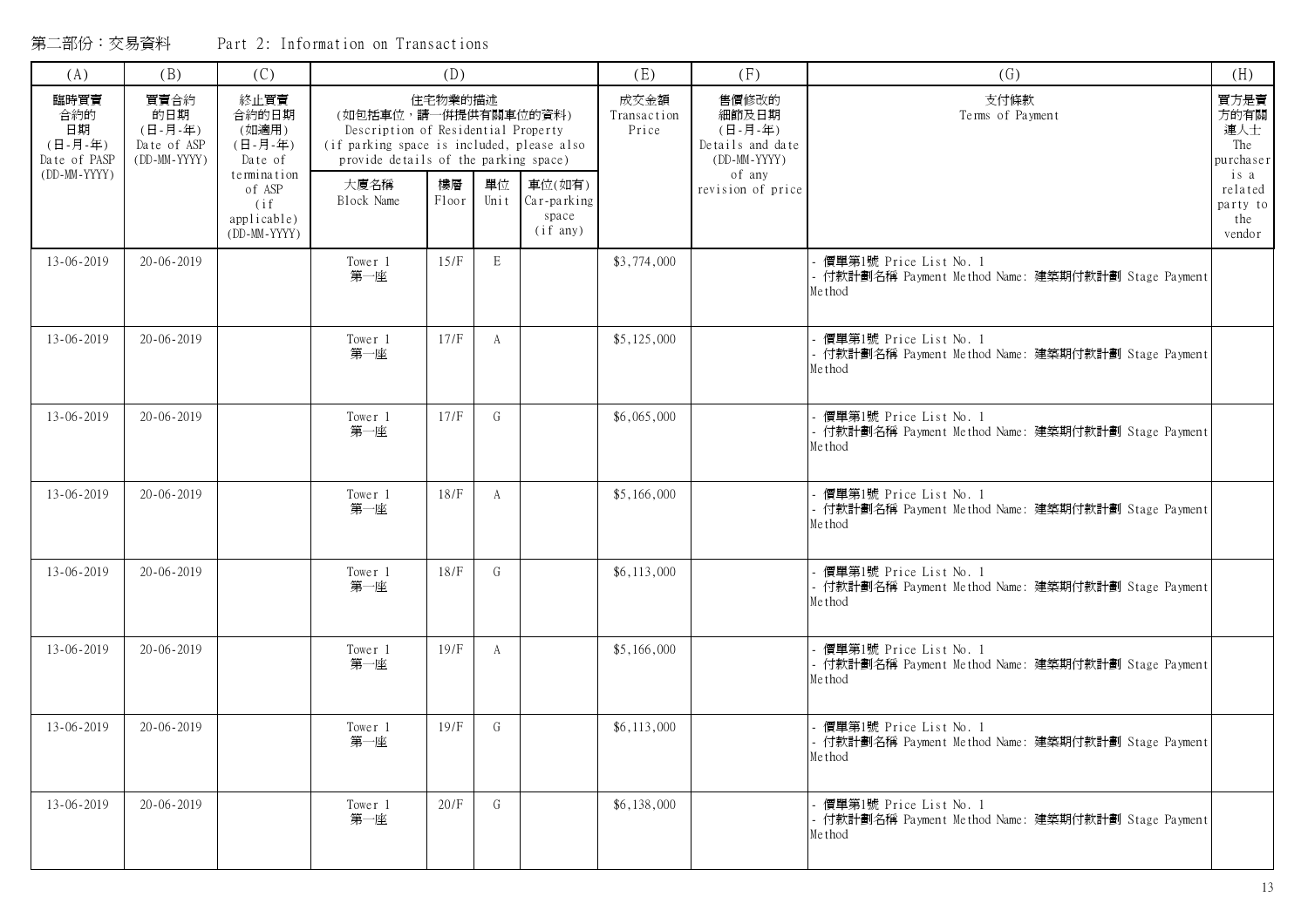第二部份：交易資料　　Part 2: Information on Transactions

| (A) | (B) | (C) | (D) | | | | (E) | (F) | (G) | (H) |
|---|---|---|---|---|---|---|---|---|---|---|
| 臨時買賣合約的日期 (日-月-年) Date of PASP (DD-MM-YYYY) | 買賣合約的日期 (日-月-年) Date of ASP (DD-MM-YYYY) | 終止買賣合約的日期 (如適用) (日-月-年) Date of termination of ASP (if applicable) (DD-MM-YYYY) | 住宅物業的描述 (如包括車位，請一併提供有關車位的資料) Description of Residential Property (if parking space is included, please also provide details of the parking space) | | | | 成交金額 Transaction Price | 售價修改的細節及日期 (日-月-年) Details and date (DD-MM-YYYY) of any revision of price | 支付條款 Terms of Payment | 買方是賣方的有關連人士 The purchaser is a related party to the vendor |
| | | | 大廈名稱 Block Name | 樓層 Floor | 單位 Unit | 車位(如有) Car-parking space (if any) | | | | |
| 13-06-2019 | 20-06-2019 | | Tower 1 第一座 | 15/F | E | | $3,774,000 | | - 價單第1號 Price List No. 1<br>- 付款計劃名稱 Payment Method Name: 建築期付款計劃 Stage Payment Method | |
| 13-06-2019 | 20-06-2019 | | Tower 1 第一座 | 17/F | A | | $5,125,000 | | - 價單第1號 Price List No. 1<br>- 付款計劃名稱 Payment Method Name: 建築期付款計劃 Stage Payment Method | |
| 13-06-2019 | 20-06-2019 | | Tower 1 第一座 | 17/F | G | | $6,065,000 | | - 價單第1號 Price List No. 1<br>- 付款計劃名稱 Payment Method Name: 建築期付款計劃 Stage Payment Method | |
| 13-06-2019 | 20-06-2019 | | Tower 1 第一座 | 18/F | A | | $5,166,000 | | - 價單第1號 Price List No. 1<br>- 付款計劃名稱 Payment Method Name: 建築期付款計劃 Stage Payment Method | |
| 13-06-2019 | 20-06-2019 | | Tower 1 第一座 | 18/F | G | | $6,113,000 | | - 價單第1號 Price List No. 1<br>- 付款計劃名稱 Payment Method Name: 建築期付款計劃 Stage Payment Method | |
| 13-06-2019 | 20-06-2019 | | Tower 1 第一座 | 19/F | A | | $5,166,000 | | - 價單第1號 Price List No. 1<br>- 付款計劃名稱 Payment Method Name: 建築期付款計劃 Stage Payment Method | |
| 13-06-2019 | 20-06-2019 | | Tower 1 第一座 | 19/F | G | | $6,113,000 | | - 價單第1號 Price List No. 1<br>- 付款計劃名稱 Payment Method Name: 建築期付款計劃 Stage Payment Method | |
| 13-06-2019 | 20-06-2019 | | Tower 1 第一座 | 20/F | G | | $6,138,000 | | - 價單第1號 Price List No. 1<br>- 付款計劃名稱 Payment Method Name: 建築期付款計劃 Stage Payment Method | |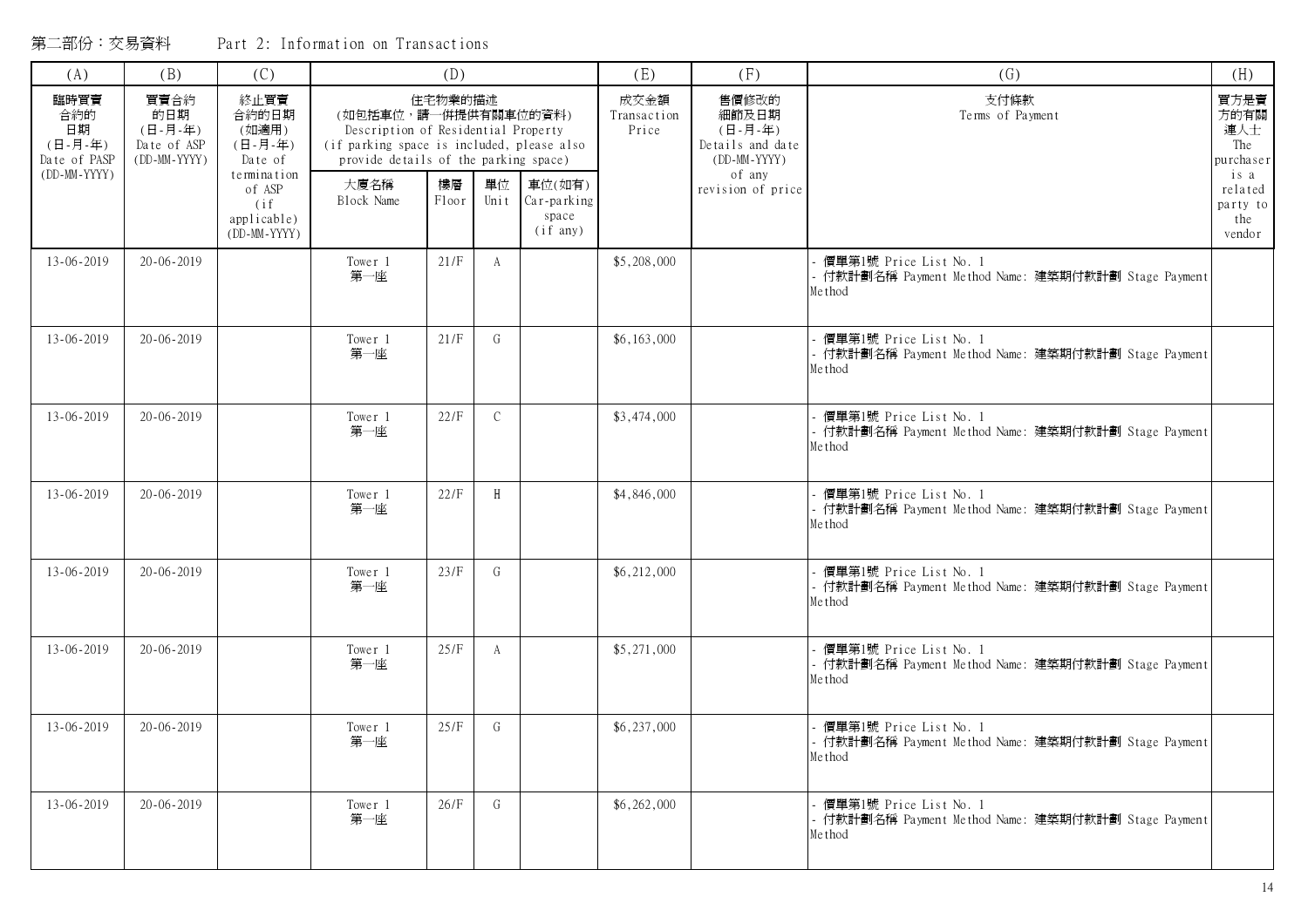第二部份：交易資料　　Part 2: Information on Transactions

| (A) | (B) | (C) | (D) | | | | (E) | (F) | (G) | (H) |
|---|---|---|---|---|---|---|---|---|---|---|
| 臨時買賣合約的日期 (日-月-年) Date of PASP (DD-MM-YYYY) | 買賣合約的日期 (日-月-年) Date of ASP (DD-MM-YYYY) | 終止買賣合約的日期 (如適用) (日-月-年) Date of termination of ASP (if applicable) (DD-MM-YYYY) | 住宅物業的描述 (如包括車位，請一併提供有關車位的資料) Description of Residential Property (if parking space is included, please also provide details of the parking space) | | | | 成交金額 Transaction Price | 售價修改的細節及日期 (日-月-年) Details and date (DD-MM-YYYY) of any revision of price | 支付條款 Terms of Payment | 買方是賣方的有關連人士 The purchaser is a related party to the vendor |
| | | | 大廈名稱 Block Name | 樓層 Floor | 單位 Unit | 車位(如有) Car-parking space (if any) | | | | |
| 13-06-2019 | 20-06-2019 | | Tower 1 第一座 | 21/F | A | | $5,208,000 | | - 價單第1號 Price List No. 1<br>- 付款計劃名稱 Payment Method Name: 建築期付款計劃 Stage Payment Method | |
| 13-06-2019 | 20-06-2019 | | Tower 1 第一座 | 21/F | G | | $6,163,000 | | - 價單第1號 Price List No. 1<br>- 付款計劃名稱 Payment Method Name: 建築期付款計劃 Stage Payment Method | |
| 13-06-2019 | 20-06-2019 | | Tower 1 第一座 | 22/F | C | | $3,474,000 | | - 價單第1號 Price List No. 1<br>- 付款計劃名稱 Payment Method Name: 建築期付款計劃 Stage Payment Method | |
| 13-06-2019 | 20-06-2019 | | Tower 1 第一座 | 22/F | H | | $4,846,000 | | - 價單第1號 Price List No. 1<br>- 付款計劃名稱 Payment Method Name: 建築期付款計劃 Stage Payment Method | |
| 13-06-2019 | 20-06-2019 | | Tower 1 第一座 | 23/F | G | | $6,212,000 | | - 價單第1號 Price List No. 1<br>- 付款計劃名稱 Payment Method Name: 建築期付款計劃 Stage Payment Method | |
| 13-06-2019 | 20-06-2019 | | Tower 1 第一座 | 25/F | A | | $5,271,000 | | - 價單第1號 Price List No. 1<br>- 付款計劃名稱 Payment Method Name: 建築期付款計劃 Stage Payment Method | |
| 13-06-2019 | 20-06-2019 | | Tower 1 第一座 | 25/F | G | | $6,237,000 | | - 價單第1號 Price List No. 1<br>- 付款計劃名稱 Payment Method Name: 建築期付款計劃 Stage Payment Method | |
| 13-06-2019 | 20-06-2019 | | Tower 1 第一座 | 26/F | G | | $6,262,000 | | - 價單第1號 Price List No. 1<br>- 付款計劃名稱 Payment Method Name: 建築期付款計劃 Stage Payment Method | |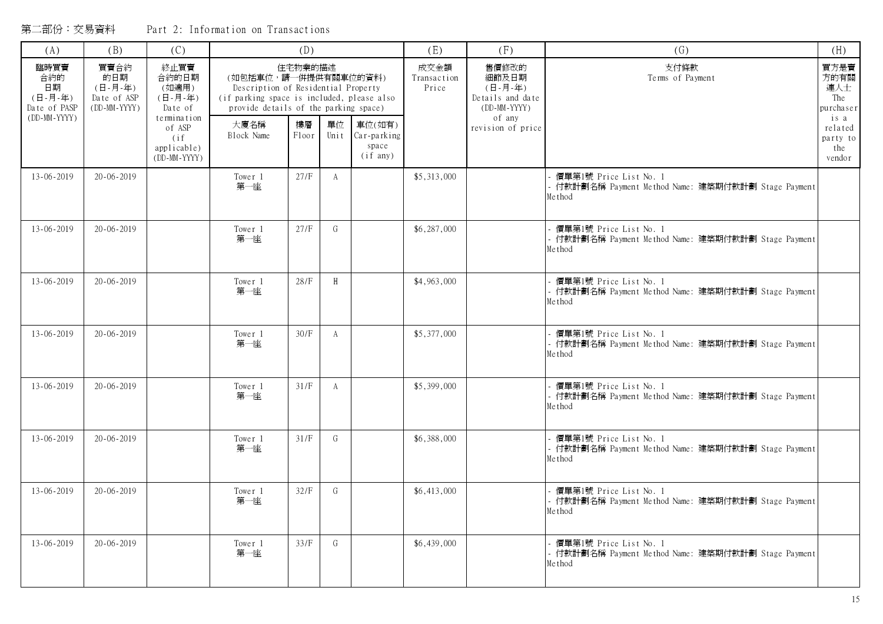第二部份：交易資料　　Part 2: Information on Transactions

| (A) | (B) | (C) | (D) | | | | (E) | (F) | (G) | (H) |
|---|---|---|---|---|---|---|---|---|---|---|
| 臨時買賣合約的日期 (日-月-年) Date of PASP (DD-MM-YYYY) | 買賣合約的日期 (日-月-年) Date of ASP (DD-MM-YYYY) | 終止買賣合約的日期 (如適用) (日-月-年) Date of termination of ASP (if applicable) (DD-MM-YYYY) | 住宅物業的描述 (如包括車位，請一併提供有關車位的資料) Description of Residential Property (if parking space is included, please also provide details of the parking space) | | | | 成交金額 Transaction Price | 售價修改的細節及日期 (日-月-年) Details and date (DD-MM-YYYY) of any revision of price | 支付條款 Terms of Payment | 買方是賣方的有關連人士 The purchaser is a related party to the vendor |
| | | | 大廈名稱 Block Name | 樓層 Floor | 單位 Unit | 車位(如有) Car-parking space (if any) | | | | |
| 13-06-2019 | 20-06-2019 | | Tower 1 第一座 | 27/F | A | | $5,313,000 | | - 價單第1號 Price List No. 1<br>- 付款計劃名稱 Payment Method Name: 建築期付款計劃 Stage Payment Method | |
| 13-06-2019 | 20-06-2019 | | Tower 1 第一座 | 27/F | G | | $6,287,000 | | - 價單第1號 Price List No. 1<br>- 付款計劃名稱 Payment Method Name: 建築期付款計劃 Stage Payment Method | |
| 13-06-2019 | 20-06-2019 | | Tower 1 第一座 | 28/F | H | | $4,963,000 | | - 價單第1號 Price List No. 1<br>- 付款計劃名稱 Payment Method Name: 建築期付款計劃 Stage Payment Method | |
| 13-06-2019 | 20-06-2019 | | Tower 1 第一座 | 30/F | A | | $5,377,000 | | - 價單第1號 Price List No. 1<br>- 付款計劃名稱 Payment Method Name: 建築期付款計劃 Stage Payment Method | |
| 13-06-2019 | 20-06-2019 | | Tower 1 第一座 | 31/F | A | | $5,399,000 | | - 價單第1號 Price List No. 1<br>- 付款計劃名稱 Payment Method Name: 建築期付款計劃 Stage Payment Method | |
| 13-06-2019 | 20-06-2019 | | Tower 1 第一座 | 31/F | G | | $6,388,000 | | - 價單第1號 Price List No. 1<br>- 付款計劃名稱 Payment Method Name: 建築期付款計劃 Stage Payment Method | |
| 13-06-2019 | 20-06-2019 | | Tower 1 第一座 | 32/F | G | | $6,413,000 | | - 價單第1號 Price List No. 1<br>- 付款計劃名稱 Payment Method Name: 建築期付款計劃 Stage Payment Method | |
| 13-06-2019 | 20-06-2019 | | Tower 1 第一座 | 33/F | G | | $6,439,000 | | - 價單第1號 Price List No. 1<br>- 付款計劃名稱 Payment Method Name: 建築期付款計劃 Stage Payment Method | |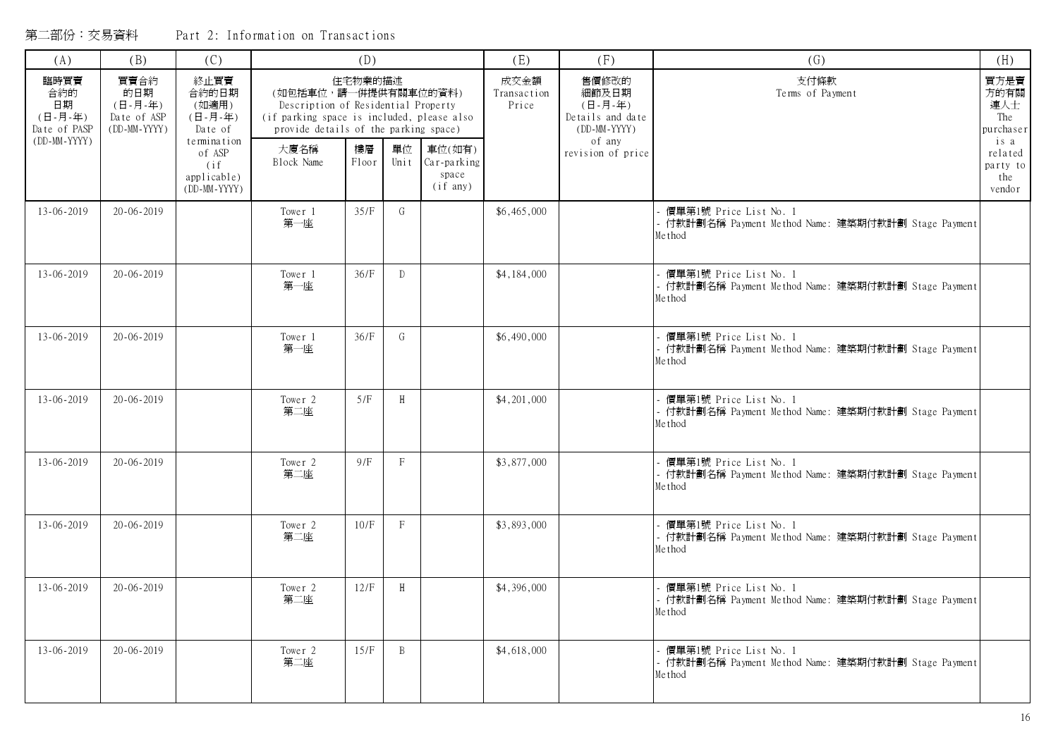第二部份：交易資料　　Part 2: Information on Transactions

| (A) | (B) | (C) | (D) | | | | (E) | (F) | (G) | (H) |
|---|---|---|---|---|---|---|---|---|---|---|
| 臨時買賣合約的日期 (日-月-年) Date of PASP (DD-MM-YYYY) | 買賣合約的日期 (日-月-年) Date of ASP (DD-MM-YYYY) | 終止買賣合約的日期 (如適用) (日-月-年) Date of termination of ASP (if applicable) (DD-MM-YYYY) | 住宅物業的描述 (如包括車位，請一併提供有關車位的資料) Description of Residential Property (if parking space is included, please also provide details of the parking space) | | | | 成交金額 Transaction Price | 售價修改的細節及日期 (日-月-年) Details and date (DD-MM-YYYY) of any revision of price | 支付條款 Terms of Payment | 買方是賣方的有關連人士 The purchaser is a related party to the vendor |
| | | | 大廈名稱 Block Name | 樓層 Floor | 單位 Unit | 車位(如有) Car-parking space (if any) | | | | |
| 13-06-2019 | 20-06-2019 | | Tower 1 第一座 | 35/F | G | | $6,465,000 | | - 價單第1號 Price List No. 1<br>- 付款計劃名稱 Payment Method Name: 建築期付款計劃 Stage Payment Method | |
| 13-06-2019 | 20-06-2019 | | Tower 1 第一座 | 36/F | D | | $4,184,000 | | - 價單第1號 Price List No. 1<br>- 付款計劃名稱 Payment Method Name: 建築期付款計劃 Stage Payment Method | |
| 13-06-2019 | 20-06-2019 | | Tower 1 第一座 | 36/F | G | | $6,490,000 | | - 價單第1號 Price List No. 1<br>- 付款計劃名稱 Payment Method Name: 建築期付款計劃 Stage Payment Method | |
| 13-06-2019 | 20-06-2019 | | Tower 2 第二座 | 5/F | H | | $4,201,000 | | - 價單第1號 Price List No. 1<br>- 付款計劃名稱 Payment Method Name: 建築期付款計劃 Stage Payment Method | |
| 13-06-2019 | 20-06-2019 | | Tower 2 第二座 | 9/F | F | | $3,877,000 | | - 價單第1號 Price List No. 1<br>- 付款計劃名稱 Payment Method Name: 建築期付款計劃 Stage Payment Method | |
| 13-06-2019 | 20-06-2019 | | Tower 2 第二座 | 10/F | F | | $3,893,000 | | - 價單第1號 Price List No. 1<br>- 付款計劃名稱 Payment Method Name: 建築期付款計劃 Stage Payment Method | |
| 13-06-2019 | 20-06-2019 | | Tower 2 第二座 | 12/F | H | | $4,396,000 | | - 價單第1號 Price List No. 1<br>- 付款計劃名稱 Payment Method Name: 建築期付款計劃 Stage Payment Method | |
| 13-06-2019 | 20-06-2019 | | Tower 2 第二座 | 15/F | B | | $4,618,000 | | - 價單第1號 Price List No. 1<br>- 付款計劃名稱 Payment Method Name: 建築期付款計劃 Stage Payment Method | |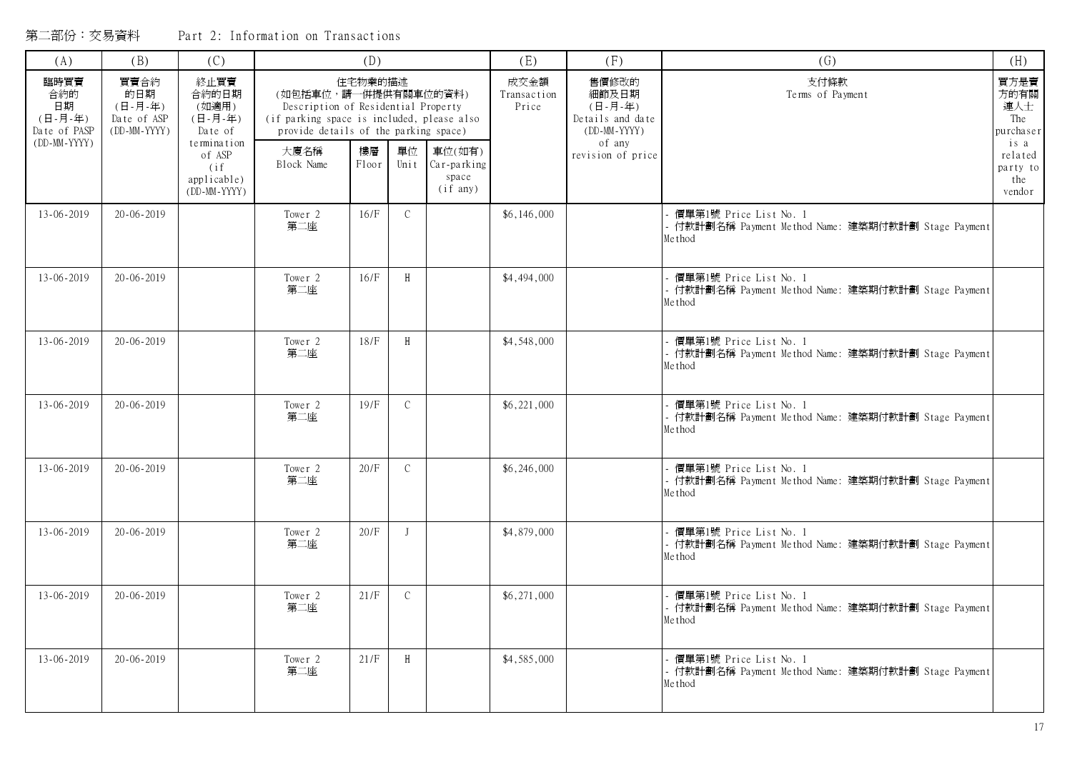第二部份：交易資料　　Part 2: Information on Transactions

| (A) | (B) | (C) | (D) | | | | (E) | (F) | (G) | (H) |
|---|---|---|---|---|---|---|---|---|---|---|
| 臨時買賣合約的日期 (日-月-年) Date of PASP (DD-MM-YYYY) | 買賣合約的日期 (日-月-年) Date of ASP (DD-MM-YYYY) | 終止買賣合約的日期 (如適用) (日-月-年) Date of termination of ASP (if applicable) (DD-MM-YYYY) | 住宅物業的描述 (如包括車位，請一併提供有關車位的資料) Description of Residential Property (if parking space is included, please also provide details of the parking space) | | | | 成交金額 Transaction Price | 售價修改的細節及日期 (日-月-年) Details and date (DD-MM-YYYY) of any revision of price | 支付條款 Terms of Payment | 買方是賣方的有關連人士 The purchaser is a related party to the vendor |
| | | | 大廈名稱 Block Name | 樓層 Floor | 單位 Unit | 車位(如有) Car-parking space (if any) | | | | |
| 13-06-2019 | 20-06-2019 | | Tower 2 第二座 | 16/F | C | | $6,146,000 | | - 價單第1號 Price List No. 1<br>- 付款計劃名稱 Payment Method Name: 建築期付款計劃 Stage Payment Method | |
| 13-06-2019 | 20-06-2019 | | Tower 2 第二座 | 16/F | H | | $4,494,000 | | - 價單第1號 Price List No. 1<br>- 付款計劃名稱 Payment Method Name: 建築期付款計劃 Stage Payment Method | |
| 13-06-2019 | 20-06-2019 | | Tower 2 第二座 | 18/F | H | | $4,548,000 | | - 價單第1號 Price List No. 1<br>- 付款計劃名稱 Payment Method Name: 建築期付款計劃 Stage Payment Method | |
| 13-06-2019 | 20-06-2019 | | Tower 2 第二座 | 19/F | C | | $6,221,000 | | - 價單第1號 Price List No. 1<br>- 付款計劃名稱 Payment Method Name: 建築期付款計劃 Stage Payment Method | |
| 13-06-2019 | 20-06-2019 | | Tower 2 第二座 | 20/F | C | | $6,246,000 | | - 價單第1號 Price List No. 1<br>- 付款計劃名稱 Payment Method Name: 建築期付款計劃 Stage Payment Method | |
| 13-06-2019 | 20-06-2019 | | Tower 2 第二座 | 20/F | J | | $4,879,000 | | - 價單第1號 Price List No. 1<br>- 付款計劃名稱 Payment Method Name: 建築期付款計劃 Stage Payment Method | |
| 13-06-2019 | 20-06-2019 | | Tower 2 第二座 | 21/F | C | | $6,271,000 | | - 價單第1號 Price List No. 1<br>- 付款計劃名稱 Payment Method Name: 建築期付款計劃 Stage Payment Method | |
| 13-06-2019 | 20-06-2019 | | Tower 2 第二座 | 21/F | H | | $4,585,000 | | - 價單第1號 Price List No. 1<br>- 付款計劃名稱 Payment Method Name: 建築期付款計劃 Stage Payment Method | |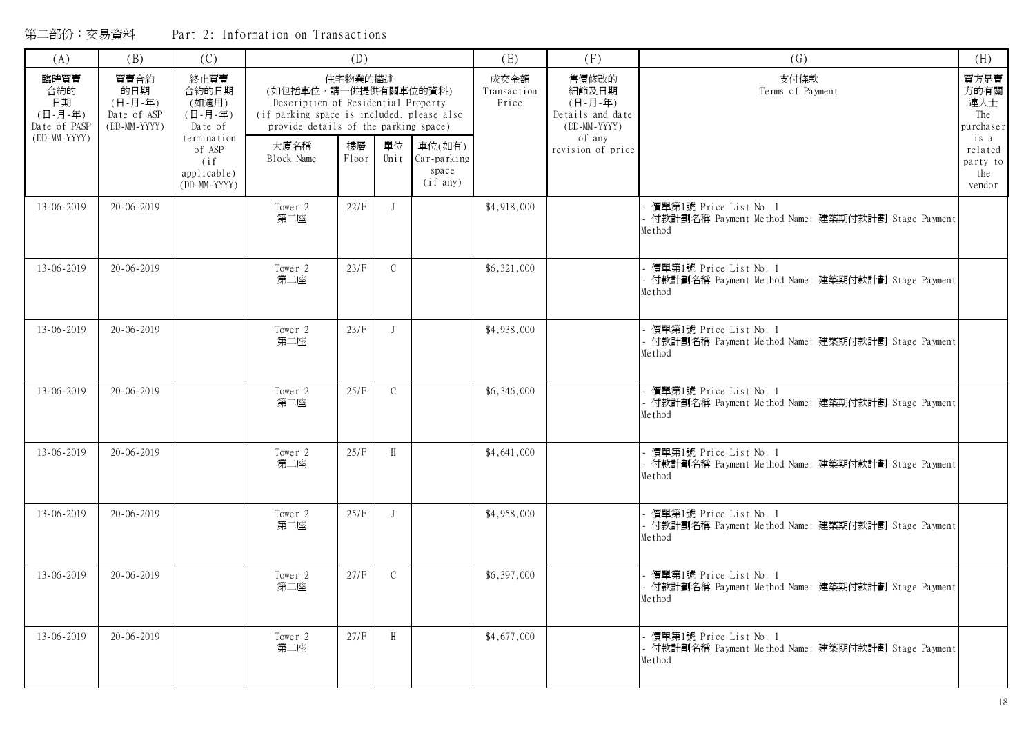第二部份：交易資料　　Part 2: Information on Transactions

| (A) | (B) | (C) | (D) | | | | (E) | (F) | (G) | (H) |
|---|---|---|---|---|---|---|---|---|---|---|
| 臨時買賣合約的日期 (日-月-年) Date of PASP (DD-MM-YYYY) | 買賣合約的日期 (日-月-年) Date of ASP (DD-MM-YYYY) | 終止買賣合約的日期 (如適用) (日-月-年) Date of termination of ASP (if applicable) (DD-MM-YYYY) | 住宅物業的描述 (如包括車位，請一併提供有關車位的資料) Description of Residential Property (if parking space is included, please also provide details of the parking space) | | | | 成交金額 Transaction Price | 售價修改的細節及日期 (日-月-年) Details and date (DD-MM-YYYY) of any revision of price | 支付條款 Terms of Payment | 買方是賣方的有關連人士 The purchaser is a related party to the vendor |
| | | | 大廈名稱 Block Name | 樓層 Floor | 單位 Unit | 車位(如有) Car-parking space (if any) | | | | |
| 13-06-2019 | 20-06-2019 | | Tower 2 第二座 | 22/F | J | | $4,918,000 | | - 價單第1號 Price List No. 1<br>- 付款計劃名稱 Payment Method Name: 建築期付款計劃 Stage Payment Method | |
| 13-06-2019 | 20-06-2019 | | Tower 2 第二座 | 23/F | C | | $6,321,000 | | - 價單第1號 Price List No. 1<br>- 付款計劃名稱 Payment Method Name: 建築期付款計劃 Stage Payment Method | |
| 13-06-2019 | 20-06-2019 | | Tower 2 第二座 | 23/F | J | | $4,938,000 | | - 價單第1號 Price List No. 1<br>- 付款計劃名稱 Payment Method Name: 建築期付款計劃 Stage Payment Method | |
| 13-06-2019 | 20-06-2019 | | Tower 2 第二座 | 25/F | C | | $6,346,000 | | - 價單第1號 Price List No. 1<br>- 付款計劃名稱 Payment Method Name: 建築期付款計劃 Stage Payment Method | |
| 13-06-2019 | 20-06-2019 | | Tower 2 第二座 | 25/F | H | | $4,641,000 | | - 價單第1號 Price List No. 1<br>- 付款計劃名稱 Payment Method Name: 建築期付款計劃 Stage Payment Method | |
| 13-06-2019 | 20-06-2019 | | Tower 2 第二座 | 25/F | J | | $4,958,000 | | - 價單第1號 Price List No. 1<br>- 付款計劃名稱 Payment Method Name: 建築期付款計劃 Stage Payment Method | |
| 13-06-2019 | 20-06-2019 | | Tower 2 第二座 | 27/F | C | | $6,397,000 | | - 價單第1號 Price List No. 1<br>- 付款計劃名稱 Payment Method Name: 建築期付款計劃 Stage Payment Method | |
| 13-06-2019 | 20-06-2019 | | Tower 2 第二座 | 27/F | H | | $4,677,000 | | - 價單第1號 Price List No. 1<br>- 付款計劃名稱 Payment Method Name: 建築期付款計劃 Stage Payment Method | |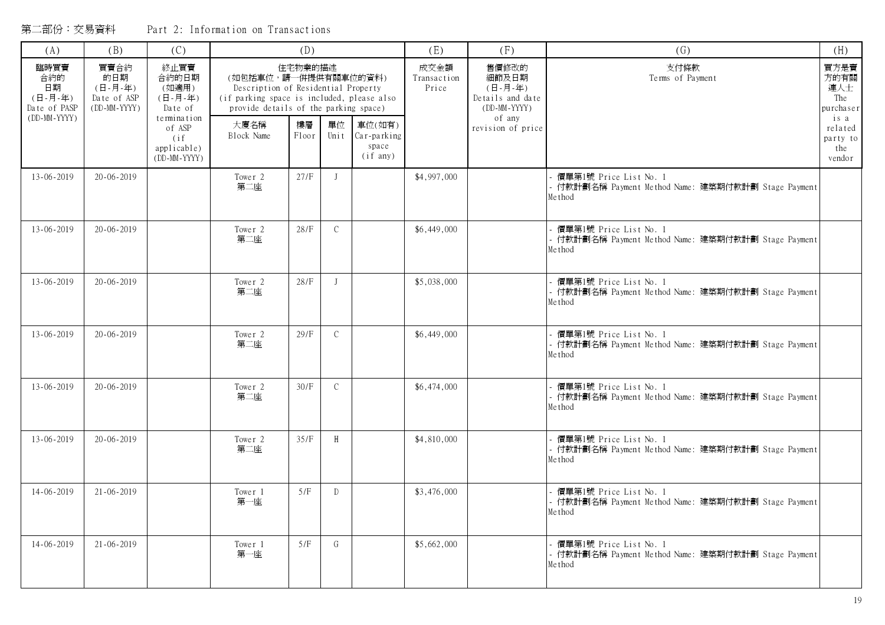第二部份：交易資料　　Part 2: Information on Transactions

| (A) | (B) | (C) | (D) | | | | (E) | (F) | (G) | (H) |
|---|---|---|---|---|---|---|---|---|---|---|
| 臨時買賣合約的日期 (日-月-年) Date of PASP (DD-MM-YYYY) | 買賣合約的日期 (日-月-年) Date of ASP (DD-MM-YYYY) | 終止買賣合約的日期 (如適用) (日-月-年) Date of termination of ASP (if applicable) (DD-MM-YYYY) | 住宅物業的描述 (如包括車位，請一併提供有關車位的資料) Description of Residential Property (if parking space is included, please also provide details of the parking space) | | | | 成交金額 Transaction Price | 售價修改的細節及日期 (日-月-年) Details and date (DD-MM-YYYY) of any revision of price | 支付條款 Terms of Payment | 買方是賣方的有關連人士 The purchaser is a related party to the vendor |
| | | | 大廈名稱 Block Name | 樓層 Floor | 單位 Unit | 車位(如有) Car-parking space (if any) | | | | |
| 13-06-2019 | 20-06-2019 | | Tower 2 第二座 | 27/F | J | | $4,997,000 | | - 價單第1號 Price List No. 1<br>- 付款計劃名稱 Payment Method Name: 建築期付款計劃 Stage Payment Method | |
| 13-06-2019 | 20-06-2019 | | Tower 2 第二座 | 28/F | C | | $6,449,000 | | - 價單第1號 Price List No. 1<br>- 付款計劃名稱 Payment Method Name: 建築期付款計劃 Stage Payment Method | |
| 13-06-2019 | 20-06-2019 | | Tower 2 第二座 | 28/F | J | | $5,038,000 | | - 價單第1號 Price List No. 1<br>- 付款計劃名稱 Payment Method Name: 建築期付款計劃 Stage Payment Method | |
| 13-06-2019 | 20-06-2019 | | Tower 2 第二座 | 29/F | C | | $6,449,000 | | - 價單第1號 Price List No. 1<br>- 付款計劃名稱 Payment Method Name: 建築期付款計劃 Stage Payment Method | |
| 13-06-2019 | 20-06-2019 | | Tower 2 第二座 | 30/F | C | | $6,474,000 | | - 價單第1號 Price List No. 1<br>- 付款計劃名稱 Payment Method Name: 建築期付款計劃 Stage Payment Method | |
| 13-06-2019 | 20-06-2019 | | Tower 2 第二座 | 35/F | H | | $4,810,000 | | - 價單第1號 Price List No. 1<br>- 付款計劃名稱 Payment Method Name: 建築期付款計劃 Stage Payment Method | |
| 14-06-2019 | 21-06-2019 | | Tower 1 第一座 | 5/F | D | | $3,476,000 | | - 價單第1號 Price List No. 1<br>- 付款計劃名稱 Payment Method Name: 建築期付款計劃 Stage Payment Method | |
| 14-06-2019 | 21-06-2019 | | Tower 1 第一座 | 5/F | G | | $5,662,000 | | - 價單第1號 Price List No. 1<br>- 付款計劃名稱 Payment Method Name: 建築期付款計劃 Stage Payment Method | |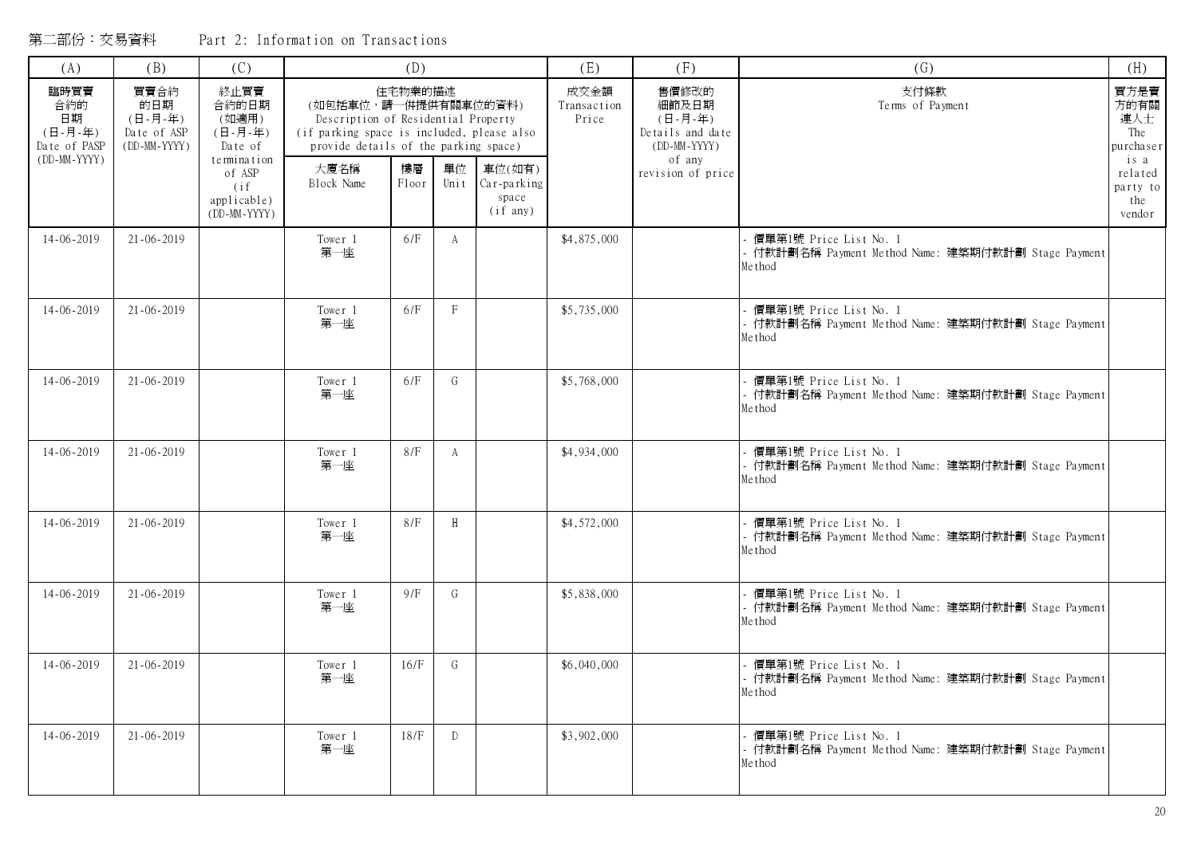第二部份：交易資料　　Part 2: Information on Transactions

| (A) | (B) | (C) | (D) | | | | (E) | (F) | (G) | (H) |
|---|---|---|---|---|---|---|---|---|---|---|
| 臨時買賣合約的日期 (日-月-年) Date of PASP (DD-MM-YYYY) | 買賣合約的日期 (日-月-年) Date of ASP (DD-MM-YYYY) | 終止買賣合約的日期 (如適用) (日-月-年) Date of termination of ASP (if applicable) (DD-MM-YYYY) | 住宅物業的描述 (如包括車位，請一併提供有關車位的資料) Description of Residential Property (if parking space is included, please also provide details of the parking space) | | | | 成交金額 Transaction Price | 售價修改的細節及日期 (日-月-年) Details and date (DD-MM-YYYY) of any revision of price | 支付條款 Terms of Payment | 買方是賣方的有關連人士 The purchaser is a related party to the vendor |
| | | | 大廈名稱 Block Name | 樓層 Floor | 單位 Unit | 車位(如有) Car-parking space (if any) | | | | |
| 14-06-2019 | 21-06-2019 | | Tower 1 第一座 | 6/F | A | | $4,875,000 | | - 價單第1號 Price List No. 1<br>- 付款計劃名稱 Payment Method Name: 建築期付款計劃 Stage Payment Method | |
| 14-06-2019 | 21-06-2019 | | Tower 1 第一座 | 6/F | F | | $5,735,000 | | - 價單第1號 Price List No. 1<br>- 付款計劃名稱 Payment Method Name: 建築期付款計劃 Stage Payment Method | |
| 14-06-2019 | 21-06-2019 | | Tower 1 第一座 | 6/F | G | | $5,768,000 | | - 價單第1號 Price List No. 1<br>- 付款計劃名稱 Payment Method Name: 建築期付款計劃 Stage Payment Method | |
| 14-06-2019 | 21-06-2019 | | Tower 1 第一座 | 8/F | A | | $4,934,000 | | - 價單第1號 Price List No. 1<br>- 付款計劃名稱 Payment Method Name: 建築期付款計劃 Stage Payment Method | |
| 14-06-2019 | 21-06-2019 | | Tower 1 第一座 | 8/F | H | | $4,572,000 | | - 價單第1號 Price List No. 1<br>- 付款計劃名稱 Payment Method Name: 建築期付款計劃 Stage Payment Method | |
| 14-06-2019 | 21-06-2019 | | Tower 1 第一座 | 9/F | G | | $5,838,000 | | - 價單第1號 Price List No. 1<br>- 付款計劃名稱 Payment Method Name: 建築期付款計劃 Stage Payment Method | |
| 14-06-2019 | 21-06-2019 | | Tower 1 第一座 | 16/F | G | | $6,040,000 | | - 價單第1號 Price List No. 1<br>- 付款計劃名稱 Payment Method Name: 建築期付款計劃 Stage Payment Method | |
| 14-06-2019 | 21-06-2019 | | Tower 1 第一座 | 18/F | D | | $3,902,000 | | - 價單第1號 Price List No. 1<br>- 付款計劃名稱 Payment Method Name: 建築期付款計劃 Stage Payment Method | |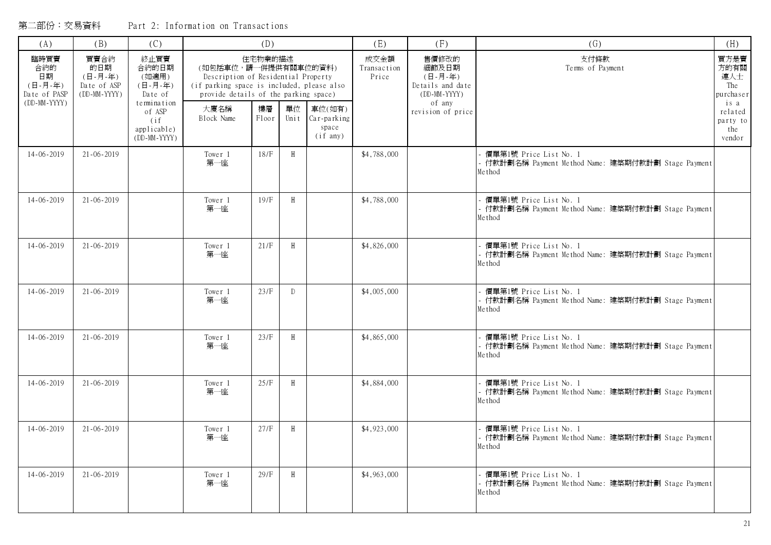第二部份：交易資料　　Part 2: Information on Transactions

| (A) | (B) | (C) | (D) | | | | (E) | (F) | (G) | (H) |
|---|---|---|---|---|---|---|---|---|---|---|
| 臨時買賣合約的日期 (日-月-年) Date of PASP (DD-MM-YYYY) | 買賣合約的日期 (日-月-年) Date of ASP (DD-MM-YYYY) | 終止買賣合約的日期 (如適用) (日-月-年) Date of termination of ASP (if applicable) (DD-MM-YYYY) | 住宅物業的描述 (如包括車位，請一併提供有關車位的資料) Description of Residential Property (if parking space is included, please also provide details of the parking space) | | | | 成交金額 Transaction Price | 售價修改的細節及日期 (日-月-年) Details and date (DD-MM-YYYY) of any revision of price | 支付條款 Terms of Payment | 買方是賣方的有關連人士 The purchaser is a related party to the vendor |
| | | | 大廈名稱 Block Name | 樓層 Floor | 單位 Unit | 車位(如有) Car-parking space (if any) | | | | |
| 14-06-2019 | 21-06-2019 | | Tower 1 第一座 | 18/F | H | | $4,788,000 | | - 價單第1號 Price List No. 1<br>- 付款計劃名稱 Payment Method Name: 建築期付款計劃 Stage Payment Method | |
| 14-06-2019 | 21-06-2019 | | Tower 1 第一座 | 19/F | H | | $4,788,000 | | - 價單第1號 Price List No. 1<br>- 付款計劃名稱 Payment Method Name: 建築期付款計劃 Stage Payment Method | |
| 14-06-2019 | 21-06-2019 | | Tower 1 第一座 | 21/F | H | | $4,826,000 | | - 價單第1號 Price List No. 1<br>- 付款計劃名稱 Payment Method Name: 建築期付款計劃 Stage Payment Method | |
| 14-06-2019 | 21-06-2019 | | Tower 1 第一座 | 23/F | D | | $4,005,000 | | - 價單第1號 Price List No. 1<br>- 付款計劃名稱 Payment Method Name: 建築期付款計劃 Stage Payment Method | |
| 14-06-2019 | 21-06-2019 | | Tower 1 第一座 | 23/F | H | | $4,865,000 | | - 價單第1號 Price List No. 1<br>- 付款計劃名稱 Payment Method Name: 建築期付款計劃 Stage Payment Method | |
| 14-06-2019 | 21-06-2019 | | Tower 1 第一座 | 25/F | H | | $4,884,000 | | - 價單第1號 Price List No. 1<br>- 付款計劃名稱 Payment Method Name: 建築期付款計劃 Stage Payment Method | |
| 14-06-2019 | 21-06-2019 | | Tower 1 第一座 | 27/F | H | | $4,923,000 | | - 價單第1號 Price List No. 1<br>- 付款計劃名稱 Payment Method Name: 建築期付款計劃 Stage Payment Method | |
| 14-06-2019 | 21-06-2019 | | Tower 1 第一座 | 29/F | H | | $4,963,000 | | - 價單第1號 Price List No. 1<br>- 付款計劃名稱 Payment Method Name: 建築期付款計劃 Stage Payment Method | |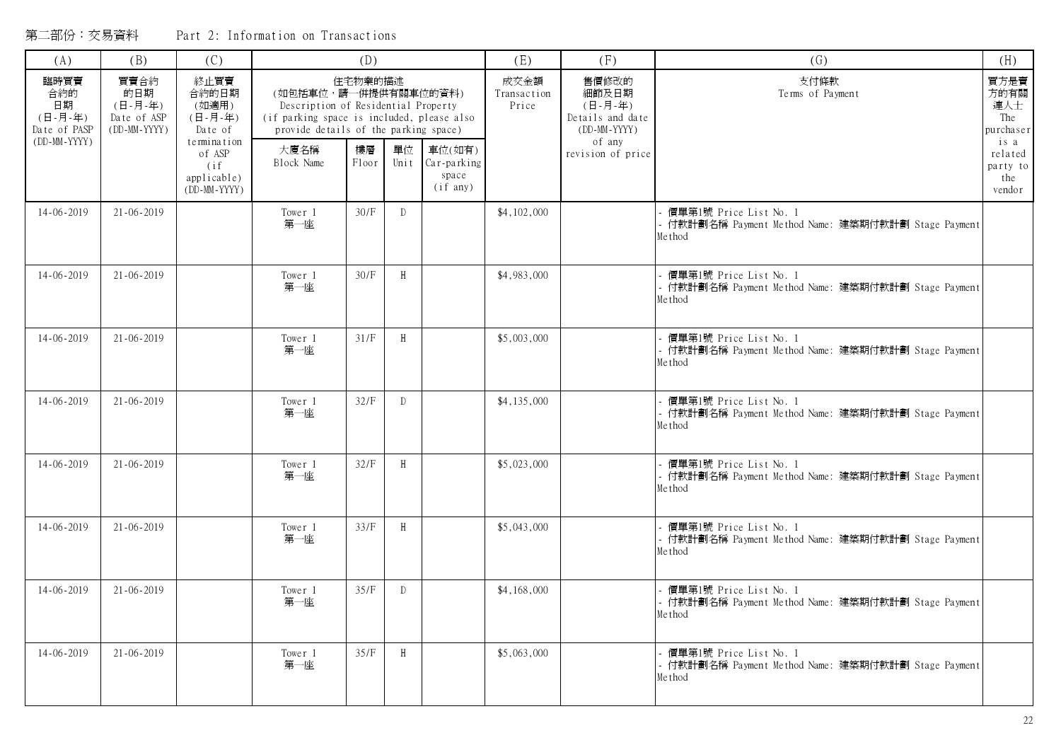第二部份：交易資料　　Part 2: Information on Transactions

| (A) | (B) | (C) | (D) | | | | (E) | (F) | (G) | (H) |
|---|---|---|---|---|---|---|---|---|---|---|
| 臨時買賣合約的日期 (日-月-年) Date of PASP (DD-MM-YYYY) | 買賣合約的日期 (日-月-年) Date of ASP (DD-MM-YYYY) | 終止買賣合約的日期 (如適用) (日-月-年) Date of termination of ASP (if applicable) (DD-MM-YYYY) | 住宅物業的描述 (如包括車位，請一併提供有關車位的資料) Description of Residential Property (if parking space is included, please also provide details of the parking space) | | | | 成交金額 Transaction Price | 售價修改的細節及日期 (日-月-年) Details and date (DD-MM-YYYY) of any revision of price | 支付條款 Terms of Payment | 買方是賣方的有關連人士 The purchaser is a related party to the vendor |
| | | | 大廈名稱 Block Name | 樓層 Floor | 單位 Unit | 車位(如有) Car-parking space (if any) | | | | |
| 14-06-2019 | 21-06-2019 | | Tower 1 第一座 | 30/F | D | | $4,102,000 | | - 價單第1號 Price List No. 1<br>- 付款計劃名稱 Payment Method Name: 建築期付款計劃 Stage Payment Method | |
| 14-06-2019 | 21-06-2019 | | Tower 1 第一座 | 30/F | H | | $4,983,000 | | - 價單第1號 Price List No. 1<br>- 付款計劃名稱 Payment Method Name: 建築期付款計劃 Stage Payment Method | |
| 14-06-2019 | 21-06-2019 | | Tower 1 第一座 | 31/F | H | | $5,003,000 | | - 價單第1號 Price List No. 1<br>- 付款計劃名稱 Payment Method Name: 建築期付款計劃 Stage Payment Method | |
| 14-06-2019 | 21-06-2019 | | Tower 1 第一座 | 32/F | D | | $4,135,000 | | - 價單第1號 Price List No. 1<br>- 付款計劃名稱 Payment Method Name: 建築期付款計劃 Stage Payment Method | |
| 14-06-2019 | 21-06-2019 | | Tower 1 第一座 | 32/F | H | | $5,023,000 | | - 價單第1號 Price List No. 1<br>- 付款計劃名稱 Payment Method Name: 建築期付款計劃 Stage Payment Method | |
| 14-06-2019 | 21-06-2019 | | Tower 1 第一座 | 33/F | H | | $5,043,000 | | - 價單第1號 Price List No. 1<br>- 付款計劃名稱 Payment Method Name: 建築期付款計劃 Stage Payment Method | |
| 14-06-2019 | 21-06-2019 | | Tower 1 第一座 | 35/F | D | | $4,168,000 | | - 價單第1號 Price List No. 1<br>- 付款計劃名稱 Payment Method Name: 建築期付款計劃 Stage Payment Method | |
| 14-06-2019 | 21-06-2019 | | Tower 1 第一座 | 35/F | H | | $5,063,000 | | - 價單第1號 Price List No. 1<br>- 付款計劃名稱 Payment Method Name: 建築期付款計劃 Stage Payment Method | |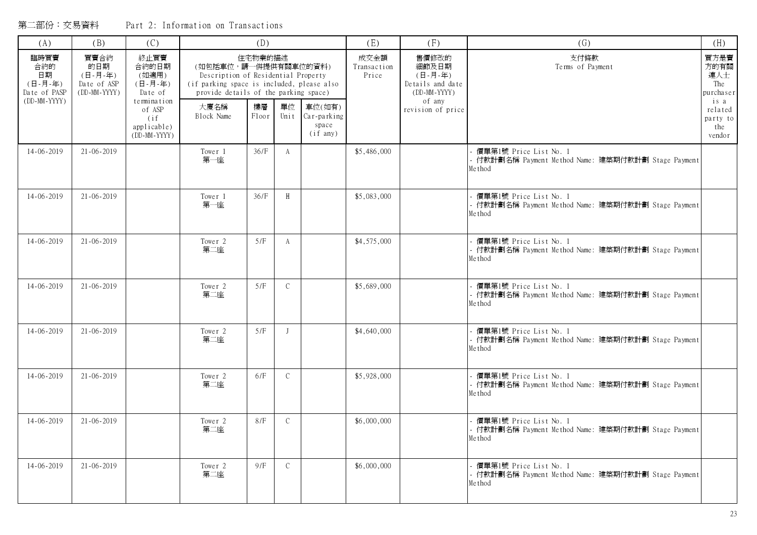第二部份：交易資料　　Part 2: Information on Transactions

| (A) | (B) | (C) | (D) | | | | (E) | (F) | (G) | (H) |
|---|---|---|---|---|---|---|---|---|---|---|
| 臨時買賣合約的日期 (日-月-年) Date of PASP (DD-MM-YYYY) | 買賣合約的日期 (日-月-年) Date of ASP (DD-MM-YYYY) | 終止買賣合約的日期 (如適用) (日-月-年) Date of termination of ASP (if applicable) (DD-MM-YYYY) | 住宅物業的描述 (如包括車位，請一併提供有關車位的資料) Description of Residential Property (if parking space is included, please also provide details of the parking space) | | | | 成交金額 Transaction Price | 售價修改的細節及日期 (日-月-年) Details and date (DD-MM-YYYY) of any revision of price | 支付條款 Terms of Payment | 買方是賣方的有關連人士 The purchaser is a related party to the vendor |
| | | | 大廈名稱 Block Name | 樓層 Floor | 單位 Unit | 車位(如有) Car-parking space (if any) | | | | |
| 14-06-2019 | 21-06-2019 | | Tower 1 第一座 | 36/F | A | | $5,486,000 | | - 價單第1號 Price List No. 1<br>- 付款計劃名稱 Payment Method Name: 建築期付款計劃 Stage Payment Method | |
| 14-06-2019 | 21-06-2019 | | Tower 1 第一座 | 36/F | H | | $5,083,000 | | - 價單第1號 Price List No. 1<br>- 付款計劃名稱 Payment Method Name: 建築期付款計劃 Stage Payment Method | |
| 14-06-2019 | 21-06-2019 | | Tower 2 第二座 | 5/F | A | | $4,575,000 | | - 價單第1號 Price List No. 1<br>- 付款計劃名稱 Payment Method Name: 建築期付款計劃 Stage Payment Method | |
| 14-06-2019 | 21-06-2019 | | Tower 2 第二座 | 5/F | C | | $5,689,000 | | - 價單第1號 Price List No. 1<br>- 付款計劃名稱 Payment Method Name: 建築期付款計劃 Stage Payment Method | |
| 14-06-2019 | 21-06-2019 | | Tower 2 第二座 | 5/F | J | | $4,640,000 | | - 價單第1號 Price List No. 1<br>- 付款計劃名稱 Payment Method Name: 建築期付款計劃 Stage Payment Method | |
| 14-06-2019 | 21-06-2019 | | Tower 2 第二座 | 6/F | C | | $5,928,000 | | - 價單第1號 Price List No. 1<br>- 付款計劃名稱 Payment Method Name: 建築期付款計劃 Stage Payment Method | |
| 14-06-2019 | 21-06-2019 | | Tower 2 第二座 | 8/F | C | | $6,000,000 | | - 價單第1號 Price List No. 1<br>- 付款計劃名稱 Payment Method Name: 建築期付款計劃 Stage Payment Method | |
| 14-06-2019 | 21-06-2019 | | Tower 2 第二座 | 9/F | C | | $6,000,000 | | - 價單第1號 Price List No. 1<br>- 付款計劃名稱 Payment Method Name: 建築期付款計劃 Stage Payment Method | |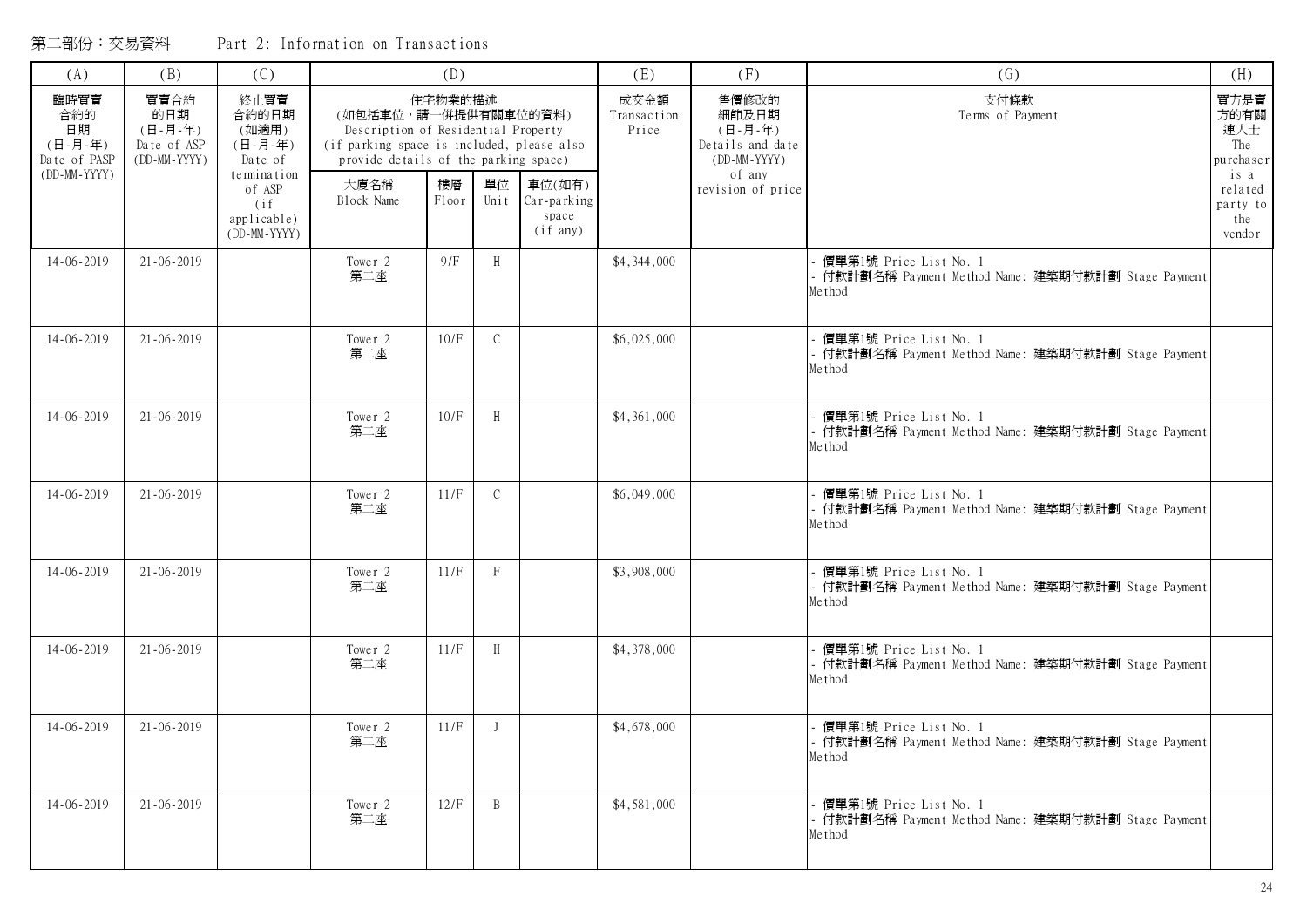第二部份：交易資料　　Part 2: Information on Transactions

| (A) | (B) | (C) | (D) | | | | (E) | (F) | (G) | (H) |
|---|---|---|---|---|---|---|---|---|---|---|
| 臨時買賣合約的日期 (日-月-年) Date of PASP (DD-MM-YYYY) | 買賣合約的日期 (日-月-年) Date of ASP (DD-MM-YYYY) | 終止買賣合約的日期 (如適用) (日-月-年) Date of termination of ASP (if applicable) (DD-MM-YYYY) | 住宅物業的描述 (如包括車位，請一併提供有關車位的資料) Description of Residential Property (if parking space is included, please also provide details of the parking space) | | | | 成交金額 Transaction Price | 售價修改的細節及日期 (日-月-年) Details and date (DD-MM-YYYY) of any revision of price | 支付條款 Terms of Payment | 買方是賣方的有關連人士 The purchaser is a related party to the vendor |
| | | | 大廈名稱 Block Name | 樓層 Floor | 單位 Unit | 車位(如有) Car-parking space (if any) | | | | |
| 14-06-2019 | 21-06-2019 | | Tower 2 第二座 | 9/F | H | | $4,344,000 | | - 價單第1號 Price List No. 1<br>- 付款計劃名稱 Payment Method Name: 建築期付款計劃 Stage Payment Method | |
| 14-06-2019 | 21-06-2019 | | Tower 2 第二座 | 10/F | C | | $6,025,000 | | - 價單第1號 Price List No. 1<br>- 付款計劃名稱 Payment Method Name: 建築期付款計劃 Stage Payment Method | |
| 14-06-2019 | 21-06-2019 | | Tower 2 第二座 | 10/F | H | | $4,361,000 | | - 價單第1號 Price List No. 1<br>- 付款計劃名稱 Payment Method Name: 建築期付款計劃 Stage Payment Method | |
| 14-06-2019 | 21-06-2019 | | Tower 2 第二座 | 11/F | C | | $6,049,000 | | - 價單第1號 Price List No. 1<br>- 付款計劃名稱 Payment Method Name: 建築期付款計劃 Stage Payment Method | |
| 14-06-2019 | 21-06-2019 | | Tower 2 第二座 | 11/F | F | | $3,908,000 | | - 價單第1號 Price List No. 1<br>- 付款計劃名稱 Payment Method Name: 建築期付款計劃 Stage Payment Method | |
| 14-06-2019 | 21-06-2019 | | Tower 2 第二座 | 11/F | H | | $4,378,000 | | - 價單第1號 Price List No. 1<br>- 付款計劃名稱 Payment Method Name: 建築期付款計劃 Stage Payment Method | |
| 14-06-2019 | 21-06-2019 | | Tower 2 第二座 | 11/F | J | | $4,678,000 | | - 價單第1號 Price List No. 1<br>- 付款計劃名稱 Payment Method Name: 建築期付款計劃 Stage Payment Method | |
| 14-06-2019 | 21-06-2019 | | Tower 2 第二座 | 12/F | B | | $4,581,000 | | - 價單第1號 Price List No. 1<br>- 付款計劃名稱 Payment Method Name: 建築期付款計劃 Stage Payment Method | |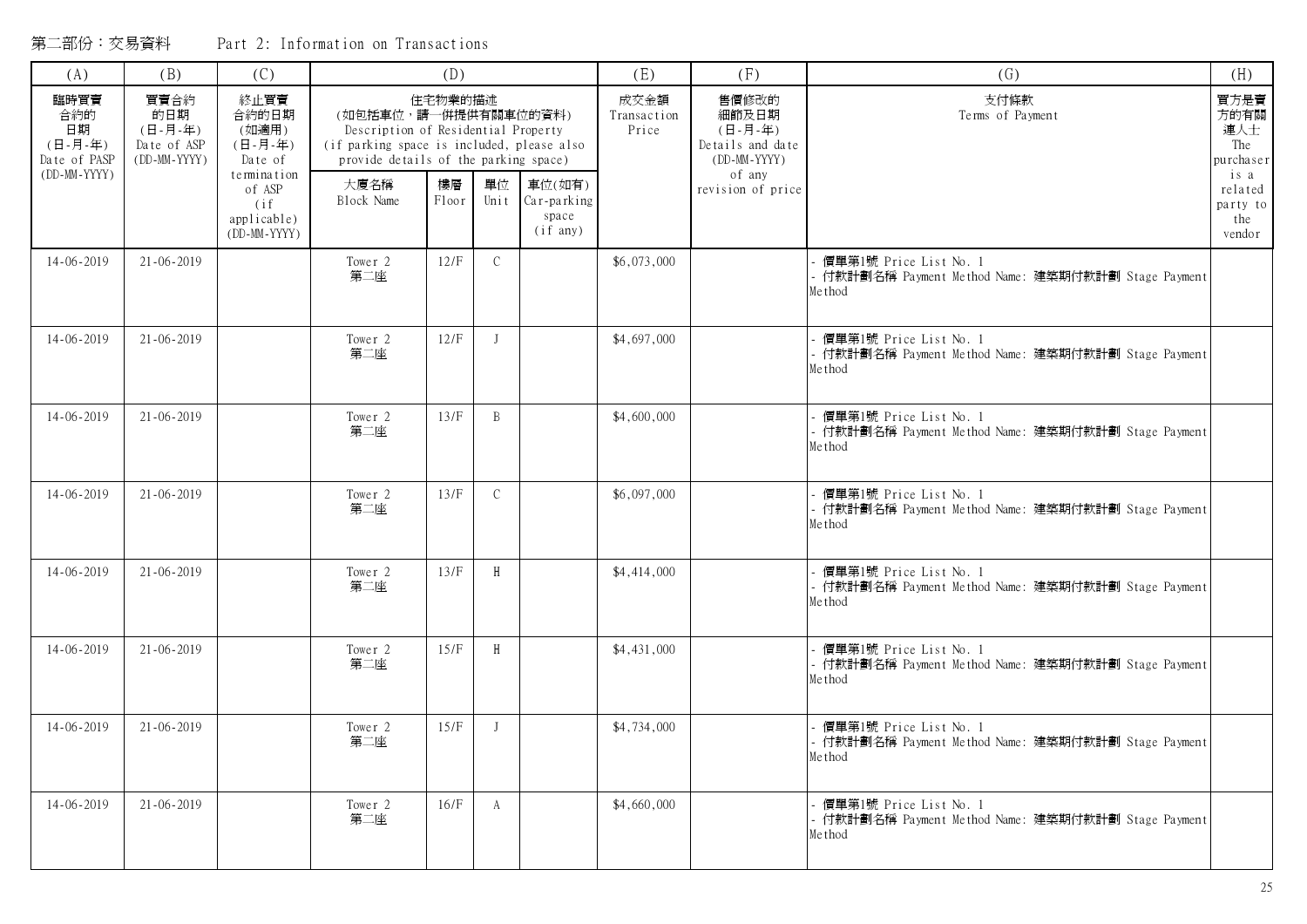第二部份：交易資料　　Part 2: Information on Transactions

| (A) | (B) | (C) | (D) | | | | (E) | (F) | (G) | (H) |
|---|---|---|---|---|---|---|---|---|---|---|
| 臨時買賣合約的日期 (日-月-年) Date of PASP (DD-MM-YYYY) | 買賣合約的日期 (日-月-年) Date of ASP (DD-MM-YYYY) | 終止買賣合約的日期 (如適用) (日-月-年) Date of termination of ASP (if applicable) (DD-MM-YYYY) | 住宅物業的描述 (如包括車位，請一併提供有關車位的資料) Description of Residential Property (if parking space is included, please also provide details of the parking space) | | | | 成交金額 Transaction Price | 售價修改的細節及日期 (日-月-年) Details and date (DD-MM-YYYY) of any revision of price | 支付條款 Terms of Payment | 買方是賣方的有關連人士 The purchaser is a related party to the vendor |
| | | | 大廈名稱 Block Name | 樓層 Floor | 單位 Unit | 車位(如有) Car-parking space (if any) | | | | |
| 14-06-2019 | 21-06-2019 | | Tower 2 第二座 | 12/F | C | | $6,073,000 | | - 價單第1號 Price List No. 1<br>- 付款計劃名稱 Payment Method Name: 建築期付款計劃 Stage Payment Method | |
| 14-06-2019 | 21-06-2019 | | Tower 2 第二座 | 12/F | J | | $4,697,000 | | - 價單第1號 Price List No. 1<br>- 付款計劃名稱 Payment Method Name: 建築期付款計劃 Stage Payment Method | |
| 14-06-2019 | 21-06-2019 | | Tower 2 第二座 | 13/F | B | | $4,600,000 | | - 價單第1號 Price List No. 1<br>- 付款計劃名稱 Payment Method Name: 建築期付款計劃 Stage Payment Method | |
| 14-06-2019 | 21-06-2019 | | Tower 2 第二座 | 13/F | C | | $6,097,000 | | - 價單第1號 Price List No. 1<br>- 付款計劃名稱 Payment Method Name: 建築期付款計劃 Stage Payment Method | |
| 14-06-2019 | 21-06-2019 | | Tower 2 第二座 | 13/F | H | | $4,414,000 | | - 價單第1號 Price List No. 1<br>- 付款計劃名稱 Payment Method Name: 建築期付款計劃 Stage Payment Method | |
| 14-06-2019 | 21-06-2019 | | Tower 2 第二座 | 15/F | H | | $4,431,000 | | - 價單第1號 Price List No. 1<br>- 付款計劃名稱 Payment Method Name: 建築期付款計劃 Stage Payment Method | |
| 14-06-2019 | 21-06-2019 | | Tower 2 第二座 | 15/F | J | | $4,734,000 | | - 價單第1號 Price List No. 1<br>- 付款計劃名稱 Payment Method Name: 建築期付款計劃 Stage Payment Method | |
| 14-06-2019 | 21-06-2019 | | Tower 2 第二座 | 16/F | A | | $4,660,000 | | - 價單第1號 Price List No. 1<br>- 付款計劃名稱 Payment Method Name: 建築期付款計劃 Stage Payment Method | |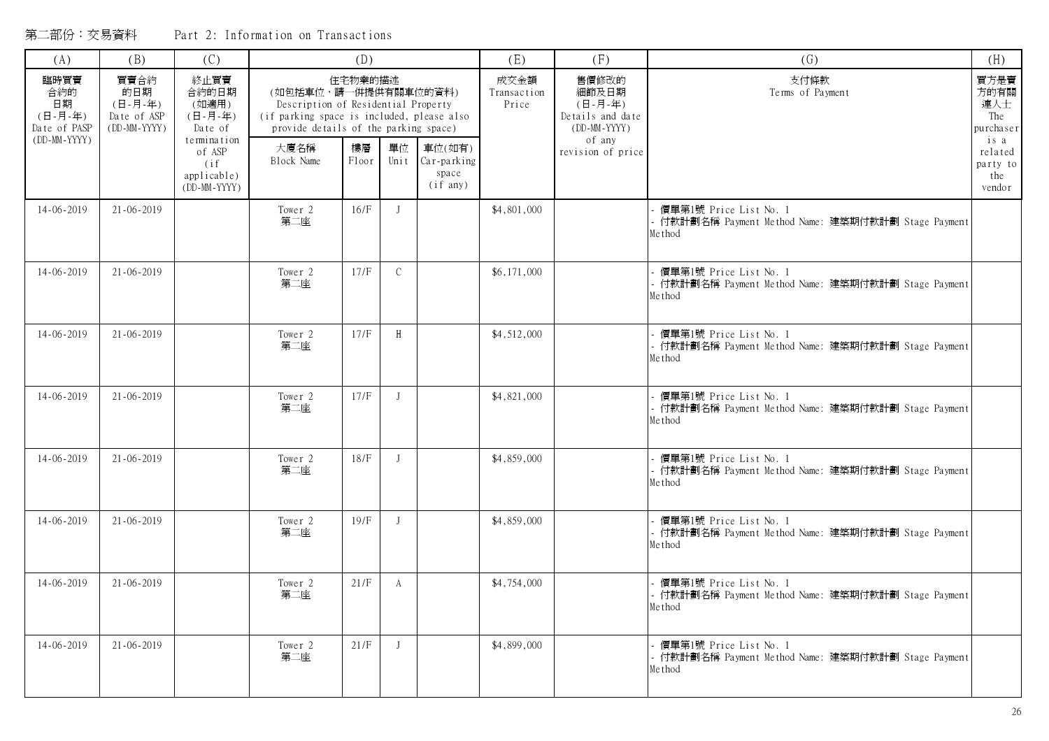第二部份：交易資料　　Part 2: Information on Transactions

| (A) | (B) | (C) | (D) | | | | (E) | (F) | (G) | (H) |
|---|---|---|---|---|---|---|---|---|---|---|
| 臨時買賣合約的日期 (日-月-年) Date of PASP (DD-MM-YYYY) | 買賣合約的日期 (日-月-年) Date of ASP (DD-MM-YYYY) | 終止買賣合約的日期 (如適用) (日-月-年) Date of termination of ASP (if applicable) (DD-MM-YYYY) | 住宅物業的描述 (如包括車位，請一併提供有關車位的資料) Description of Residential Property (if parking space is included, please also provide details of the parking space) | | | | 成交金額 Transaction Price | 售價修改的細節及日期 (日-月-年) Details and date (DD-MM-YYYY) of any revision of price | 支付條款 Terms of Payment | 買方是賣方的有關連人士 The purchaser is a related party to the vendor |
| | | | 大廈名稱 Block Name | 樓層 Floor | 單位 Unit | 車位(如有) Car-parking space (if any) | | | | |
| 14-06-2019 | 21-06-2019 | | Tower 2 第二座 | 16/F | J | | $4,801,000 | | - 價單第1號 Price List No. 1<br>- 付款計劃名稱 Payment Method Name: 建築期付款計劃 Stage Payment Method | |
| 14-06-2019 | 21-06-2019 | | Tower 2 第二座 | 17/F | C | | $6,171,000 | | - 價單第1號 Price List No. 1<br>- 付款計劃名稱 Payment Method Name: 建築期付款計劃 Stage Payment Method | |
| 14-06-2019 | 21-06-2019 | | Tower 2 第二座 | 17/F | H | | $4,512,000 | | - 價單第1號 Price List No. 1<br>- 付款計劃名稱 Payment Method Name: 建築期付款計劃 Stage Payment Method | |
| 14-06-2019 | 21-06-2019 | | Tower 2 第二座 | 17/F | J | | $4,821,000 | | - 價單第1號 Price List No. 1<br>- 付款計劃名稱 Payment Method Name: 建築期付款計劃 Stage Payment Method | |
| 14-06-2019 | 21-06-2019 | | Tower 2 第二座 | 18/F | J | | $4,859,000 | | - 價單第1號 Price List No. 1<br>- 付款計劃名稱 Payment Method Name: 建築期付款計劃 Stage Payment Method | |
| 14-06-2019 | 21-06-2019 | | Tower 2 第二座 | 19/F | J | | $4,859,000 | | - 價單第1號 Price List No. 1<br>- 付款計劃名稱 Payment Method Name: 建築期付款計劃 Stage Payment Method | |
| 14-06-2019 | 21-06-2019 | | Tower 2 第二座 | 21/F | A | | $4,754,000 | | - 價單第1號 Price List No. 1<br>- 付款計劃名稱 Payment Method Name: 建築期付款計劃 Stage Payment Method | |
| 14-06-2019 | 21-06-2019 | | Tower 2 第二座 | 21/F | J | | $4,899,000 | | - 價單第1號 Price List No. 1<br>- 付款計劃名稱 Payment Method Name: 建築期付款計劃 Stage Payment Method | |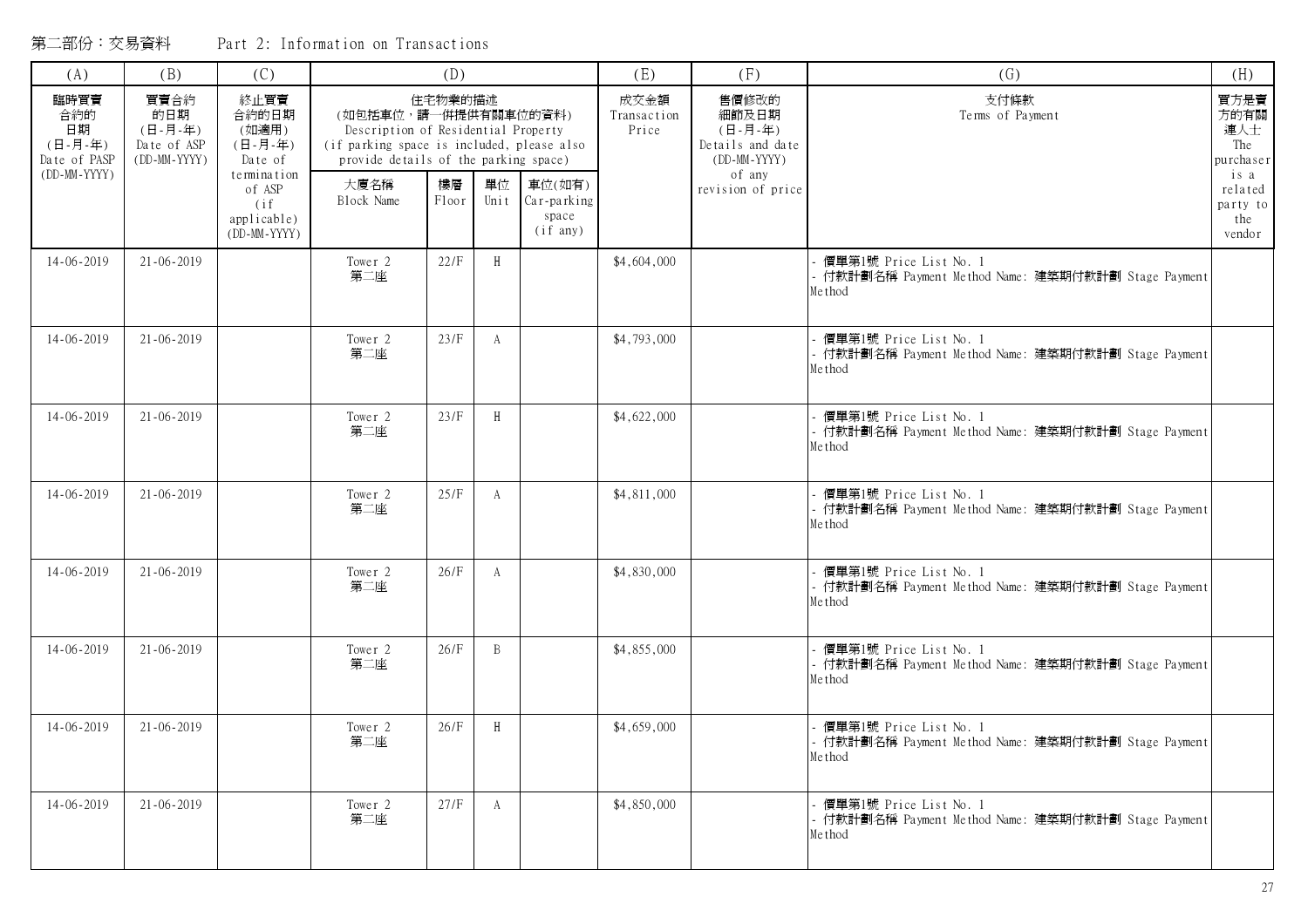第二部份：交易資料　　Part 2: Information on Transactions

| (A) | (B) | (C) | (D) | | | | (E) | (F) | (G) | (H) |
|---|---|---|---|---|---|---|---|---|---|---|
| 臨時買賣合約的日期 (日-月-年) Date of PASP (DD-MM-YYYY) | 買賣合約的日期 (日-月-年) Date of ASP (DD-MM-YYYY) | 終止買賣合約的日期 (如適用) (日-月-年) Date of termination of ASP (if applicable) (DD-MM-YYYY) | 住宅物業的描述 (如包括車位，請一併提供有關車位的資料) Description of Residential Property (if parking space is included, please also provide details of the parking space) | | | | 成交金額 Transaction Price | 售價修改的細節及日期 (日-月-年) Details and date (DD-MM-YYYY) of any revision of price | 支付條款 Terms of Payment | 買方是賣方的有關連人士 The purchaser is a related party to the vendor |
| | | | 大廈名稱 Block Name | 樓層 Floor | 單位 Unit | 車位(如有) Car-parking space (if any) | | | | |
| 14-06-2019 | 21-06-2019 | | Tower 2 第二座 | 22/F | H | | $4,604,000 | | - 價單第1號 Price List No. 1<br>- 付款計劃名稱 Payment Method Name: 建築期付款計劃 Stage Payment Method | |
| 14-06-2019 | 21-06-2019 | | Tower 2 第二座 | 23/F | A | | $4,793,000 | | - 價單第1號 Price List No. 1<br>- 付款計劃名稱 Payment Method Name: 建築期付款計劃 Stage Payment Method | |
| 14-06-2019 | 21-06-2019 | | Tower 2 第二座 | 23/F | H | | $4,622,000 | | - 價單第1號 Price List No. 1<br>- 付款計劃名稱 Payment Method Name: 建築期付款計劃 Stage Payment Method | |
| 14-06-2019 | 21-06-2019 | | Tower 2 第二座 | 25/F | A | | $4,811,000 | | - 價單第1號 Price List No. 1<br>- 付款計劃名稱 Payment Method Name: 建築期付款計劃 Stage Payment Method | |
| 14-06-2019 | 21-06-2019 | | Tower 2 第二座 | 26/F | A | | $4,830,000 | | - 價單第1號 Price List No. 1<br>- 付款計劃名稱 Payment Method Name: 建築期付款計劃 Stage Payment Method | |
| 14-06-2019 | 21-06-2019 | | Tower 2 第二座 | 26/F | B | | $4,855,000 | | - 價單第1號 Price List No. 1<br>- 付款計劃名稱 Payment Method Name: 建築期付款計劃 Stage Payment Method | |
| 14-06-2019 | 21-06-2019 | | Tower 2 第二座 | 26/F | H | | $4,659,000 | | - 價單第1號 Price List No. 1<br>- 付款計劃名稱 Payment Method Name: 建築期付款計劃 Stage Payment Method | |
| 14-06-2019 | 21-06-2019 | | Tower 2 第二座 | 27/F | A | | $4,850,000 | | - 價單第1號 Price List No. 1<br>- 付款計劃名稱 Payment Method Name: 建築期付款計劃 Stage Payment Method | |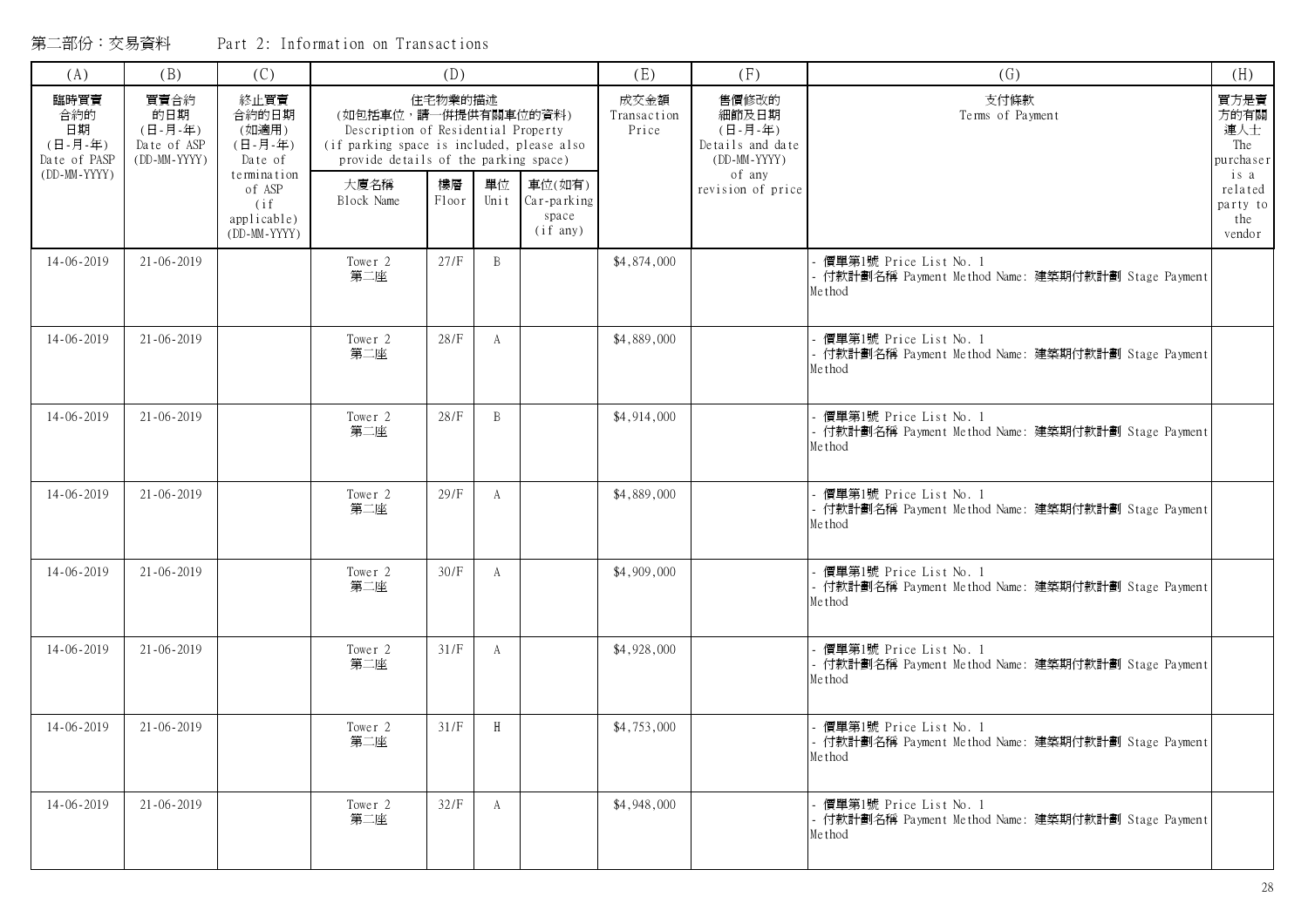第二部份：交易資料　　Part 2: Information on Transactions

| (A) | (B) | (C) | (D) | | | | (E) | (F) | (G) | (H) |
|---|---|---|---|---|---|---|---|---|---|---|
| 臨時買賣合約的日期 (日-月-年) Date of PASP (DD-MM-YYYY) | 買賣合約的日期 (日-月-年) Date of ASP (DD-MM-YYYY) | 終止買賣合約的日期 (如適用) (日-月-年) Date of termination of ASP (if applicable) (DD-MM-YYYY) | 住宅物業的描述 (如包括車位，請一併提供有關車位的資料) Description of Residential Property (if parking space is included, please also provide details of the parking space) | | | | 成交金額 Transaction Price | 售價修改的細節及日期 (日-月-年) Details and date (DD-MM-YYYY) of any revision of price | 支付條款 Terms of Payment | 買方是賣方的有關連人士 The purchaser is a related party to the vendor |
| | | | 大廈名稱 Block Name | 樓層 Floor | 單位 Unit | 車位(如有) Car-parking space (if any) | | | | |
| 14-06-2019 | 21-06-2019 | | Tower 2 第二座 | 27/F | B | | $4,874,000 | | - 價單第1號 Price List No. 1<br>- 付款計劃名稱 Payment Method Name: 建築期付款計劃 Stage Payment Method | |
| 14-06-2019 | 21-06-2019 | | Tower 2 第二座 | 28/F | A | | $4,889,000 | | - 價單第1號 Price List No. 1<br>- 付款計劃名稱 Payment Method Name: 建築期付款計劃 Stage Payment Method | |
| 14-06-2019 | 21-06-2019 | | Tower 2 第二座 | 28/F | B | | $4,914,000 | | - 價單第1號 Price List No. 1<br>- 付款計劃名稱 Payment Method Name: 建築期付款計劃 Stage Payment Method | |
| 14-06-2019 | 21-06-2019 | | Tower 2 第二座 | 29/F | A | | $4,889,000 | | - 價單第1號 Price List No. 1<br>- 付款計劃名稱 Payment Method Name: 建築期付款計劃 Stage Payment Method | |
| 14-06-2019 | 21-06-2019 | | Tower 2 第二座 | 30/F | A | | $4,909,000 | | - 價單第1號 Price List No. 1<br>- 付款計劃名稱 Payment Method Name: 建築期付款計劃 Stage Payment Method | |
| 14-06-2019 | 21-06-2019 | | Tower 2 第二座 | 31/F | A | | $4,928,000 | | - 價單第1號 Price List No. 1<br>- 付款計劃名稱 Payment Method Name: 建築期付款計劃 Stage Payment Method | |
| 14-06-2019 | 21-06-2019 | | Tower 2 第二座 | 31/F | H | | $4,753,000 | | - 價單第1號 Price List No. 1<br>- 付款計劃名稱 Payment Method Name: 建築期付款計劃 Stage Payment Method | |
| 14-06-2019 | 21-06-2019 | | Tower 2 第二座 | 32/F | A | | $4,948,000 | | - 價單第1號 Price List No. 1<br>- 付款計劃名稱 Payment Method Name: 建築期付款計劃 Stage Payment Method | |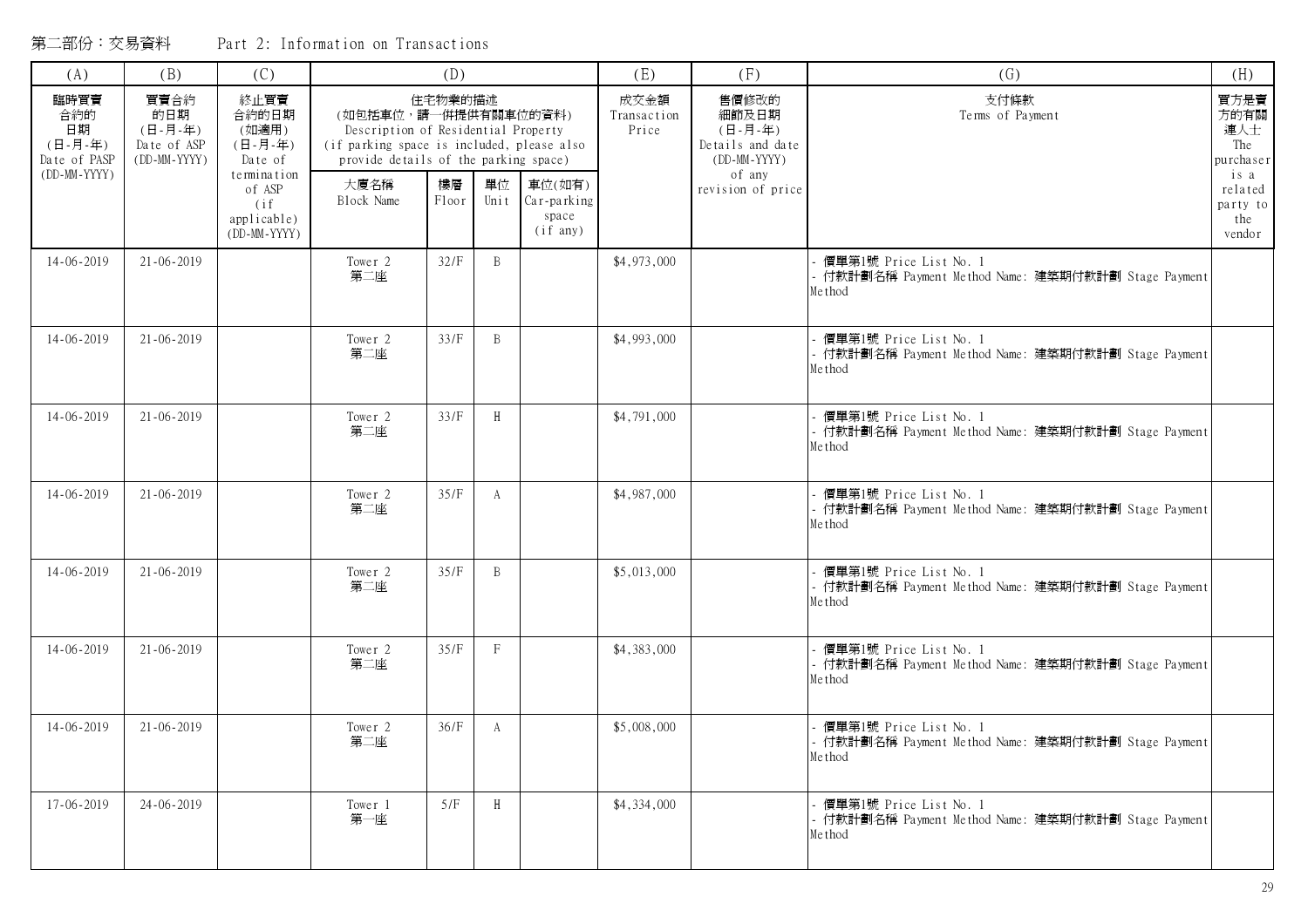第二部份：交易資料　　Part 2: Information on Transactions

| (A) | (B) | (C) | (D) | | | | (E) | (F) | (G) | (H) |
|---|---|---|---|---|---|---|---|---|---|---|
| 臨時買賣合約的日期 (日-月-年) Date of PASP (DD-MM-YYYY) | 買賣合約的日期 (日-月-年) Date of ASP (DD-MM-YYYY) | 終止買賣合約的日期 (如適用) (日-月-年) Date of termination of ASP (if applicable) (DD-MM-YYYY) | 住宅物業的描述 (如包括車位，請一併提供有關車位的資料) Description of Residential Property (if parking space is included, please also provide details of the parking space) | | | | 成交金額 Transaction Price | 售價修改的細節及日期 (日-月-年) Details and date (DD-MM-YYYY) of any revision of price | 支付條款 Terms of Payment | 買方是賣方的有關連人士 The purchaser is a related party to the vendor |
| | | | 大廈名稱 Block Name | 樓層 Floor | 單位 Unit | 車位(如有) Car-parking space (if any) | | | | |
| 14-06-2019 | 21-06-2019 | | Tower 2 第二座 | 32/F | B | | $4,973,000 | | - 價單第1號 Price List No. 1<br>- 付款計劃名稱 Payment Method Name: 建築期付款計劃 Stage Payment Method | |
| 14-06-2019 | 21-06-2019 | | Tower 2 第二座 | 33/F | B | | $4,993,000 | | - 價單第1號 Price List No. 1<br>- 付款計劃名稱 Payment Method Name: 建築期付款計劃 Stage Payment Method | |
| 14-06-2019 | 21-06-2019 | | Tower 2 第二座 | 33/F | H | | $4,791,000 | | - 價單第1號 Price List No. 1<br>- 付款計劃名稱 Payment Method Name: 建築期付款計劃 Stage Payment Method | |
| 14-06-2019 | 21-06-2019 | | Tower 2 第二座 | 35/F | A | | $4,987,000 | | - 價單第1號 Price List No. 1<br>- 付款計劃名稱 Payment Method Name: 建築期付款計劃 Stage Payment Method | |
| 14-06-2019 | 21-06-2019 | | Tower 2 第二座 | 35/F | B | | $5,013,000 | | - 價單第1號 Price List No. 1<br>- 付款計劃名稱 Payment Method Name: 建築期付款計劃 Stage Payment Method | |
| 14-06-2019 | 21-06-2019 | | Tower 2 第二座 | 35/F | F | | $4,383,000 | | - 價單第1號 Price List No. 1<br>- 付款計劃名稱 Payment Method Name: 建築期付款計劃 Stage Payment Method | |
| 14-06-2019 | 21-06-2019 | | Tower 2 第二座 | 36/F | A | | $5,008,000 | | - 價單第1號 Price List No. 1<br>- 付款計劃名稱 Payment Method Name: 建築期付款計劃 Stage Payment Method | |
| 17-06-2019 | 24-06-2019 | | Tower 1 第一座 | 5/F | H | | $4,334,000 | | - 價單第1號 Price List No. 1<br>- 付款計劃名稱 Payment Method Name: 建築期付款計劃 Stage Payment Method | |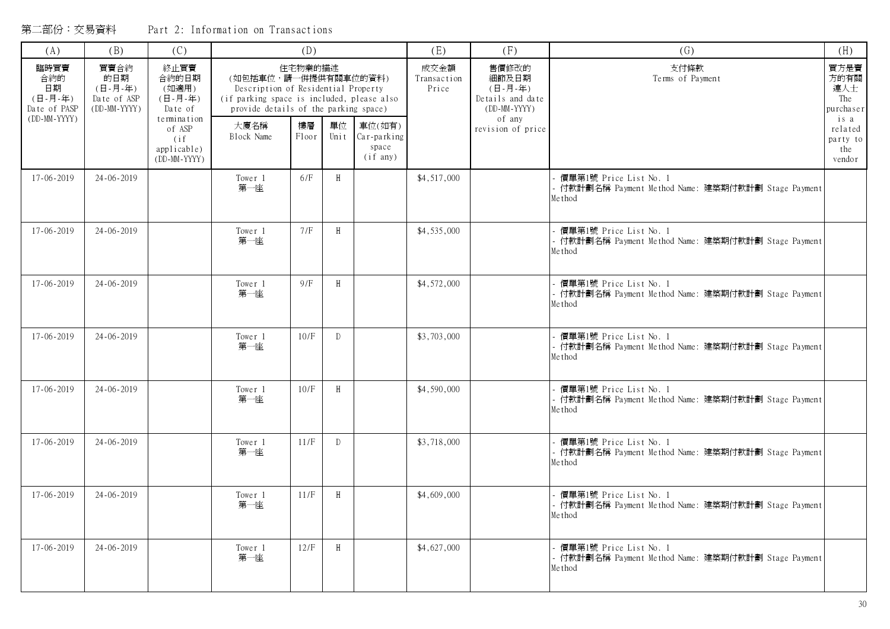第二部份：交易資料　　Part 2: Information on Transactions

| (A) | (B) | (C) | (D) | | | | (E) | (F) | (G) | (H) |
|---|---|---|---|---|---|---|---|---|---|---|
| 臨時買賣合約的日期 (日-月-年) Date of PASP (DD-MM-YYYY) | 買賣合約的日期 (日-月-年) Date of ASP (DD-MM-YYYY) | 終止買賣合約的日期 (如適用) (日-月-年) Date of termination of ASP (if applicable) (DD-MM-YYYY) | 住宅物業的描述 (如包括車位，請一併提供有關車位的資料) Description of Residential Property (if parking space is included, please also provide details of the parking space) | | | | 成交金額 Transaction Price | 售價修改的細節及日期 (日-月-年) Details and date (DD-MM-YYYY) of any revision of price | 支付條款 Terms of Payment | 買方是賣方的有關連人士 The purchaser is a related party to the vendor |
| | | | 大廈名稱 Block Name | 樓層 Floor | 單位 Unit | 車位(如有) Car-parking space (if any) | | | | |
| 17-06-2019 | 24-06-2019 | | Tower 1 第一座 | 6/F | H | | $4,517,000 | | - 價單第1號 Price List No. 1<br>- 付款計劃名稱 Payment Method Name: 建築期付款計劃 Stage Payment Method | |
| 17-06-2019 | 24-06-2019 | | Tower 1 第一座 | 7/F | H | | $4,535,000 | | - 價單第1號 Price List No. 1<br>- 付款計劃名稱 Payment Method Name: 建築期付款計劃 Stage Payment Method | |
| 17-06-2019 | 24-06-2019 | | Tower 1 第一座 | 9/F | H | | $4,572,000 | | - 價單第1號 Price List No. 1<br>- 付款計劃名稱 Payment Method Name: 建築期付款計劃 Stage Payment Method | |
| 17-06-2019 | 24-06-2019 | | Tower 1 第一座 | 10/F | D | | $3,703,000 | | - 價單第1號 Price List No. 1<br>- 付款計劃名稱 Payment Method Name: 建築期付款計劃 Stage Payment Method | |
| 17-06-2019 | 24-06-2019 | | Tower 1 第一座 | 10/F | H | | $4,590,000 | | - 價單第1號 Price List No. 1<br>- 付款計劃名稱 Payment Method Name: 建築期付款計劃 Stage Payment Method | |
| 17-06-2019 | 24-06-2019 | | Tower 1 第一座 | 11/F | D | | $3,718,000 | | - 價單第1號 Price List No. 1<br>- 付款計劃名稱 Payment Method Name: 建築期付款計劃 Stage Payment Method | |
| 17-06-2019 | 24-06-2019 | | Tower 1 第一座 | 11/F | H | | $4,609,000 | | - 價單第1號 Price List No. 1<br>- 付款計劃名稱 Payment Method Name: 建築期付款計劃 Stage Payment Method | |
| 17-06-2019 | 24-06-2019 | | Tower 1 第一座 | 12/F | H | | $4,627,000 | | - 價單第1號 Price List No. 1<br>- 付款計劃名稱 Payment Method Name: 建築期付款計劃 Stage Payment Method | |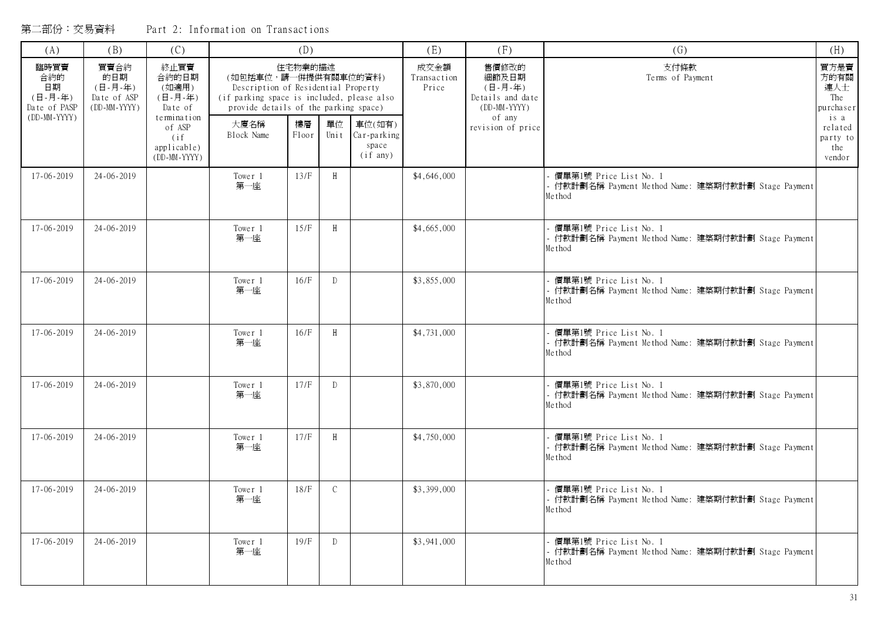第二部份：交易資料　　Part 2: Information on Transactions

| (A) | (B) | (C) | (D) | | | | (E) | (F) | (G) | (H) |
|---|---|---|---|---|---|---|---|---|---|---|
| 臨時買賣合約的日期 (日-月-年) Date of PASP (DD-MM-YYYY) | 買賣合約的日期 (日-月-年) Date of ASP (DD-MM-YYYY) | 終止買賣合約的日期 (如適用) (日-月-年) Date of termination of ASP (if applicable) (DD-MM-YYYY) | 住宅物業的描述 (如包括車位，請一併提供有關車位的資料) Description of Residential Property (if parking space is included, please also provide details of the parking space) | | | | 成交金額 Transaction Price | 售價修改的細節及日期 (日-月-年) Details and date (DD-MM-YYYY) of any revision of price | 支付條款 Terms of Payment | 買方是賣方的有關連人士 The purchaser is a related party to the vendor |
| | | | 大廈名稱 Block Name | 樓層 Floor | 單位 Unit | 車位(如有) Car-parking space (if any) | | | | |
| 17-06-2019 | 24-06-2019 | | Tower 1 第一座 | 13/F | H | | $4,646,000 | | - 價單第1號 Price List No. 1<br>- 付款計劃名稱 Payment Method Name: 建築期付款計劃 Stage Payment Method | |
| 17-06-2019 | 24-06-2019 | | Tower 1 第一座 | 15/F | H | | $4,665,000 | | - 價單第1號 Price List No. 1<br>- 付款計劃名稱 Payment Method Name: 建築期付款計劃 Stage Payment Method | |
| 17-06-2019 | 24-06-2019 | | Tower 1 第一座 | 16/F | D | | $3,855,000 | | - 價單第1號 Price List No. 1<br>- 付款計劃名稱 Payment Method Name: 建築期付款計劃 Stage Payment Method | |
| 17-06-2019 | 24-06-2019 | | Tower 1 第一座 | 16/F | H | | $4,731,000 | | - 價單第1號 Price List No. 1<br>- 付款計劃名稱 Payment Method Name: 建築期付款計劃 Stage Payment Method | |
| 17-06-2019 | 24-06-2019 | | Tower 1 第一座 | 17/F | D | | $3,870,000 | | - 價單第1號 Price List No. 1<br>- 付款計劃名稱 Payment Method Name: 建築期付款計劃 Stage Payment Method | |
| 17-06-2019 | 24-06-2019 | | Tower 1 第一座 | 17/F | H | | $4,750,000 | | - 價單第1號 Price List No. 1<br>- 付款計劃名稱 Payment Method Name: 建築期付款計劃 Stage Payment Method | |
| 17-06-2019 | 24-06-2019 | | Tower 1 第一座 | 18/F | C | | $3,399,000 | | - 價單第1號 Price List No. 1<br>- 付款計劃名稱 Payment Method Name: 建築期付款計劃 Stage Payment Method | |
| 17-06-2019 | 24-06-2019 | | Tower 1 第一座 | 19/F | D | | $3,941,000 | | - 價單第1號 Price List No. 1<br>- 付款計劃名稱 Payment Method Name: 建築期付款計劃 Stage Payment Method | |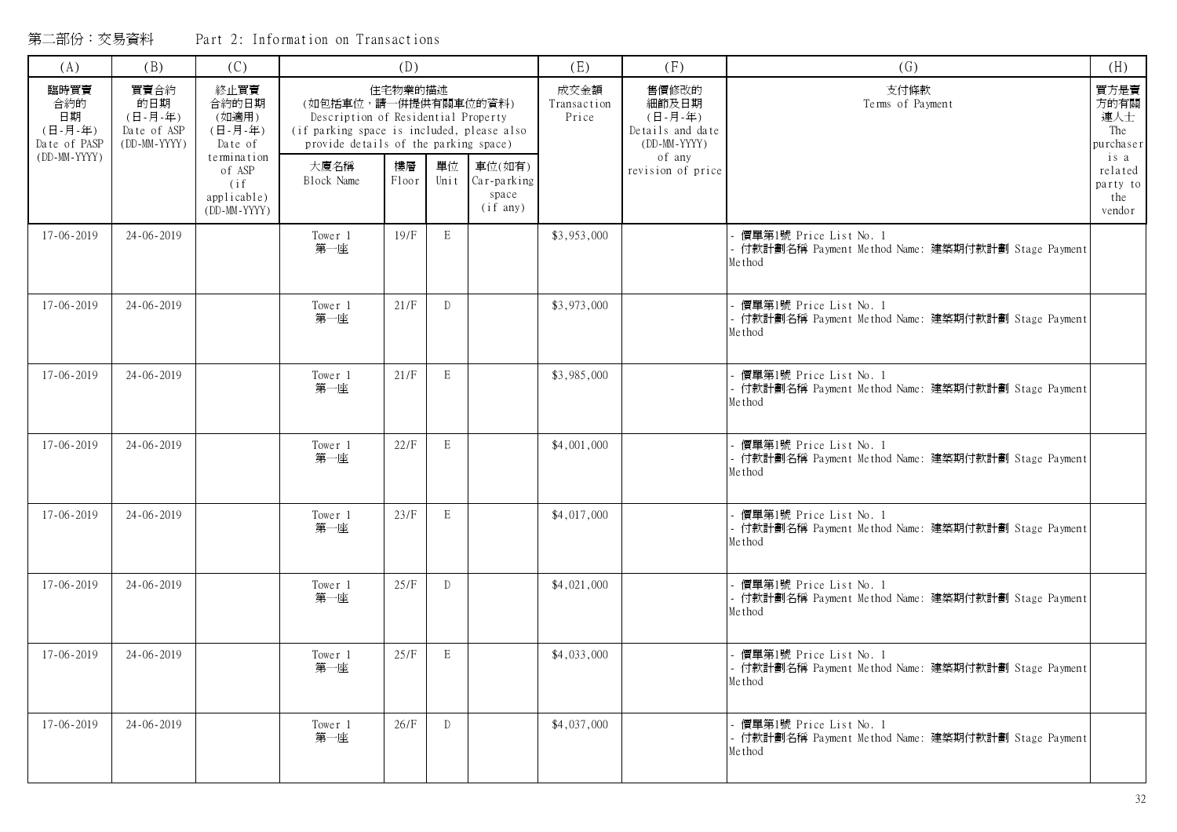第二部份：交易資料　　Part 2: Information on Transactions

| (A) | (B) | (C) | (D) | | | | (E) | (F) | (G) | (H) |
|---|---|---|---|---|---|---|---|---|---|---|
| 臨時買賣合約的日期 (日-月-年) Date of PASP (DD-MM-YYYY) | 買賣合約的日期 (日-月-年) Date of ASP (DD-MM-YYYY) | 終止買賣合約的日期 (如適用) (日-月-年) Date of termination of ASP (if applicable) (DD-MM-YYYY) | 住宅物業的描述 (如包括車位，請一併提供有關車位的資料) Description of Residential Property (if parking space is included, please also provide details of the parking space) | | | | 成交金額 Transaction Price | 售價修改的細節及日期 (日-月-年) Details and date (DD-MM-YYYY) of any revision of price | 支付條款 Terms of Payment | 買方是賣方的有關連人士 The purchaser is a related party to the vendor |
| | | | 大廈名稱 Block Name | 樓層 Floor | 單位 Unit | 車位(如有) Car-parking space (if any) | | | | |
| 17-06-2019 | 24-06-2019 | | Tower 1 第一座 | 19/F | E | | $3,953,000 | | - 價單第1號 Price List No. 1<br>- 付款計劃名稱 Payment Method Name: 建築期付款計劃 Stage Payment Method | |
| 17-06-2019 | 24-06-2019 | | Tower 1 第一座 | 21/F | D | | $3,973,000 | | - 價單第1號 Price List No. 1<br>- 付款計劃名稱 Payment Method Name: 建築期付款計劃 Stage Payment Method | |
| 17-06-2019 | 24-06-2019 | | Tower 1 第一座 | 21/F | E | | $3,985,000 | | - 價單第1號 Price List No. 1<br>- 付款計劃名稱 Payment Method Name: 建築期付款計劃 Stage Payment Method | |
| 17-06-2019 | 24-06-2019 | | Tower 1 第一座 | 22/F | E | | $4,001,000 | | - 價單第1號 Price List No. 1<br>- 付款計劃名稱 Payment Method Name: 建築期付款計劃 Stage Payment Method | |
| 17-06-2019 | 24-06-2019 | | Tower 1 第一座 | 23/F | E | | $4,017,000 | | - 價單第1號 Price List No. 1<br>- 付款計劃名稱 Payment Method Name: 建築期付款計劃 Stage Payment Method | |
| 17-06-2019 | 24-06-2019 | | Tower 1 第一座 | 25/F | D | | $4,021,000 | | - 價單第1號 Price List No. 1<br>- 付款計劃名稱 Payment Method Name: 建築期付款計劃 Stage Payment Method | |
| 17-06-2019 | 24-06-2019 | | Tower 1 第一座 | 25/F | E | | $4,033,000 | | - 價單第1號 Price List No. 1<br>- 付款計劃名稱 Payment Method Name: 建築期付款計劃 Stage Payment Method | |
| 17-06-2019 | 24-06-2019 | | Tower 1 第一座 | 26/F | D | | $4,037,000 | | - 價單第1號 Price List No. 1<br>- 付款計劃名稱 Payment Method Name: 建築期付款計劃 Stage Payment Method | |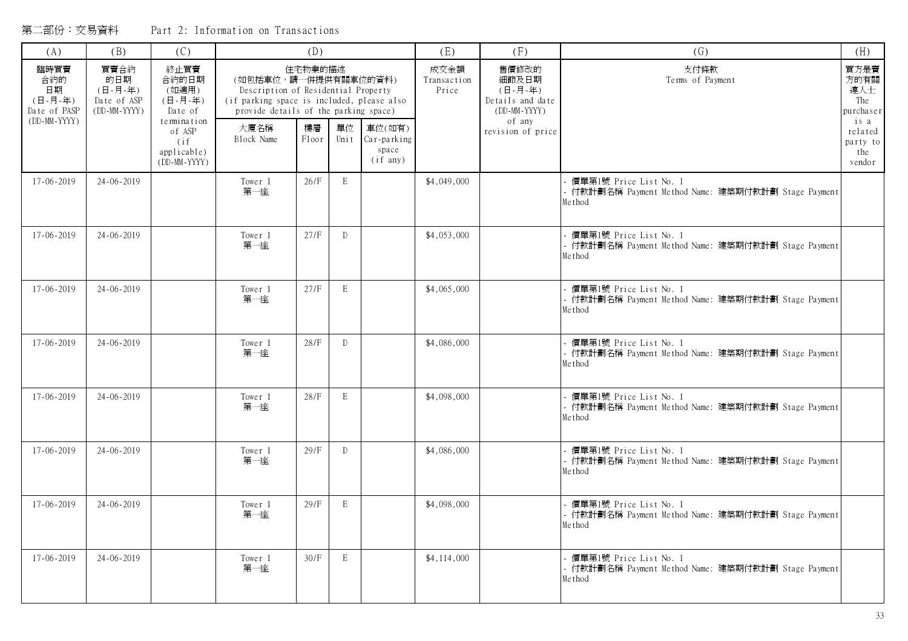第二部份：交易資料　　Part 2: Information on Transactions

| (A) | (B) | (C) | (D) | | | | (E) | (F) | (G) | (H) |
|---|---|---|---|---|---|---|---|---|---|---|
| 臨時買賣合約的日期 (日-月-年) Date of PASP (DD-MM-YYYY) | 買賣合約的日期 (日-月-年) Date of ASP (DD-MM-YYYY) | 終止買賣合約的日期 (如適用) (日-月-年) Date of termination of ASP (if applicable) (DD-MM-YYYY) | 住宅物業的描述 (如包括車位，請一併提供有關車位的資料) Description of Residential Property (if parking space is included, please also provide details of the parking space) | | | | 成交金額 Transaction Price | 售價修改的細節及日期 (日-月-年) Details and date (DD-MM-YYYY) of any revision of price | 支付條款 Terms of Payment | 買方是賣方的有關連人士 The purchaser is a related party to the vendor |
| | | | 大廈名稱 Block Name | 樓層 Floor | 單位 Unit | 車位(如有) Car-parking space (if any) | | | | |
| 17-06-2019 | 24-06-2019 | | Tower 1 第一座 | 26/F | E | | $4,049,000 | | - 價單第1號 Price List No. 1<br>- 付款計劃名稱 Payment Method Name: 建築期付款計劃 Stage Payment Method | |
| 17-06-2019 | 24-06-2019 | | Tower 1 第一座 | 27/F | D | | $4,053,000 | | - 價單第1號 Price List No. 1<br>- 付款計劃名稱 Payment Method Name: 建築期付款計劃 Stage Payment Method | |
| 17-06-2019 | 24-06-2019 | | Tower 1 第一座 | 27/F | E | | $4,065,000 | | - 價單第1號 Price List No. 1<br>- 付款計劃名稱 Payment Method Name: 建築期付款計劃 Stage Payment Method | |
| 17-06-2019 | 24-06-2019 | | Tower 1 第一座 | 28/F | D | | $4,086,000 | | - 價單第1號 Price List No. 1<br>- 付款計劃名稱 Payment Method Name: 建築期付款計劃 Stage Payment Method | |
| 17-06-2019 | 24-06-2019 | | Tower 1 第一座 | 28/F | E | | $4,098,000 | | - 價單第1號 Price List No. 1<br>- 付款計劃名稱 Payment Method Name: 建築期付款計劃 Stage Payment Method | |
| 17-06-2019 | 24-06-2019 | | Tower 1 第一座 | 29/F | D | | $4,086,000 | | - 價單第1號 Price List No. 1<br>- 付款計劃名稱 Payment Method Name: 建築期付款計劃 Stage Payment Method | |
| 17-06-2019 | 24-06-2019 | | Tower 1 第一座 | 29/F | E | | $4,098,000 | | - 價單第1號 Price List No. 1<br>- 付款計劃名稱 Payment Method Name: 建築期付款計劃 Stage Payment Method | |
| 17-06-2019 | 24-06-2019 | | Tower 1 第一座 | 30/F | E | | $4,114,000 | | - 價單第1號 Price List No. 1<br>- 付款計劃名稱 Payment Method Name: 建築期付款計劃 Stage Payment Method | |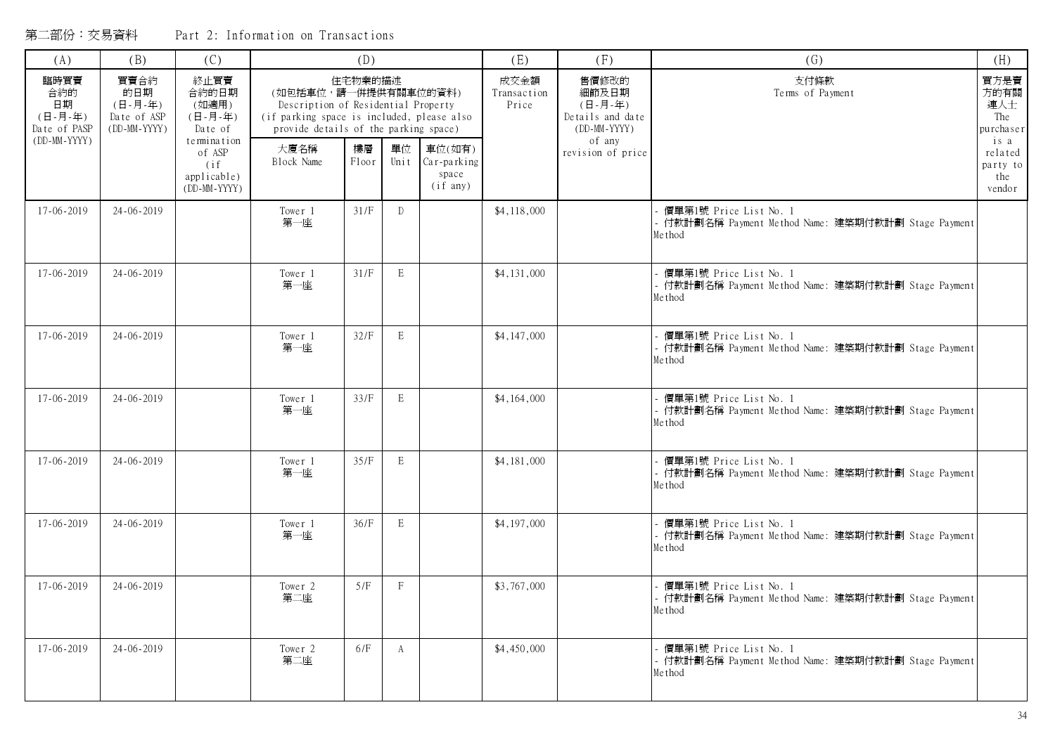第二部份：交易資料　　Part 2: Information on Transactions

| (A) | (B) | (C) | (D) | | | | (E) | (F) | (G) | (H) |
|---|---|---|---|---|---|---|---|---|---|---|
| 臨時買賣合約的日期 (日-月-年) Date of PASP (DD-MM-YYYY) | 買賣合約的日期 (日-月-年) Date of ASP (DD-MM-YYYY) | 終止買賣合約的日期 (如適用) (日-月-年) Date of termination of ASP (if applicable) (DD-MM-YYYY) | 住宅物業的描述 (如包括車位，請一併提供有關車位的資料) Description of Residential Property (if parking space is included, please also provide details of the parking space) | | | | 成交金額 Transaction Price | 售價修改的細節及日期 (日-月-年) Details and date (DD-MM-YYYY) of any revision of price | 支付條款 Terms of Payment | 買方是賣方的有關連人士 The purchaser is a related party to the vendor |
| | | | 大廈名稱 Block Name | 樓層 Floor | 單位 Unit | 車位(如有) Car-parking space (if any) | | | | |
| 17-06-2019 | 24-06-2019 | | Tower 1 第一座 | 31/F | D | | $4,118,000 | | - 價單第1號 Price List No. 1<br>- 付款計劃名稱 Payment Method Name: 建築期付款計劃 Stage Payment Method | |
| 17-06-2019 | 24-06-2019 | | Tower 1 第一座 | 31/F | E | | $4,131,000 | | - 價單第1號 Price List No. 1<br>- 付款計劃名稱 Payment Method Name: 建築期付款計劃 Stage Payment Method | |
| 17-06-2019 | 24-06-2019 | | Tower 1 第一座 | 32/F | E | | $4,147,000 | | - 價單第1號 Price List No. 1<br>- 付款計劃名稱 Payment Method Name: 建築期付款計劃 Stage Payment Method | |
| 17-06-2019 | 24-06-2019 | | Tower 1 第一座 | 33/F | E | | $4,164,000 | | - 價單第1號 Price List No. 1<br>- 付款計劃名稱 Payment Method Name: 建築期付款計劃 Stage Payment Method | |
| 17-06-2019 | 24-06-2019 | | Tower 1 第一座 | 35/F | E | | $4,181,000 | | - 價單第1號 Price List No. 1<br>- 付款計劃名稱 Payment Method Name: 建築期付款計劃 Stage Payment Method | |
| 17-06-2019 | 24-06-2019 | | Tower 1 第一座 | 36/F | E | | $4,197,000 | | - 價單第1號 Price List No. 1<br>- 付款計劃名稱 Payment Method Name: 建築期付款計劃 Stage Payment Method | |
| 17-06-2019 | 24-06-2019 | | Tower 2 第二座 | 5/F | F | | $3,767,000 | | - 價單第1號 Price List No. 1<br>- 付款計劃名稱 Payment Method Name: 建築期付款計劃 Stage Payment Method | |
| 17-06-2019 | 24-06-2019 | | Tower 2 第二座 | 6/F | A | | $4,450,000 | | - 價單第1號 Price List No. 1<br>- 付款計劃名稱 Payment Method Name: 建築期付款計劃 Stage Payment Method | |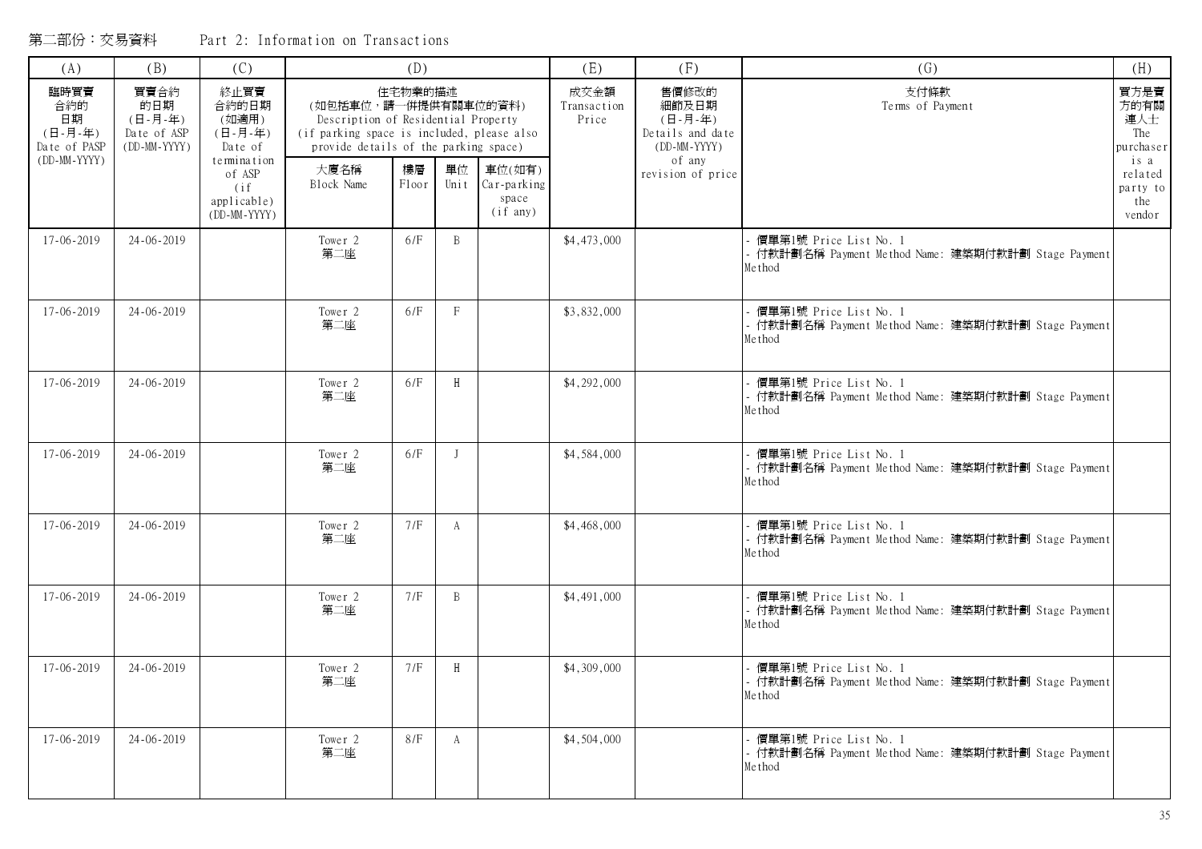第二部份：交易資料　　Part 2: Information on Transactions

| (A) | (B) | (C) | (D) | | | | (E) | (F) | (G) | (H) |
|---|---|---|---|---|---|---|---|---|---|---|
| 臨時買賣合約的日期 (日-月-年) Date of PASP (DD-MM-YYYY) | 買賣合約的日期 (日-月-年) Date of ASP (DD-MM-YYYY) | 終止買賣合約的日期 (如適用) (日-月-年) Date of termination of ASP (if applicable) (DD-MM-YYYY) | 住宅物業的描述 (如包括車位，請一併提供有關車位的資料) Description of Residential Property (if parking space is included, please also provide details of the parking space) | | | | 成交金額 Transaction Price | 售價修改的細節及日期 (日-月-年) Details and date (DD-MM-YYYY) of any revision of price | 支付條款 Terms of Payment | 買方是賣方的有關連人士 The purchaser is a related party to the vendor |
| | | | 大廈名稱 Block Name | 樓層 Floor | 單位 Unit | 車位(如有) Car-parking space (if any) | | | | |
| 17-06-2019 | 24-06-2019 | | Tower 2 第二座 | 6/F | B | | $4,473,000 | | - 價單第1號 Price List No. 1<br>- 付款計劃名稱 Payment Method Name: 建築期付款計劃 Stage Payment Method | |
| 17-06-2019 | 24-06-2019 | | Tower 2 第二座 | 6/F | F | | $3,832,000 | | - 價單第1號 Price List No. 1<br>- 付款計劃名稱 Payment Method Name: 建築期付款計劃 Stage Payment Method | |
| 17-06-2019 | 24-06-2019 | | Tower 2 第二座 | 6/F | H | | $4,292,000 | | - 價單第1號 Price List No. 1<br>- 付款計劃名稱 Payment Method Name: 建築期付款計劃 Stage Payment Method | |
| 17-06-2019 | 24-06-2019 | | Tower 2 第二座 | 6/F | J | | $4,584,000 | | - 價單第1號 Price List No. 1<br>- 付款計劃名稱 Payment Method Name: 建築期付款計劃 Stage Payment Method | |
| 17-06-2019 | 24-06-2019 | | Tower 2 第二座 | 7/F | A | | $4,468,000 | | - 價單第1號 Price List No. 1<br>- 付款計劃名稱 Payment Method Name: 建築期付款計劃 Stage Payment Method | |
| 17-06-2019 | 24-06-2019 | | Tower 2 第二座 | 7/F | B | | $4,491,000 | | - 價單第1號 Price List No. 1<br>- 付款計劃名稱 Payment Method Name: 建築期付款計劃 Stage Payment Method | |
| 17-06-2019 | 24-06-2019 | | Tower 2 第二座 | 7/F | H | | $4,309,000 | | - 價單第1號 Price List No. 1<br>- 付款計劃名稱 Payment Method Name: 建築期付款計劃 Stage Payment Method | |
| 17-06-2019 | 24-06-2019 | | Tower 2 第二座 | 8/F | A | | $4,504,000 | | - 價單第1號 Price List No. 1<br>- 付款計劃名稱 Payment Method Name: 建築期付款計劃 Stage Payment Method | |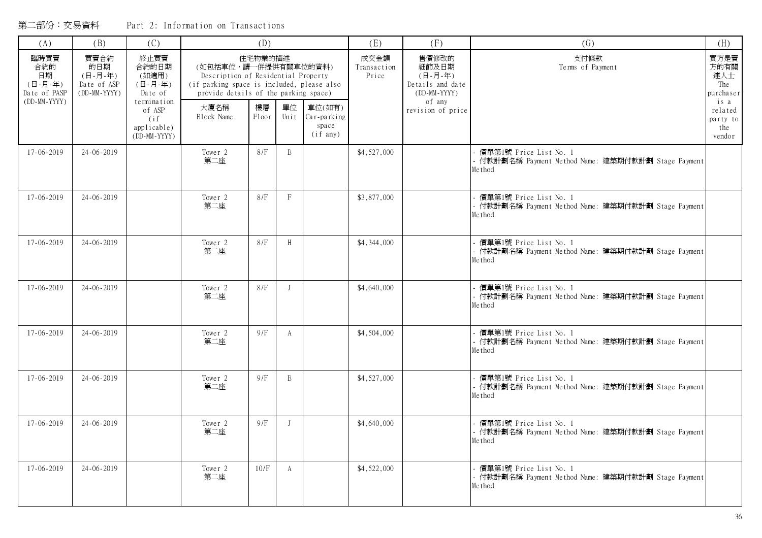第二部份：交易資料　　Part 2: Information on Transactions

| (A) | (B) | (C) | (D) | | | | (E) | (F) | (G) | (H) |
|---|---|---|---|---|---|---|---|---|---|---|
| 臨時買賣合約的日期 (日-月-年) Date of PASP (DD-MM-YYYY) | 買賣合約的日期 (日-月-年) Date of ASP (DD-MM-YYYY) | 終止買賣合約的日期 (如適用) (日-月-年) Date of termination of ASP (if applicable) (DD-MM-YYYY) | 住宅物業的描述 (如包括車位，請一併提供有關車位的資料) Description of Residential Property (if parking space is included, please also provide details of the parking space) | | | | 成交金額 Transaction Price | 售價修改的細節及日期 (日-月-年) Details and date (DD-MM-YYYY) of any revision of price | 支付條款 Terms of Payment | 買方是賣方的有關連人士 The purchaser is a related party to the vendor |
| | | | 大廈名稱 Block Name | 樓層 Floor | 單位 Unit | 車位(如有) Car-parking space (if any) | | | | |
| 17-06-2019 | 24-06-2019 | | Tower 2 第二座 | 8/F | B | | $4,527,000 | | - 價單第1號 Price List No. 1<br>- 付款計劃名稱 Payment Method Name: 建築期付款計劃 Stage Payment Method | |
| 17-06-2019 | 24-06-2019 | | Tower 2 第二座 | 8/F | F | | $3,877,000 | | - 價單第1號 Price List No. 1<br>- 付款計劃名稱 Payment Method Name: 建築期付款計劃 Stage Payment Method | |
| 17-06-2019 | 24-06-2019 | | Tower 2 第二座 | 8/F | H | | $4,344,000 | | - 價單第1號 Price List No. 1<br>- 付款計劃名稱 Payment Method Name: 建築期付款計劃 Stage Payment Method | |
| 17-06-2019 | 24-06-2019 | | Tower 2 第二座 | 8/F | J | | $4,640,000 | | - 價單第1號 Price List No. 1<br>- 付款計劃名稱 Payment Method Name: 建築期付款計劃 Stage Payment Method | |
| 17-06-2019 | 24-06-2019 | | Tower 2 第二座 | 9/F | A | | $4,504,000 | | - 價單第1號 Price List No. 1<br>- 付款計劃名稱 Payment Method Name: 建築期付款計劃 Stage Payment Method | |
| 17-06-2019 | 24-06-2019 | | Tower 2 第二座 | 9/F | B | | $4,527,000 | | - 價單第1號 Price List No. 1<br>- 付款計劃名稱 Payment Method Name: 建築期付款計劃 Stage Payment Method | |
| 17-06-2019 | 24-06-2019 | | Tower 2 第二座 | 9/F | J | | $4,640,000 | | - 價單第1號 Price List No. 1<br>- 付款計劃名稱 Payment Method Name: 建築期付款計劃 Stage Payment Method | |
| 17-06-2019 | 24-06-2019 | | Tower 2 第二座 | 10/F | A | | $4,522,000 | | - 價單第1號 Price List No. 1<br>- 付款計劃名稱 Payment Method Name: 建築期付款計劃 Stage Payment Method | |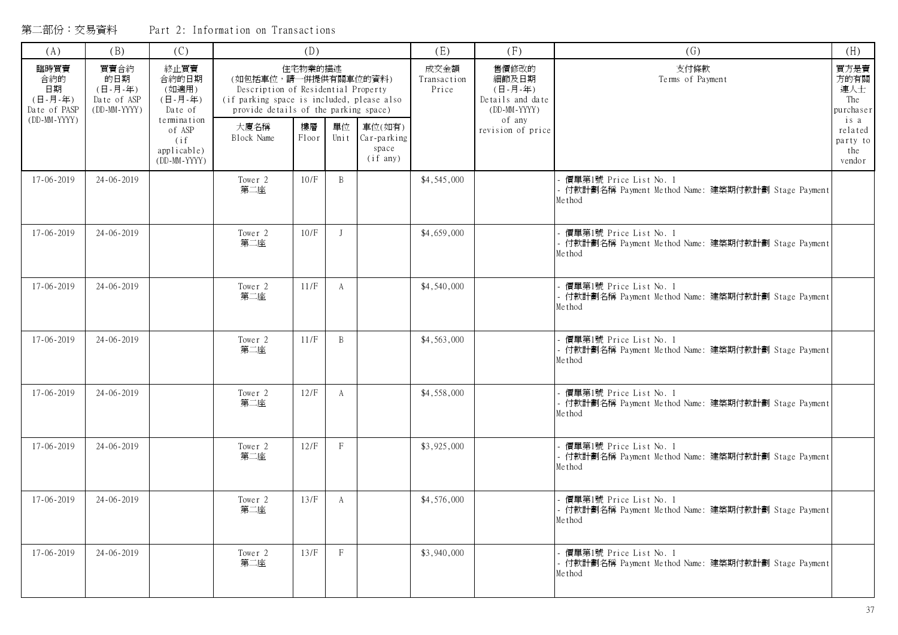第二部份：交易資料　　Part 2: Information on Transactions

| (A) | (B) | (C) | (D) | | | | (E) | (F) | (G) | (H) |
|---|---|---|---|---|---|---|---|---|---|---|
| 臨時買賣合約的日期 (日-月-年) Date of PASP (DD-MM-YYYY) | 買賣合約的日期 (日-月-年) Date of ASP (DD-MM-YYYY) | 終止買賣合約的日期 (如適用) (日-月-年) Date of termination of ASP (if applicable) (DD-MM-YYYY) | 住宅物業的描述 (如包括車位，請一併提供有關車位的資料) Description of Residential Property (if parking space is included, please also provide details of the parking space) | | | | 成交金額 Transaction Price | 售價修改的細節及日期 (日-月-年) Details and date (DD-MM-YYYY) of any revision of price | 支付條款 Terms of Payment | 買方是賣方的有關連人士 The purchaser is a related party to the vendor |
| | | | 大廈名稱 Block Name | 樓層 Floor | 單位 Unit | 車位(如有) Car-parking space (if any) | | | | |
| 17-06-2019 | 24-06-2019 | | Tower 2 第二座 | 10/F | B | | $4,545,000 | | - 價單第1號 Price List No. 1<br>- 付款計劃名稱 Payment Method Name: 建築期付款計劃 Stage Payment Method | |
| 17-06-2019 | 24-06-2019 | | Tower 2 第二座 | 10/F | J | | $4,659,000 | | - 價單第1號 Price List No. 1<br>- 付款計劃名稱 Payment Method Name: 建築期付款計劃 Stage Payment Method | |
| 17-06-2019 | 24-06-2019 | | Tower 2 第二座 | 11/F | A | | $4,540,000 | | - 價單第1號 Price List No. 1<br>- 付款計劃名稱 Payment Method Name: 建築期付款計劃 Stage Payment Method | |
| 17-06-2019 | 24-06-2019 | | Tower 2 第二座 | 11/F | B | | $4,563,000 | | - 價單第1號 Price List No. 1<br>- 付款計劃名稱 Payment Method Name: 建築期付款計劃 Stage Payment Method | |
| 17-06-2019 | 24-06-2019 | | Tower 2 第二座 | 12/F | A | | $4,558,000 | | - 價單第1號 Price List No. 1<br>- 付款計劃名稱 Payment Method Name: 建築期付款計劃 Stage Payment Method | |
| 17-06-2019 | 24-06-2019 | | Tower 2 第二座 | 12/F | F | | $3,925,000 | | - 價單第1號 Price List No. 1<br>- 付款計劃名稱 Payment Method Name: 建築期付款計劃 Stage Payment Method | |
| 17-06-2019 | 24-06-2019 | | Tower 2 第二座 | 13/F | A | | $4,576,000 | | - 價單第1號 Price List No. 1<br>- 付款計劃名稱 Payment Method Name: 建築期付款計劃 Stage Payment Method | |
| 17-06-2019 | 24-06-2019 | | Tower 2 第二座 | 13/F | F | | $3,940,000 | | - 價單第1號 Price List No. 1<br>- 付款計劃名稱 Payment Method Name: 建築期付款計劃 Stage Payment Method | |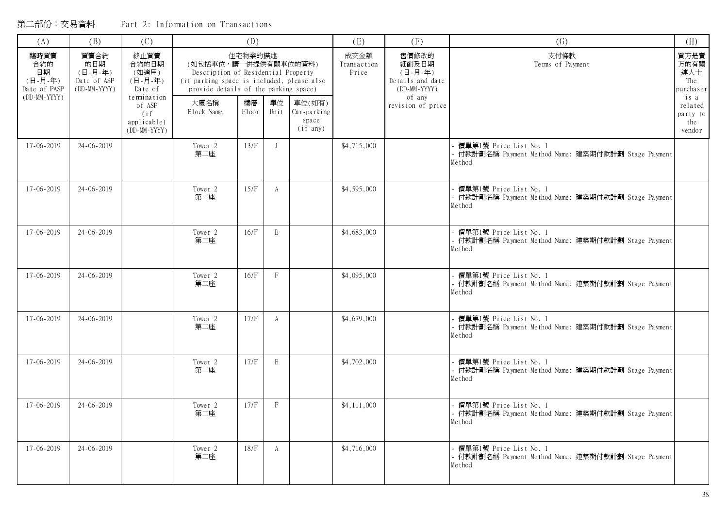第二部份：交易資料　　Part 2: Information on Transactions

| (A) | (B) | (C) | (D) | | | | (E) | (F) | (G) | (H) |
|---|---|---|---|---|---|---|---|---|---|---|
| 臨時買賣合約的日期 (日-月-年) Date of PASP (DD-MM-YYYY) | 買賣合約的日期 (日-月-年) Date of ASP (DD-MM-YYYY) | 終止買賣合約的日期 (如適用) (日-月-年) Date of termination of ASP (if applicable) (DD-MM-YYYY) | 住宅物業的描述 (如包括車位，請一併提供有關車位的資料) Description of Residential Property (if parking space is included, please also provide details of the parking space) | | | | 成交金額 Transaction Price | 售價修改的細節及日期 (日-月-年) Details and date (DD-MM-YYYY) of any revision of price | 支付條款 Terms of Payment | 買方是賣方的有關連人士 The purchaser is a related party to the vendor |
| | | | 大廈名稱 Block Name | 樓層 Floor | 單位 Unit | 車位(如有) Car-parking space (if any) | | | | |
| 17-06-2019 | 24-06-2019 | | Tower 2 第二座 | 13/F | J | | $4,715,000 | | - 價單第1號 Price List No. 1<br>- 付款計劃名稱 Payment Method Name: 建築期付款計劃 Stage Payment Method | |
| 17-06-2019 | 24-06-2019 | | Tower 2 第二座 | 15/F | A | | $4,595,000 | | - 價單第1號 Price List No. 1<br>- 付款計劃名稱 Payment Method Name: 建築期付款計劃 Stage Payment Method | |
| 17-06-2019 | 24-06-2019 | | Tower 2 第二座 | 16/F | B | | $4,683,000 | | - 價單第1號 Price List No. 1<br>- 付款計劃名稱 Payment Method Name: 建築期付款計劃 Stage Payment Method | |
| 17-06-2019 | 24-06-2019 | | Tower 2 第二座 | 16/F | F | | $4,095,000 | | - 價單第1號 Price List No. 1<br>- 付款計劃名稱 Payment Method Name: 建築期付款計劃 Stage Payment Method | |
| 17-06-2019 | 24-06-2019 | | Tower 2 第二座 | 17/F | A | | $4,679,000 | | - 價單第1號 Price List No. 1<br>- 付款計劃名稱 Payment Method Name: 建築期付款計劃 Stage Payment Method | |
| 17-06-2019 | 24-06-2019 | | Tower 2 第二座 | 17/F | B | | $4,702,000 | | - 價單第1號 Price List No. 1<br>- 付款計劃名稱 Payment Method Name: 建築期付款計劃 Stage Payment Method | |
| 17-06-2019 | 24-06-2019 | | Tower 2 第二座 | 17/F | F | | $4,111,000 | | - 價單第1號 Price List No. 1<br>- 付款計劃名稱 Payment Method Name: 建築期付款計劃 Stage Payment Method | |
| 17-06-2019 | 24-06-2019 | | Tower 2 第二座 | 18/F | A | | $4,716,000 | | - 價單第1號 Price List No. 1<br>- 付款計劃名稱 Payment Method Name: 建築期付款計劃 Stage Payment Method | |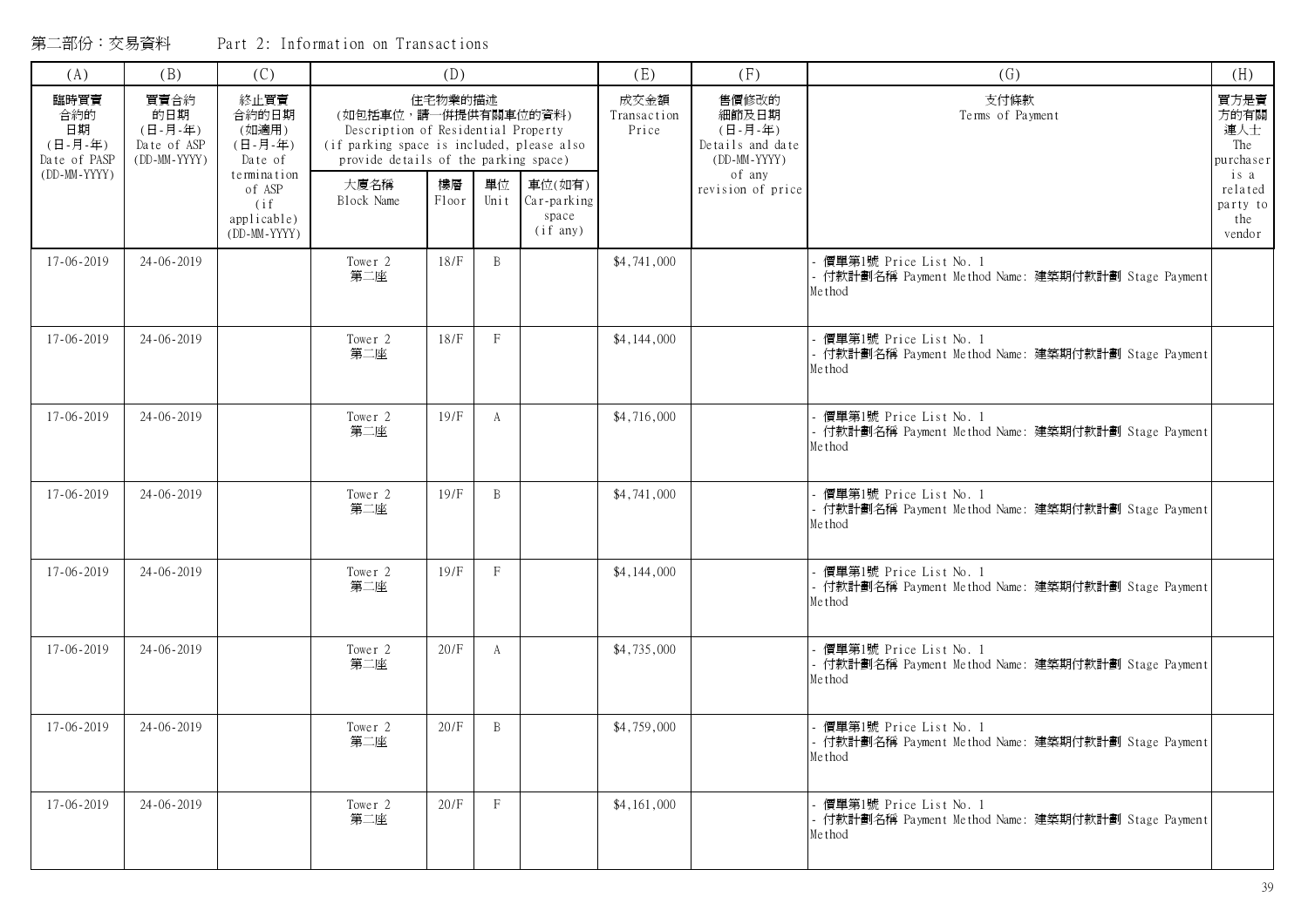第二部份：交易資料　　Part 2: Information on Transactions

| (A) | (B) | (C) | (D) | | | | (E) | (F) | (G) | (H) |
|---|---|---|---|---|---|---|---|---|---|---|
| 臨時買賣合約的日期 (日-月-年) Date of PASP (DD-MM-YYYY) | 買賣合約的日期 (日-月-年) Date of ASP (DD-MM-YYYY) | 終止買賣合約的日期 (如適用) (日-月-年) Date of termination of ASP (if applicable) (DD-MM-YYYY) | 住宅物業的描述 (如包括車位，請一併提供有關車位的資料) Description of Residential Property (if parking space is included, please also provide details of the parking space) | | | | 成交金額 Transaction Price | 售價修改的細節及日期 (日-月-年) Details and date (DD-MM-YYYY) of any revision of price | 支付條款 Terms of Payment | 買方是賣方的有關連人士 The purchaser is a related party to the vendor |
| | | | 大廈名稱 Block Name | 樓層 Floor | 單位 Unit | 車位(如有) Car-parking space (if any) | | | | |
| 17-06-2019 | 24-06-2019 | | Tower 2 第二座 | 18/F | B | | $4,741,000 | | - 價單第1號 Price List No. 1<br>- 付款計劃名稱 Payment Method Name: 建築期付款計劃 Stage Payment Method | |
| 17-06-2019 | 24-06-2019 | | Tower 2 第二座 | 18/F | F | | $4,144,000 | | - 價單第1號 Price List No. 1<br>- 付款計劃名稱 Payment Method Name: 建築期付款計劃 Stage Payment Method | |
| 17-06-2019 | 24-06-2019 | | Tower 2 第二座 | 19/F | A | | $4,716,000 | | - 價單第1號 Price List No. 1<br>- 付款計劃名稱 Payment Method Name: 建築期付款計劃 Stage Payment Method | |
| 17-06-2019 | 24-06-2019 | | Tower 2 第二座 | 19/F | B | | $4,741,000 | | - 價單第1號 Price List No. 1<br>- 付款計劃名稱 Payment Method Name: 建築期付款計劃 Stage Payment Method | |
| 17-06-2019 | 24-06-2019 | | Tower 2 第二座 | 19/F | F | | $4,144,000 | | - 價單第1號 Price List No. 1<br>- 付款計劃名稱 Payment Method Name: 建築期付款計劃 Stage Payment Method | |
| 17-06-2019 | 24-06-2019 | | Tower 2 第二座 | 20/F | A | | $4,735,000 | | - 價單第1號 Price List No. 1<br>- 付款計劃名稱 Payment Method Name: 建築期付款計劃 Stage Payment Method | |
| 17-06-2019 | 24-06-2019 | | Tower 2 第二座 | 20/F | B | | $4,759,000 | | - 價單第1號 Price List No. 1<br>- 付款計劃名稱 Payment Method Name: 建築期付款計劃 Stage Payment Method | |
| 17-06-2019 | 24-06-2019 | | Tower 2 第二座 | 20/F | F | | $4,161,000 | | - 價單第1號 Price List No. 1<br>- 付款計劃名稱 Payment Method Name: 建築期付款計劃 Stage Payment Method | |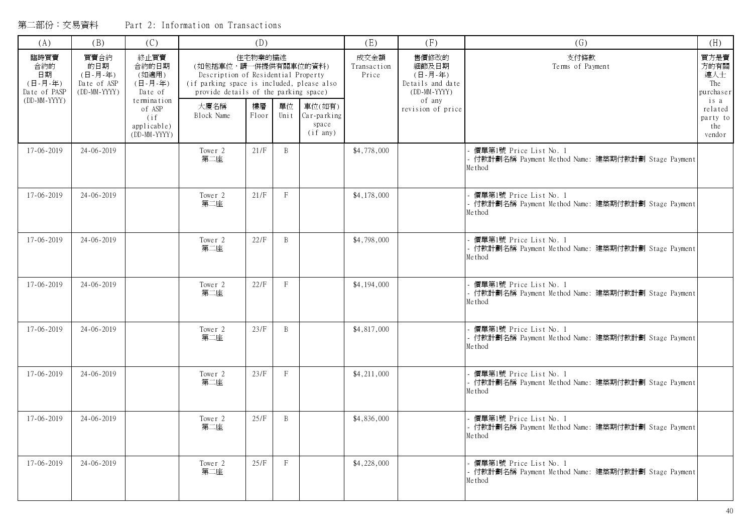第二部份：交易資料　　Part 2: Information on Transactions

| (A) | (B) | (C) | (D) | | | | (E) | (F) | (G) | (H) |
|---|---|---|---|---|---|---|---|---|---|---|
| 臨時買賣合約的日期 (日-月-年) Date of PASP (DD-MM-YYYY) | 買賣合約的日期 (日-月-年) Date of ASP (DD-MM-YYYY) | 終止買賣合約的日期 (如適用) (日-月-年) Date of termination of ASP (if applicable) (DD-MM-YYYY) | 住宅物業的描述 (如包括車位，請一併提供有關車位的資料) Description of Residential Property (if parking space is included, please also provide details of the parking space) | | | | 成交金額 Transaction Price | 售價修改的細節及日期 (日-月-年) Details and date (DD-MM-YYYY) of any revision of price | 支付條款 Terms of Payment | 買方是賣方的有關連人士 The purchaser is a related party to the vendor |
| | | | 大廈名稱 Block Name | 樓層 Floor | 單位 Unit | 車位(如有) Car-parking space (if any) | | | | |
| 17-06-2019 | 24-06-2019 | | Tower 2 第二座 | 21/F | B | | $4,778,000 | | - 價單第1號 Price List No. 1<br>- 付款計劃名稱 Payment Method Name: 建築期付款計劃 Stage Payment Method | |
| 17-06-2019 | 24-06-2019 | | Tower 2 第二座 | 21/F | F | | $4,178,000 | | - 價單第1號 Price List No. 1<br>- 付款計劃名稱 Payment Method Name: 建築期付款計劃 Stage Payment Method | |
| 17-06-2019 | 24-06-2019 | | Tower 2 第二座 | 22/F | B | | $4,798,000 | | - 價單第1號 Price List No. 1<br>- 付款計劃名稱 Payment Method Name: 建築期付款計劃 Stage Payment Method | |
| 17-06-2019 | 24-06-2019 | | Tower 2 第二座 | 22/F | F | | $4,194,000 | | - 價單第1號 Price List No. 1<br>- 付款計劃名稱 Payment Method Name: 建築期付款計劃 Stage Payment Method | |
| 17-06-2019 | 24-06-2019 | | Tower 2 第二座 | 23/F | B | | $4,817,000 | | - 價單第1號 Price List No. 1<br>- 付款計劃名稱 Payment Method Name: 建築期付款計劃 Stage Payment Method | |
| 17-06-2019 | 24-06-2019 | | Tower 2 第二座 | 23/F | F | | $4,211,000 | | - 價單第1號 Price List No. 1<br>- 付款計劃名稱 Payment Method Name: 建築期付款計劃 Stage Payment Method | |
| 17-06-2019 | 24-06-2019 | | Tower 2 第二座 | 25/F | B | | $4,836,000 | | - 價單第1號 Price List No. 1<br>- 付款計劃名稱 Payment Method Name: 建築期付款計劃 Stage Payment Method | |
| 17-06-2019 | 24-06-2019 | | Tower 2 第二座 | 25/F | F | | $4,228,000 | | - 價單第1號 Price List No. 1<br>- 付款計劃名稱 Payment Method Name: 建築期付款計劃 Stage Payment Method | |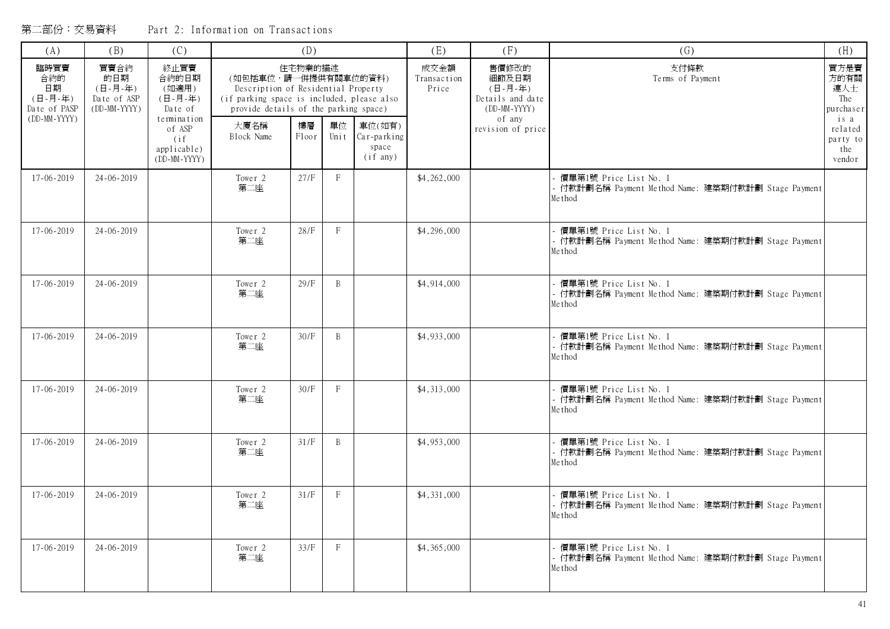第二部份：交易資料　　Part 2: Information on Transactions

| (A) | (B) | (C) | (D) | | | | (E) | (F) | (G) | (H) |
|---|---|---|---|---|---|---|---|---|---|---|
| 臨時買賣合約的日期 (日-月-年) Date of PASP (DD-MM-YYYY) | 買賣合約的日期 (日-月-年) Date of ASP (DD-MM-YYYY) | 終止買賣合約的日期 (如適用) (日-月-年) Date of termination of ASP (if applicable) (DD-MM-YYYY) | 住宅物業的描述 (如包括車位，請一併提供有關車位的資料) Description of Residential Property (if parking space is included, please also provide details of the parking space) | | | | 成交金額 Transaction Price | 售價修改的細節及日期 (日-月-年) Details and date (DD-MM-YYYY) of any revision of price | 支付條款 Terms of Payment | 買方是賣方的有關連人士 The purchaser is a related party to the vendor |
| | | | 大廈名稱 Block Name | 樓層 Floor | 單位 Unit | 車位(如有) Car-parking space (if any) | | | | |
| 17-06-2019 | 24-06-2019 | | Tower 2 第二座 | 27/F | F | | $4,262,000 | | - 價單第1號 Price List No. 1<br>- 付款計劃名稱 Payment Method Name: 建築期付款計劃 Stage Payment Method | |
| 17-06-2019 | 24-06-2019 | | Tower 2 第二座 | 28/F | F | | $4,296,000 | | - 價單第1號 Price List No. 1<br>- 付款計劃名稱 Payment Method Name: 建築期付款計劃 Stage Payment Method | |
| 17-06-2019 | 24-06-2019 | | Tower 2 第二座 | 29/F | B | | $4,914,000 | | - 價單第1號 Price List No. 1<br>- 付款計劃名稱 Payment Method Name: 建築期付款計劃 Stage Payment Method | |
| 17-06-2019 | 24-06-2019 | | Tower 2 第二座 | 30/F | B | | $4,933,000 | | - 價單第1號 Price List No. 1<br>- 付款計劃名稱 Payment Method Name: 建築期付款計劃 Stage Payment Method | |
| 17-06-2019 | 24-06-2019 | | Tower 2 第二座 | 30/F | F | | $4,313,000 | | - 價單第1號 Price List No. 1<br>- 付款計劃名稱 Payment Method Name: 建築期付款計劃 Stage Payment Method | |
| 17-06-2019 | 24-06-2019 | | Tower 2 第二座 | 31/F | B | | $4,953,000 | | - 價單第1號 Price List No. 1<br>- 付款計劃名稱 Payment Method Name: 建築期付款計劃 Stage Payment Method | |
| 17-06-2019 | 24-06-2019 | | Tower 2 第二座 | 31/F | F | | $4,331,000 | | - 價單第1號 Price List No. 1<br>- 付款計劃名稱 Payment Method Name: 建築期付款計劃 Stage Payment Method | |
| 17-06-2019 | 24-06-2019 | | Tower 2 第二座 | 33/F | F | | $4,365,000 | | - 價單第1號 Price List No. 1<br>- 付款計劃名稱 Payment Method Name: 建築期付款計劃 Stage Payment Method | |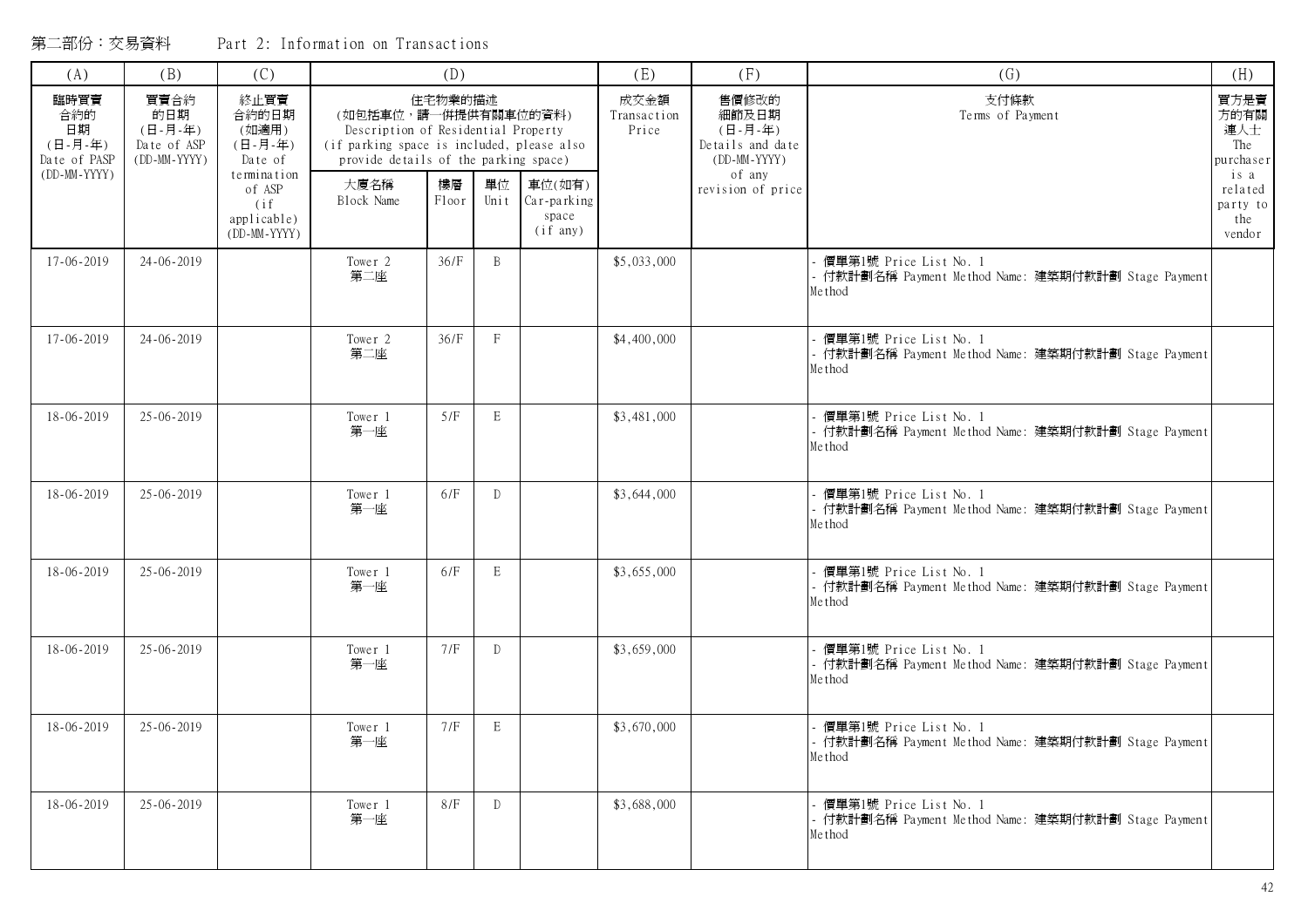第二部份：交易資料　　Part 2: Information on Transactions

| (A) | (B) | (C) | (D) | | | | (E) | (F) | (G) | (H) |
|---|---|---|---|---|---|---|---|---|---|---|
| 臨時買賣合約的日期 (日-月-年) Date of PASP (DD-MM-YYYY) | 買賣合約的日期 (日-月-年) Date of ASP (DD-MM-YYYY) | 終止買賣合約的日期 (如適用) (日-月-年) Date of termination of ASP (if applicable) (DD-MM-YYYY) | 住宅物業的描述 (如包括車位，請一併提供有關車位的資料) Description of Residential Property (if parking space is included, please also provide details of the parking space) | | | | 成交金額 Transaction Price | 售價修改的細節及日期 (日-月-年) Details and date (DD-MM-YYYY) of any revision of price | 支付條款 Terms of Payment | 買方是賣方的有關連人士 The purchaser is a related party to the vendor |
| | | | 大廈名稱 Block Name | 樓層 Floor | 單位 Unit | 車位(如有) Car-parking space (if any) | | | | |
| 17-06-2019 | 24-06-2019 | | Tower 2 第二座 | 36/F | B | | $5,033,000 | | - 價單第1號 Price List No. 1<br>- 付款計劃名稱 Payment Method Name: 建築期付款計劃 Stage Payment Method | |
| 17-06-2019 | 24-06-2019 | | Tower 2 第二座 | 36/F | F | | $4,400,000 | | - 價單第1號 Price List No. 1<br>- 付款計劃名稱 Payment Method Name: 建築期付款計劃 Stage Payment Method | |
| 18-06-2019 | 25-06-2019 | | Tower 1 第一座 | 5/F | E | | $3,481,000 | | - 價單第1號 Price List No. 1<br>- 付款計劃名稱 Payment Method Name: 建築期付款計劃 Stage Payment Method | |
| 18-06-2019 | 25-06-2019 | | Tower 1 第一座 | 6/F | D | | $3,644,000 | | - 價單第1號 Price List No. 1<br>- 付款計劃名稱 Payment Method Name: 建築期付款計劃 Stage Payment Method | |
| 18-06-2019 | 25-06-2019 | | Tower 1 第一座 | 6/F | E | | $3,655,000 | | - 價單第1號 Price List No. 1<br>- 付款計劃名稱 Payment Method Name: 建築期付款計劃 Stage Payment Method | |
| 18-06-2019 | 25-06-2019 | | Tower 1 第一座 | 7/F | D | | $3,659,000 | | - 價單第1號 Price List No. 1<br>- 付款計劃名稱 Payment Method Name: 建築期付款計劃 Stage Payment Method | |
| 18-06-2019 | 25-06-2019 | | Tower 1 第一座 | 7/F | E | | $3,670,000 | | - 價單第1號 Price List No. 1<br>- 付款計劃名稱 Payment Method Name: 建築期付款計劃 Stage Payment Method | |
| 18-06-2019 | 25-06-2019 | | Tower 1 第一座 | 8/F | D | | $3,688,000 | | - 價單第1號 Price List No. 1<br>- 付款計劃名稱 Payment Method Name: 建築期付款計劃 Stage Payment Method | |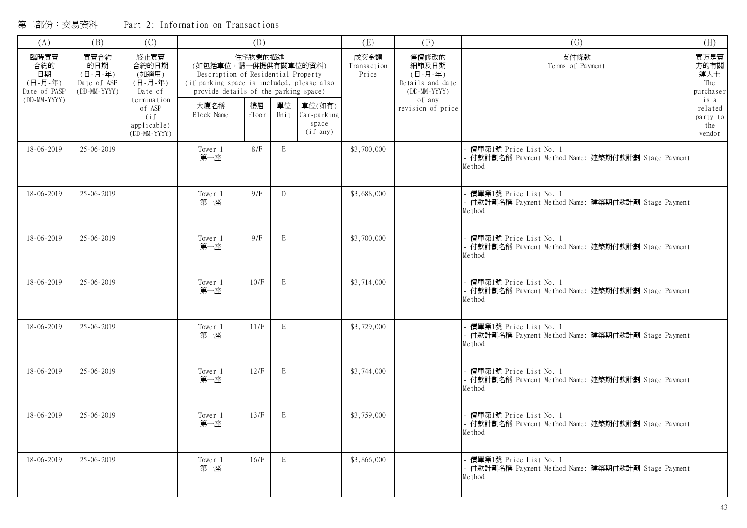第二部份：交易資料　　Part 2: Information on Transactions

| (A) | (B) | (C) | (D) | | | | (E) | (F) | (G) | (H) |
|---|---|---|---|---|---|---|---|---|---|---|
| 臨時買賣合約的日期 (日-月-年) Date of PASP (DD-MM-YYYY) | 買賣合約的日期 (日-月-年) Date of ASP (DD-MM-YYYY) | 終止買賣合約的日期 (如適用) (日-月-年) Date of termination of ASP (if applicable) (DD-MM-YYYY) | 住宅物業的描述 (如包括車位，請一併提供有關車位的資料) Description of Residential Property (if parking space is included, please also provide details of the parking space) | | | | 成交金額 Transaction Price | 售價修改的細節及日期 (日-月-年) Details and date (DD-MM-YYYY) of any revision of price | 支付條款 Terms of Payment | 買方是賣方的有關連人士 The purchaser is a related party to the vendor |
| | | | 大廈名稱 Block Name | 樓層 Floor | 單位 Unit | 車位(如有) Car-parking space (if any) | | | | |
| 18-06-2019 | 25-06-2019 | | Tower 1 第一座 | 8/F | E | | $3,700,000 | | - 價單第1號 Price List No. 1<br>- 付款計劃名稱 Payment Method Name: 建築期付款計劃 Stage Payment Method | |
| 18-06-2019 | 25-06-2019 | | Tower 1 第一座 | 9/F | D | | $3,688,000 | | - 價單第1號 Price List No. 1<br>- 付款計劃名稱 Payment Method Name: 建築期付款計劃 Stage Payment Method | |
| 18-06-2019 | 25-06-2019 | | Tower 1 第一座 | 9/F | E | | $3,700,000 | | - 價單第1號 Price List No. 1<br>- 付款計劃名稱 Payment Method Name: 建築期付款計劃 Stage Payment Method | |
| 18-06-2019 | 25-06-2019 | | Tower 1 第一座 | 10/F | E | | $3,714,000 | | - 價單第1號 Price List No. 1<br>- 付款計劃名稱 Payment Method Name: 建築期付款計劃 Stage Payment Method | |
| 18-06-2019 | 25-06-2019 | | Tower 1 第一座 | 11/F | E | | $3,729,000 | | - 價單第1號 Price List No. 1<br>- 付款計劃名稱 Payment Method Name: 建築期付款計劃 Stage Payment Method | |
| 18-06-2019 | 25-06-2019 | | Tower 1 第一座 | 12/F | E | | $3,744,000 | | - 價單第1號 Price List No. 1<br>- 付款計劃名稱 Payment Method Name: 建築期付款計劃 Stage Payment Method | |
| 18-06-2019 | 25-06-2019 | | Tower 1 第一座 | 13/F | E | | $3,759,000 | | - 價單第1號 Price List No. 1<br>- 付款計劃名稱 Payment Method Name: 建築期付款計劃 Stage Payment Method | |
| 18-06-2019 | 25-06-2019 | | Tower 1 第一座 | 16/F | E | | $3,866,000 | | - 價單第1號 Price List No. 1<br>- 付款計劃名稱 Payment Method Name: 建築期付款計劃 Stage Payment Method | |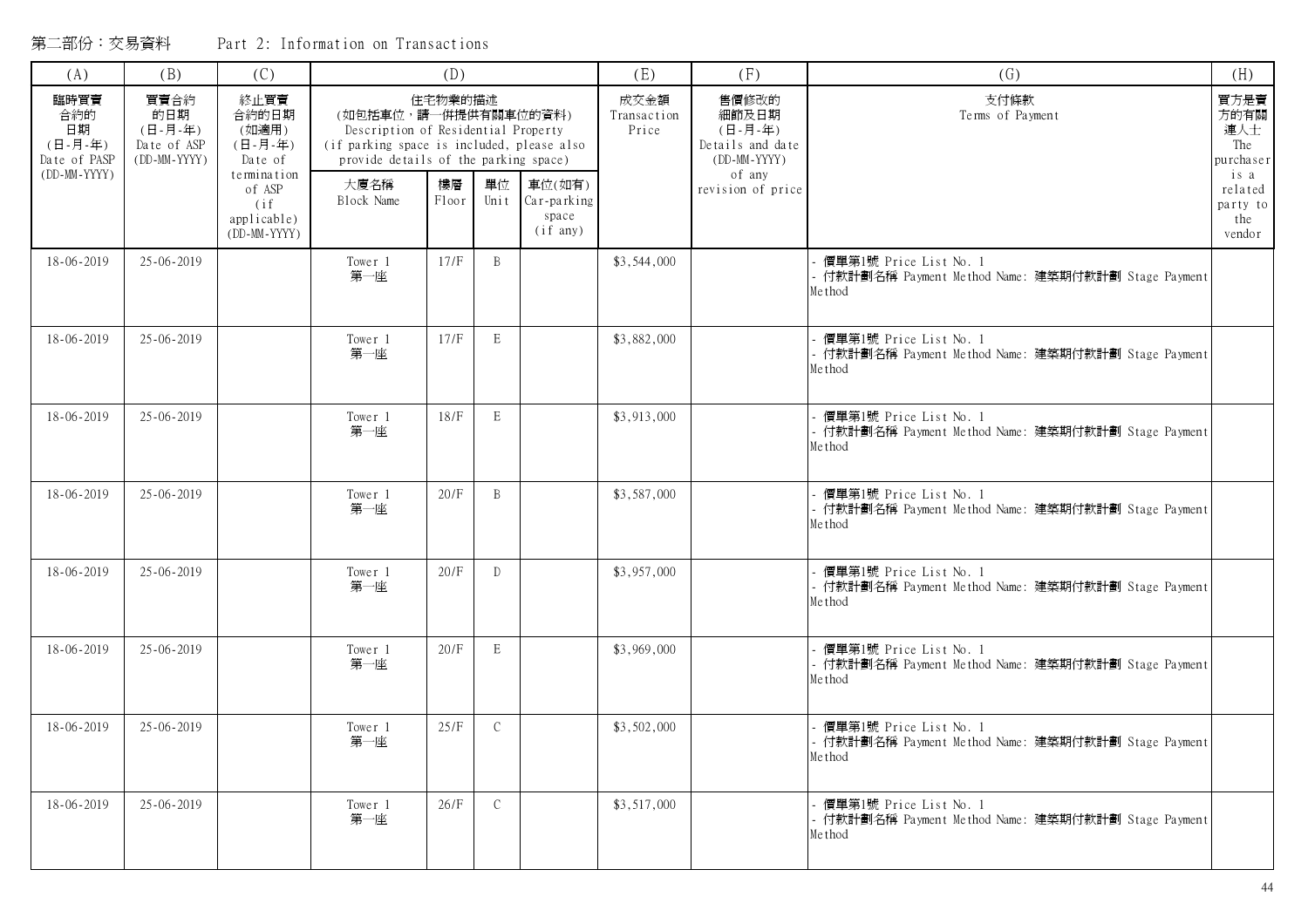第二部份：交易資料　　Part 2: Information on Transactions

| (A) | (B) | (C) | (D) | | | | (E) | (F) | (G) | (H) |
|---|---|---|---|---|---|---|---|---|---|---|
| 臨時買賣合約的日期 (日-月-年) Date of PASP (DD-MM-YYYY) | 買賣合約的日期 (日-月-年) Date of ASP (DD-MM-YYYY) | 終止買賣合約的日期 (如適用) (日-月-年) Date of termination of ASP (if applicable) (DD-MM-YYYY) | 住宅物業的描述 (如包括車位，請一併提供有關車位的資料) Description of Residential Property (if parking space is included, please also provide details of the parking space) | | | | 成交金額 Transaction Price | 售價修改的細節及日期 (日-月-年) Details and date (DD-MM-YYYY) of any revision of price | 支付條款 Terms of Payment | 買方是賣方的有關連人士 The purchaser is a related party to the vendor |
| | | | 大廈名稱 Block Name | 樓層 Floor | 單位 Unit | 車位(如有) Car-parking space (if any) | | | | |
| 18-06-2019 | 25-06-2019 | | Tower 1 第一座 | 17/F | B | | $3,544,000 | | - 價單第1號 Price List No. 1<br>- 付款計劃名稱 Payment Method Name: 建築期付款計劃 Stage Payment Method | |
| 18-06-2019 | 25-06-2019 | | Tower 1 第一座 | 17/F | E | | $3,882,000 | | - 價單第1號 Price List No. 1<br>- 付款計劃名稱 Payment Method Name: 建築期付款計劃 Stage Payment Method | |
| 18-06-2019 | 25-06-2019 | | Tower 1 第一座 | 18/F | E | | $3,913,000 | | - 價單第1號 Price List No. 1<br>- 付款計劃名稱 Payment Method Name: 建築期付款計劃 Stage Payment Method | |
| 18-06-2019 | 25-06-2019 | | Tower 1 第一座 | 20/F | B | | $3,587,000 | | - 價單第1號 Price List No. 1<br>- 付款計劃名稱 Payment Method Name: 建築期付款計劃 Stage Payment Method | |
| 18-06-2019 | 25-06-2019 | | Tower 1 第一座 | 20/F | D | | $3,957,000 | | - 價單第1號 Price List No. 1<br>- 付款計劃名稱 Payment Method Name: 建築期付款計劃 Stage Payment Method | |
| 18-06-2019 | 25-06-2019 | | Tower 1 第一座 | 20/F | E | | $3,969,000 | | - 價單第1號 Price List No. 1<br>- 付款計劃名稱 Payment Method Name: 建築期付款計劃 Stage Payment Method | |
| 18-06-2019 | 25-06-2019 | | Tower 1 第一座 | 25/F | C | | $3,502,000 | | - 價單第1號 Price List No. 1<br>- 付款計劃名稱 Payment Method Name: 建築期付款計劃 Stage Payment Method | |
| 18-06-2019 | 25-06-2019 | | Tower 1 第一座 | 26/F | C | | $3,517,000 | | - 價單第1號 Price List No. 1<br>- 付款計劃名稱 Payment Method Name: 建築期付款計劃 Stage Payment Method | |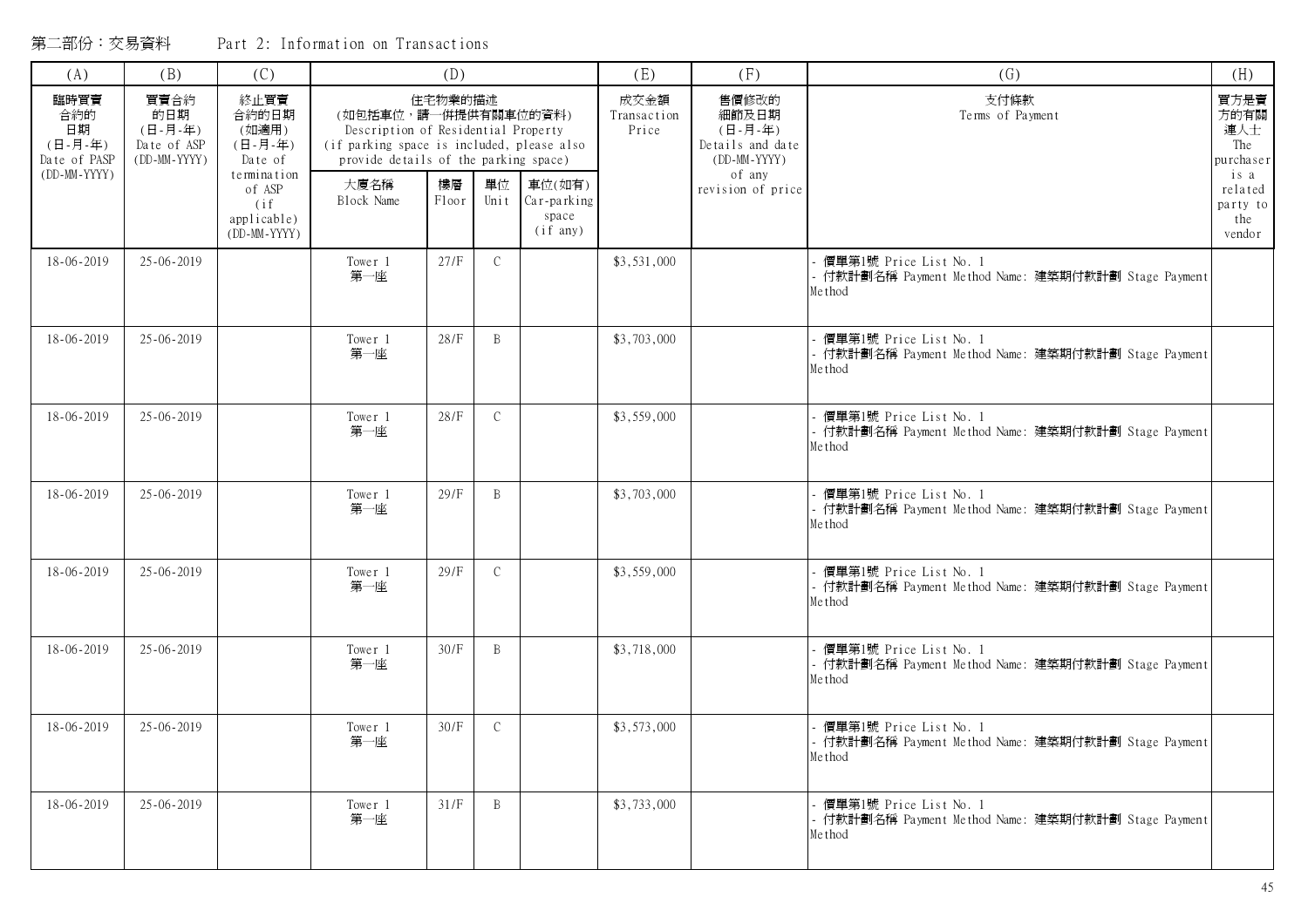第二部份：交易資料　　Part 2: Information on Transactions

| (A) | (B) | (C) | (D) | | | | (E) | (F) | (G) | (H) |
|---|---|---|---|---|---|---|---|---|---|---|
| 臨時買賣合約的日期 (日-月-年) Date of PASP (DD-MM-YYYY) | 買賣合約的日期 (日-月-年) Date of ASP (DD-MM-YYYY) | 終止買賣合約的日期 (如適用) (日-月-年) Date of termination of ASP (if applicable) (DD-MM-YYYY) | 住宅物業的描述 (如包括車位，請一併提供有關車位的資料) Description of Residential Property (if parking space is included, please also provide details of the parking space) | | | | 成交金額 Transaction Price | 售價修改的細節及日期 (日-月-年) Details and date (DD-MM-YYYY) of any revision of price | 支付條款 Terms of Payment | 買方是賣方的有關連人士 The purchaser is a related party to the vendor |
| | | | 大廈名稱 Block Name | 樓層 Floor | 單位 Unit | 車位(如有) Car-parking space (if any) | | | | |
| 18-06-2019 | 25-06-2019 | | Tower 1 第一座 | 27/F | C | | $3,531,000 | | - 價單第1號 Price List No. 1<br>- 付款計劃名稱 Payment Method Name: 建築期付款計劃 Stage Payment Method | |
| 18-06-2019 | 25-06-2019 | | Tower 1 第一座 | 28/F | B | | $3,703,000 | | - 價單第1號 Price List No. 1<br>- 付款計劃名稱 Payment Method Name: 建築期付款計劃 Stage Payment Method | |
| 18-06-2019 | 25-06-2019 | | Tower 1 第一座 | 28/F | C | | $3,559,000 | | - 價單第1號 Price List No. 1<br>- 付款計劃名稱 Payment Method Name: 建築期付款計劃 Stage Payment Method | |
| 18-06-2019 | 25-06-2019 | | Tower 1 第一座 | 29/F | B | | $3,703,000 | | - 價單第1號 Price List No. 1<br>- 付款計劃名稱 Payment Method Name: 建築期付款計劃 Stage Payment Method | |
| 18-06-2019 | 25-06-2019 | | Tower 1 第一座 | 29/F | C | | $3,559,000 | | - 價單第1號 Price List No. 1<br>- 付款計劃名稱 Payment Method Name: 建築期付款計劃 Stage Payment Method | |
| 18-06-2019 | 25-06-2019 | | Tower 1 第一座 | 30/F | B | | $3,718,000 | | - 價單第1號 Price List No. 1<br>- 付款計劃名稱 Payment Method Name: 建築期付款計劃 Stage Payment Method | |
| 18-06-2019 | 25-06-2019 | | Tower 1 第一座 | 30/F | C | | $3,573,000 | | - 價單第1號 Price List No. 1<br>- 付款計劃名稱 Payment Method Name: 建築期付款計劃 Stage Payment Method | |
| 18-06-2019 | 25-06-2019 | | Tower 1 第一座 | 31/F | B | | $3,733,000 | | - 價單第1號 Price List No. 1<br>- 付款計劃名稱 Payment Method Name: 建築期付款計劃 Stage Payment Method | |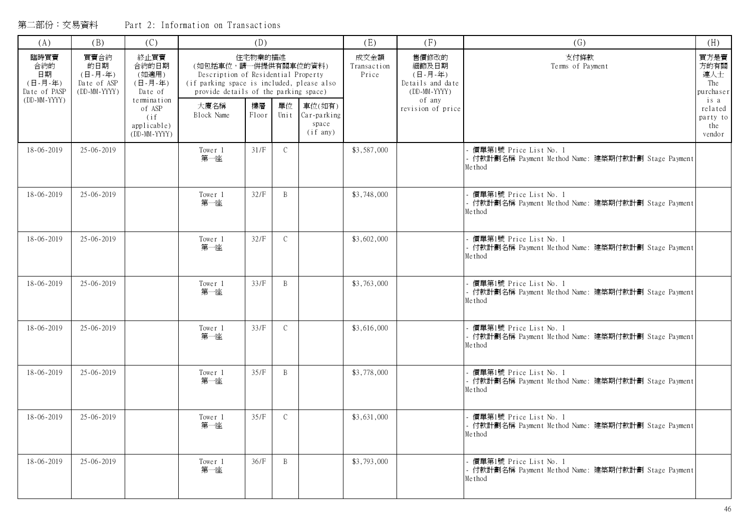第二部份：交易資料　　Part 2: Information on Transactions

| (A) | (B) | (C) | (D) | | | | (E) | (F) | (G) | (H) |
|---|---|---|---|---|---|---|---|---|---|---|
| 臨時買賣合約的日期 (日-月-年) Date of PASP (DD-MM-YYYY) | 買賣合約的日期 (日-月-年) Date of ASP (DD-MM-YYYY) | 終止買賣合約的日期 (如適用) (日-月-年) Date of termination of ASP (if applicable) (DD-MM-YYYY) | 住宅物業的描述 (如包括車位，請一併提供有關車位的資料) Description of Residential Property (if parking space is included, please also provide details of the parking space) | | | | 成交金額 Transaction Price | 售價修改的細節及日期 (日-月-年) Details and date (DD-MM-YYYY) of any revision of price | 支付條款 Terms of Payment | 買方是賣方的有關連人士 The purchaser is a related party to the vendor |
| | | | 大廈名稱 Block Name | 樓層 Floor | 單位 Unit | 車位(如有) Car-parking space (if any) | | | | |
| 18-06-2019 | 25-06-2019 | | Tower 1 第一座 | 31/F | C | | $3,587,000 | | - 價單第1號 Price List No. 1<br>- 付款計劃名稱 Payment Method Name: 建築期付款計劃 Stage Payment Method | |
| 18-06-2019 | 25-06-2019 | | Tower 1 第一座 | 32/F | B | | $3,748,000 | | - 價單第1號 Price List No. 1<br>- 付款計劃名稱 Payment Method Name: 建築期付款計劃 Stage Payment Method | |
| 18-06-2019 | 25-06-2019 | | Tower 1 第一座 | 32/F | C | | $3,602,000 | | - 價單第1號 Price List No. 1<br>- 付款計劃名稱 Payment Method Name: 建築期付款計劃 Stage Payment Method | |
| 18-06-2019 | 25-06-2019 | | Tower 1 第一座 | 33/F | B | | $3,763,000 | | - 價單第1號 Price List No. 1<br>- 付款計劃名稱 Payment Method Name: 建築期付款計劃 Stage Payment Method | |
| 18-06-2019 | 25-06-2019 | | Tower 1 第一座 | 33/F | C | | $3,616,000 | | - 價單第1號 Price List No. 1<br>- 付款計劃名稱 Payment Method Name: 建築期付款計劃 Stage Payment Method | |
| 18-06-2019 | 25-06-2019 | | Tower 1 第一座 | 35/F | B | | $3,778,000 | | - 價單第1號 Price List No. 1<br>- 付款計劃名稱 Payment Method Name: 建築期付款計劃 Stage Payment Method | |
| 18-06-2019 | 25-06-2019 | | Tower 1 第一座 | 35/F | C | | $3,631,000 | | - 價單第1號 Price List No. 1<br>- 付款計劃名稱 Payment Method Name: 建築期付款計劃 Stage Payment Method | |
| 18-06-2019 | 25-06-2019 | | Tower 1 第一座 | 36/F | B | | $3,793,000 | | - 價單第1號 Price List No. 1<br>- 付款計劃名稱 Payment Method Name: 建築期付款計劃 Stage Payment Method | |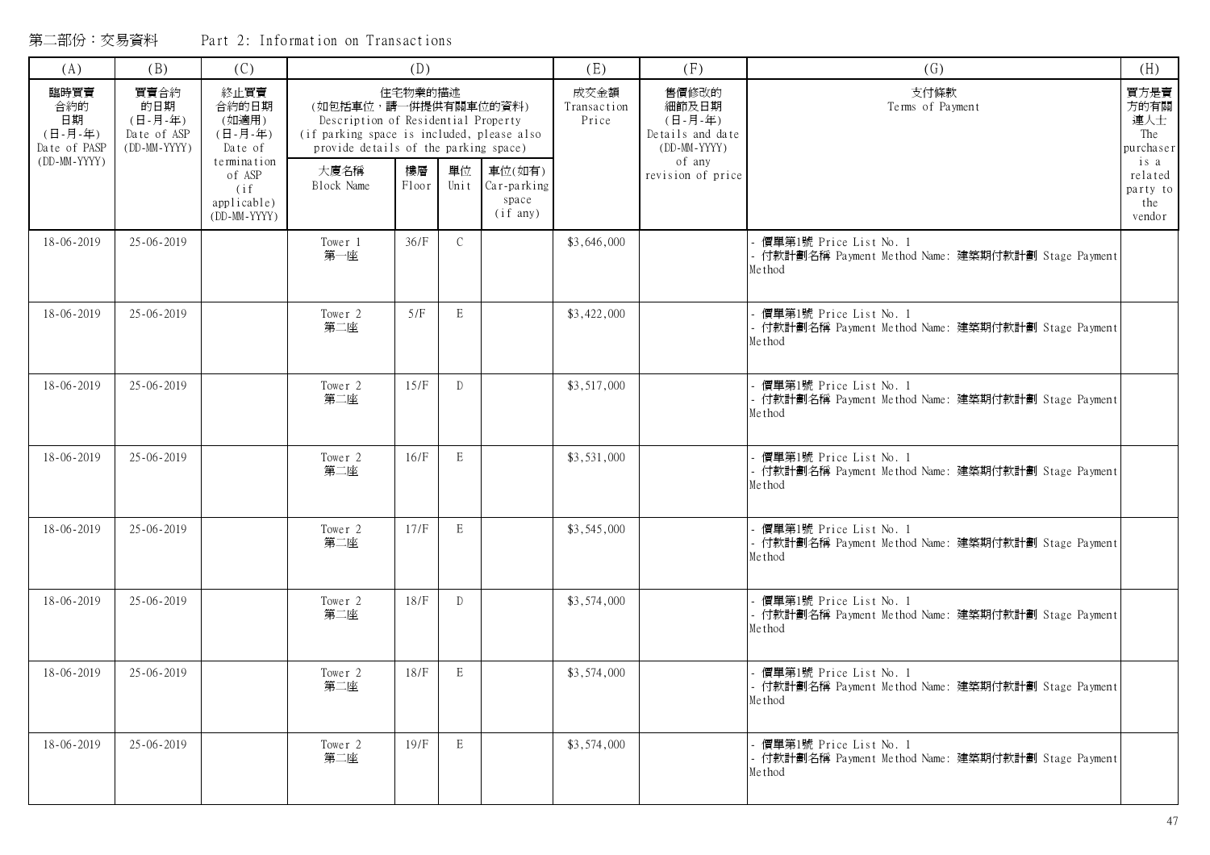第二部份：交易資料　　Part 2: Information on Transactions

| (A) | (B) | (C) | (D) | | | | (E) | (F) | (G) | (H) |
|---|---|---|---|---|---|---|---|---|---|---|
| 臨時買賣合約的日期 (日-月-年) Date of PASP (DD-MM-YYYY) | 買賣合約的日期 (日-月-年) Date of ASP (DD-MM-YYYY) | 終止買賣合約的日期 (如適用) (日-月-年) Date of termination of ASP (if applicable) (DD-MM-YYYY) | 住宅物業的描述 (如包括車位，請一併提供有關車位的資料) Description of Residential Property (if parking space is included, please also provide details of the parking space) | | | | 成交金額 Transaction Price | 售價修改的細節及日期 (日-月-年) Details and date (DD-MM-YYYY) of any revision of price | 支付條款 Terms of Payment | 買方是賣方的有關連人士 The purchaser is a related party to the vendor |
| | | | 大廈名稱 Block Name | 樓層 Floor | 單位 Unit | 車位(如有) Car-parking space (if any) | | | | |
| 18-06-2019 | 25-06-2019 | | Tower 1 第一座 | 36/F | C | | $3,646,000 | | - 價單第1號 Price List No. 1<br>- 付款計劃名稱 Payment Method Name: 建築期付款計劃 Stage Payment Method | |
| 18-06-2019 | 25-06-2019 | | Tower 2 第二座 | 5/F | E | | $3,422,000 | | - 價單第1號 Price List No. 1<br>- 付款計劃名稱 Payment Method Name: 建築期付款計劃 Stage Payment Method | |
| 18-06-2019 | 25-06-2019 | | Tower 2 第二座 | 15/F | D | | $3,517,000 | | - 價單第1號 Price List No. 1<br>- 付款計劃名稱 Payment Method Name: 建築期付款計劃 Stage Payment Method | |
| 18-06-2019 | 25-06-2019 | | Tower 2 第二座 | 16/F | E | | $3,531,000 | | - 價單第1號 Price List No. 1<br>- 付款計劃名稱 Payment Method Name: 建築期付款計劃 Stage Payment Method | |
| 18-06-2019 | 25-06-2019 | | Tower 2 第二座 | 17/F | E | | $3,545,000 | | - 價單第1號 Price List No. 1<br>- 付款計劃名稱 Payment Method Name: 建築期付款計劃 Stage Payment Method | |
| 18-06-2019 | 25-06-2019 | | Tower 2 第二座 | 18/F | D | | $3,574,000 | | - 價單第1號 Price List No. 1<br>- 付款計劃名稱 Payment Method Name: 建築期付款計劃 Stage Payment Method | |
| 18-06-2019 | 25-06-2019 | | Tower 2 第二座 | 18/F | E | | $3,574,000 | | - 價單第1號 Price List No. 1<br>- 付款計劃名稱 Payment Method Name: 建築期付款計劃 Stage Payment Method | |
| 18-06-2019 | 25-06-2019 | | Tower 2 第二座 | 19/F | E | | $3,574,000 | | - 價單第1號 Price List No. 1<br>- 付款計劃名稱 Payment Method Name: 建築期付款計劃 Stage Payment Method | |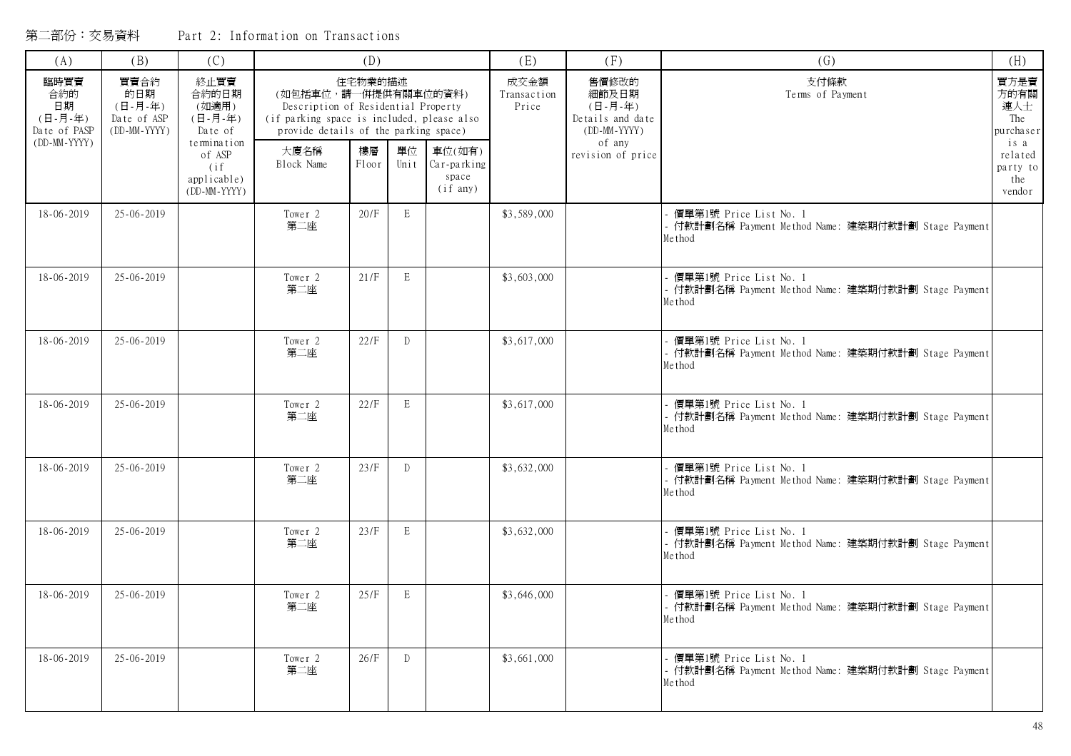第二部份：交易資料　　Part 2: Information on Transactions

| (A) | (B) | (C) | (D) | | | | (E) | (F) | (G) | (H) |
|---|---|---|---|---|---|---|---|---|---|---|
| 臨時買賣合約的日期 (日-月-年) Date of PASP (DD-MM-YYYY) | 買賣合約的日期 (日-月-年) Date of ASP (DD-MM-YYYY) | 終止買賣合約的日期 (如適用) (日-月-年) Date of termination of ASP (if applicable) (DD-MM-YYYY) | 住宅物業的描述 (如包括車位，請一併提供有關車位的資料) Description of Residential Property (if parking space is included, please also provide details of the parking space) | | | | 成交金額 Transaction Price | 售價修改的細節及日期 (日-月-年) Details and date (DD-MM-YYYY) of any revision of price | 支付條款 Terms of Payment | 買方是賣方的有關連人士 The purchaser is a related party to the vendor |
| | | | 大廈名稱 Block Name | 樓層 Floor | 單位 Unit | 車位(如有) Car-parking space (if any) | | | | |
| 18-06-2019 | 25-06-2019 | | Tower 2 第二座 | 20/F | E | | $3,589,000 | | - 價單第1號 Price List No. 1<br>- 付款計劃名稱 Payment Method Name: 建築期付款計劃 Stage Payment Method | |
| 18-06-2019 | 25-06-2019 | | Tower 2 第二座 | 21/F | E | | $3,603,000 | | - 價單第1號 Price List No. 1<br>- 付款計劃名稱 Payment Method Name: 建築期付款計劃 Stage Payment Method | |
| 18-06-2019 | 25-06-2019 | | Tower 2 第二座 | 22/F | D | | $3,617,000 | | - 價單第1號 Price List No. 1<br>- 付款計劃名稱 Payment Method Name: 建築期付款計劃 Stage Payment Method | |
| 18-06-2019 | 25-06-2019 | | Tower 2 第二座 | 22/F | E | | $3,617,000 | | - 價單第1號 Price List No. 1<br>- 付款計劃名稱 Payment Method Name: 建築期付款計劃 Stage Payment Method | |
| 18-06-2019 | 25-06-2019 | | Tower 2 第二座 | 23/F | D | | $3,632,000 | | - 價單第1號 Price List No. 1<br>- 付款計劃名稱 Payment Method Name: 建築期付款計劃 Stage Payment Method | |
| 18-06-2019 | 25-06-2019 | | Tower 2 第二座 | 23/F | E | | $3,632,000 | | - 價單第1號 Price List No. 1<br>- 付款計劃名稱 Payment Method Name: 建築期付款計劃 Stage Payment Method | |
| 18-06-2019 | 25-06-2019 | | Tower 2 第二座 | 25/F | E | | $3,646,000 | | - 價單第1號 Price List No. 1<br>- 付款計劃名稱 Payment Method Name: 建築期付款計劃 Stage Payment Method | |
| 18-06-2019 | 25-06-2019 | | Tower 2 第二座 | 26/F | D | | $3,661,000 | | - 價單第1號 Price List No. 1<br>- 付款計劃名稱 Payment Method Name: 建築期付款計劃 Stage Payment Method | |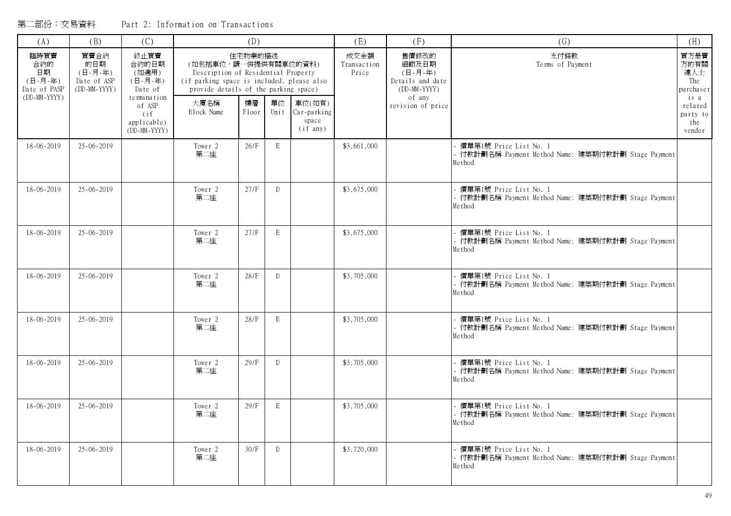第二部份：交易資料　　Part 2: Information on Transactions

| (A) | (B) | (C) | (D) | | | | (E) | (F) | (G) | (H) |
|---|---|---|---|---|---|---|---|---|---|---|
| 臨時買賣合約的日期 (日-月-年) Date of PASP (DD-MM-YYYY) | 買賣合約的日期 (日-月-年) Date of ASP (DD-MM-YYYY) | 終止買賣合約的日期 (如適用) (日-月-年) Date of termination of ASP (if applicable) (DD-MM-YYYY) | 住宅物業的描述 (如包括車位，請一併提供有關車位的資料) Description of Residential Property (if parking space is included, please also provide details of the parking space) | | | | 成交金額 Transaction Price | 售價修改的細節及日期 (日-月-年) Details and date (DD-MM-YYYY) of any revision of price | 支付條款 Terms of Payment | 買方是賣方的有關連人士 The purchaser is a related party to the vendor |
| | | | 大廈名稱 Block Name | 樓層 Floor | 單位 Unit | 車位(如有) Car-parking space (if any) | | | | |
| 18-06-2019 | 25-06-2019 | | Tower 2 第二座 | 26/F | E | | $3,661,000 | | - 價單第1號 Price List No. 1<br>- 付款計劃名稱 Payment Method Name: 建築期付款計劃 Stage Payment Method | |
| 18-06-2019 | 25-06-2019 | | Tower 2 第二座 | 27/F | D | | $3,675,000 | | - 價單第1號 Price List No. 1<br>- 付款計劃名稱 Payment Method Name: 建築期付款計劃 Stage Payment Method | |
| 18-06-2019 | 25-06-2019 | | Tower 2 第二座 | 27/F | E | | $3,675,000 | | - 價單第1號 Price List No. 1<br>- 付款計劃名稱 Payment Method Name: 建築期付款計劃 Stage Payment Method | |
| 18-06-2019 | 25-06-2019 | | Tower 2 第二座 | 28/F | D | | $3,705,000 | | - 價單第1號 Price List No. 1<br>- 付款計劃名稱 Payment Method Name: 建築期付款計劃 Stage Payment Method | |
| 18-06-2019 | 25-06-2019 | | Tower 2 第二座 | 28/F | E | | $3,705,000 | | - 價單第1號 Price List No. 1<br>- 付款計劃名稱 Payment Method Name: 建築期付款計劃 Stage Payment Method | |
| 18-06-2019 | 25-06-2019 | | Tower 2 第二座 | 29/F | D | | $3,705,000 | | - 價單第1號 Price List No. 1<br>- 付款計劃名稱 Payment Method Name: 建築期付款計劃 Stage Payment Method | |
| 18-06-2019 | 25-06-2019 | | Tower 2 第二座 | 29/F | E | | $3,705,000 | | - 價單第1號 Price List No. 1<br>- 付款計劃名稱 Payment Method Name: 建築期付款計劃 Stage Payment Method | |
| 18-06-2019 | 25-06-2019 | | Tower 2 第二座 | 30/F | D | | $3,720,000 | | - 價單第1號 Price List No. 1<br>- 付款計劃名稱 Payment Method Name: 建築期付款計劃 Stage Payment Method | |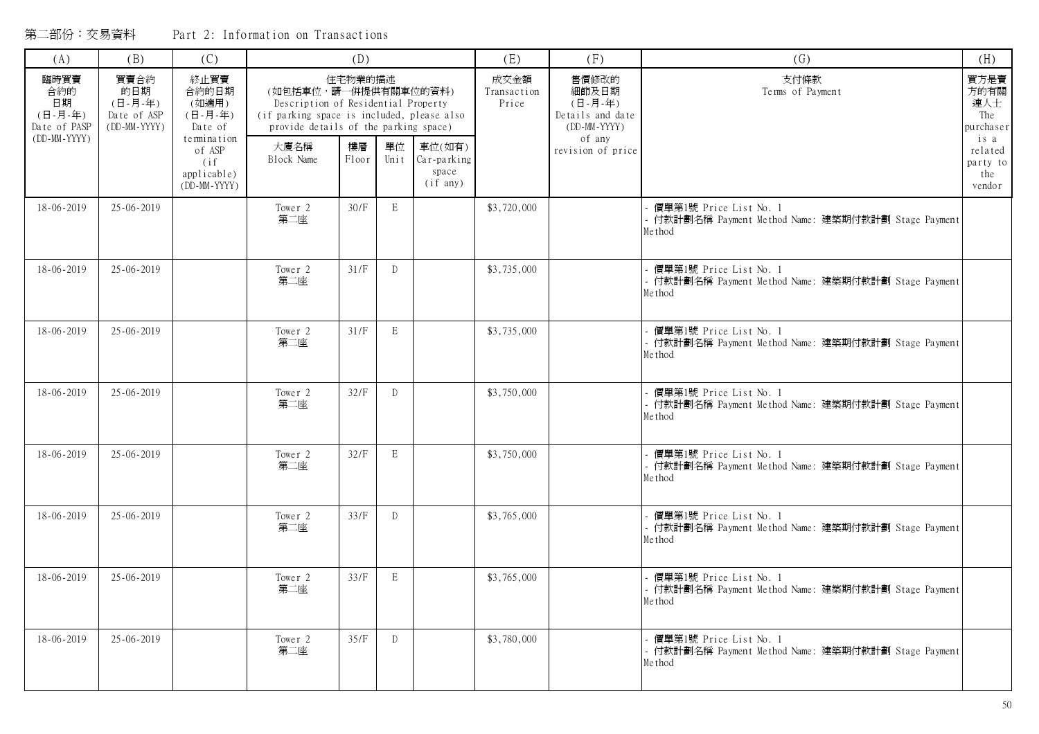第二部份：交易資料　　Part 2: Information on Transactions

| (A) | (B) | (C) | (D) | | | | (E) | (F) | (G) | (H) |
|---|---|---|---|---|---|---|---|---|---|---|
| 臨時買賣合約的日期 (日-月-年) Date of PASP (DD-MM-YYYY) | 買賣合約的日期 (日-月-年) Date of ASP (DD-MM-YYYY) | 終止買賣合約的日期 (如適用) (日-月-年) Date of termination of ASP (if applicable) (DD-MM-YYYY) | 住宅物業的描述 (如包括車位，請一併提供有關車位的資料) Description of Residential Property (if parking space is included, please also provide details of the parking space) | | | | 成交金額 Transaction Price | 售價修改的細節及日期 (日-月-年) Details and date (DD-MM-YYYY) of any revision of price | 支付條款 Terms of Payment | 買方是賣方的有關連人士 The purchaser is a related party to the vendor |
| | | | 大廈名稱 Block Name | 樓層 Floor | 單位 Unit | 車位(如有) Car-parking space (if any) | | | | |
| 18-06-2019 | 25-06-2019 | | Tower 2 第二座 | 30/F | E | | $3,720,000 | | - 價單第1號 Price List No. 1<br>- 付款計劃名稱 Payment Method Name: 建築期付款計劃 Stage Payment Method | |
| 18-06-2019 | 25-06-2019 | | Tower 2 第二座 | 31/F | D | | $3,735,000 | | - 價單第1號 Price List No. 1<br>- 付款計劃名稱 Payment Method Name: 建築期付款計劃 Stage Payment Method | |
| 18-06-2019 | 25-06-2019 | | Tower 2 第二座 | 31/F | E | | $3,735,000 | | - 價單第1號 Price List No. 1<br>- 付款計劃名稱 Payment Method Name: 建築期付款計劃 Stage Payment Method | |
| 18-06-2019 | 25-06-2019 | | Tower 2 第二座 | 32/F | D | | $3,750,000 | | - 價單第1號 Price List No. 1<br>- 付款計劃名稱 Payment Method Name: 建築期付款計劃 Stage Payment Method | |
| 18-06-2019 | 25-06-2019 | | Tower 2 第二座 | 32/F | E | | $3,750,000 | | - 價單第1號 Price List No. 1<br>- 付款計劃名稱 Payment Method Name: 建築期付款計劃 Stage Payment Method | |
| 18-06-2019 | 25-06-2019 | | Tower 2 第二座 | 33/F | D | | $3,765,000 | | - 價單第1號 Price List No. 1<br>- 付款計劃名稱 Payment Method Name: 建築期付款計劃 Stage Payment Method | |
| 18-06-2019 | 25-06-2019 | | Tower 2 第二座 | 33/F | E | | $3,765,000 | | - 價單第1號 Price List No. 1<br>- 付款計劃名稱 Payment Method Name: 建築期付款計劃 Stage Payment Method | |
| 18-06-2019 | 25-06-2019 | | Tower 2 第二座 | 35/F | D | | $3,780,000 | | - 價單第1號 Price List No. 1<br>- 付款計劃名稱 Payment Method Name: 建築期付款計劃 Stage Payment Method | |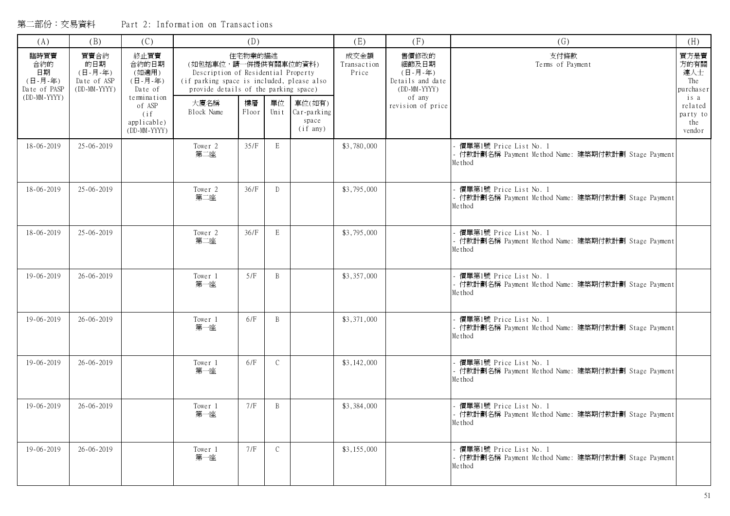第二部份：交易資料　　Part 2: Information on Transactions

| (A) | (B) | (C) | (D) | | | | (E) | (F) | (G) | (H) |
|---|---|---|---|---|---|---|---|---|---|---|
| 臨時買賣合約的日期 (日-月-年) Date of PASP (DD-MM-YYYY) | 買賣合約的日期 (日-月-年) Date of ASP (DD-MM-YYYY) | 終止買賣合約的日期 (如適用) (日-月-年) Date of termination of ASP (if applicable) (DD-MM-YYYY) | 住宅物業的描述 (如包括車位，請一併提供有關車位的資料) Description of Residential Property (if parking space is included, please also provide details of the parking space) | | | | 成交金額 Transaction Price | 售價修改的細節及日期 (日-月-年) Details and date (DD-MM-YYYY) of any revision of price | 支付條款 Terms of Payment | 買方是賣方的有關連人士 The purchaser is a related party to the vendor |
| | | | 大廈名稱 Block Name | 樓層 Floor | 單位 Unit | 車位(如有) Car-parking space (if any) | | | | |
| 18-06-2019 | 25-06-2019 | | Tower 2 第二座 | 35/F | E | | $3,780,000 | | - 價單第1號 Price List No. 1<br>- 付款計劃名稱 Payment Method Name: 建築期付款計劃 Stage Payment Method | |
| 18-06-2019 | 25-06-2019 | | Tower 2 第二座 | 36/F | D | | $3,795,000 | | - 價單第1號 Price List No. 1<br>- 付款計劃名稱 Payment Method Name: 建築期付款計劃 Stage Payment Method | |
| 18-06-2019 | 25-06-2019 | | Tower 2 第二座 | 36/F | E | | $3,795,000 | | - 價單第1號 Price List No. 1<br>- 付款計劃名稱 Payment Method Name: 建築期付款計劃 Stage Payment Method | |
| 19-06-2019 | 26-06-2019 | | Tower 1 第一座 | 5/F | B | | $3,357,000 | | - 價單第1號 Price List No. 1<br>- 付款計劃名稱 Payment Method Name: 建築期付款計劃 Stage Payment Method | |
| 19-06-2019 | 26-06-2019 | | Tower 1 第一座 | 6/F | B | | $3,371,000 | | - 價單第1號 Price List No. 1<br>- 付款計劃名稱 Payment Method Name: 建築期付款計劃 Stage Payment Method | |
| 19-06-2019 | 26-06-2019 | | Tower 1 第一座 | 6/F | C | | $3,142,000 | | - 價單第1號 Price List No. 1<br>- 付款計劃名稱 Payment Method Name: 建築期付款計劃 Stage Payment Method | |
| 19-06-2019 | 26-06-2019 | | Tower 1 第一座 | 7/F | B | | $3,384,000 | | - 價單第1號 Price List No. 1<br>- 付款計劃名稱 Payment Method Name: 建築期付款計劃 Stage Payment Method | |
| 19-06-2019 | 26-06-2019 | | Tower 1 第一座 | 7/F | C | | $3,155,000 | | - 價單第1號 Price List No. 1<br>- 付款計劃名稱 Payment Method Name: 建築期付款計劃 Stage Payment Method | |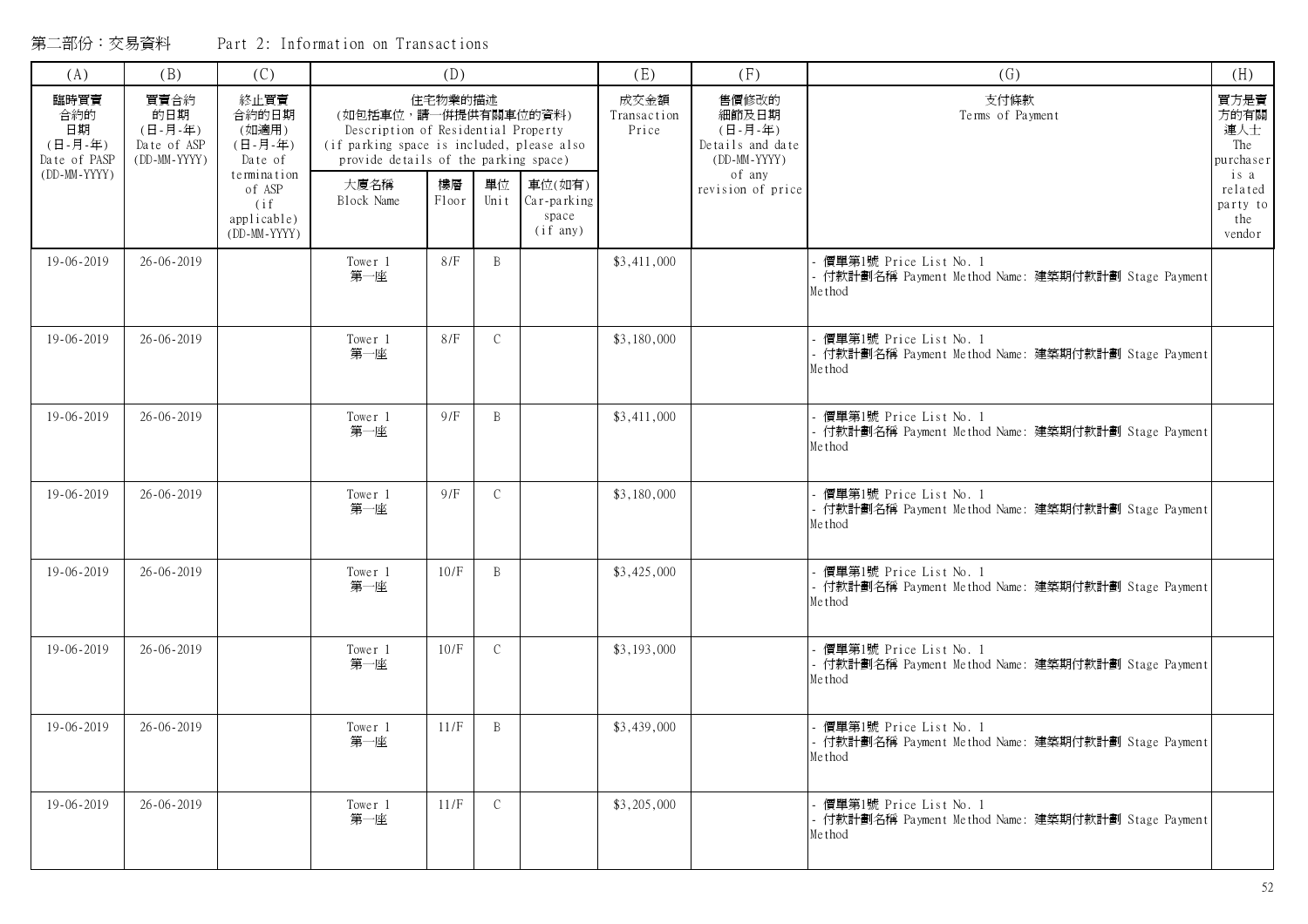第二部份：交易資料　　Part 2: Information on Transactions

| (A) | (B) | (C) | (D) | | | | (E) | (F) | (G) | (H) |
|---|---|---|---|---|---|---|---|---|---|---|
| 臨時買賣合約的日期 (日-月-年) Date of PASP (DD-MM-YYYY) | 買賣合約的日期 (日-月-年) Date of ASP (DD-MM-YYYY) | 終止買賣合約的日期 (如適用) (日-月-年) Date of termination of ASP (if applicable) (DD-MM-YYYY) | 住宅物業的描述 (如包括車位，請一併提供有關車位的資料) Description of Residential Property (if parking space is included, please also provide details of the parking space) | | | | 成交金額 Transaction Price | 售價修改的細節及日期 (日-月-年) Details and date (DD-MM-YYYY) of any revision of price | 支付條款 Terms of Payment | 買方是賣方的有關連人士 The purchaser is a related party to the vendor |
| | | | 大廈名稱 Block Name | 樓層 Floor | 單位 Unit | 車位(如有) Car-parking space (if any) | | | | |
| 19-06-2019 | 26-06-2019 | | Tower 1 第一座 | 8/F | B | | $3,411,000 | | - 價單第1號 Price List No. 1<br>- 付款計劃名稱 Payment Method Name: 建築期付款計劃 Stage Payment Method | |
| 19-06-2019 | 26-06-2019 | | Tower 1 第一座 | 8/F | C | | $3,180,000 | | - 價單第1號 Price List No. 1<br>- 付款計劃名稱 Payment Method Name: 建築期付款計劃 Stage Payment Method | |
| 19-06-2019 | 26-06-2019 | | Tower 1 第一座 | 9/F | B | | $3,411,000 | | - 價單第1號 Price List No. 1<br>- 付款計劃名稱 Payment Method Name: 建築期付款計劃 Stage Payment Method | |
| 19-06-2019 | 26-06-2019 | | Tower 1 第一座 | 9/F | C | | $3,180,000 | | - 價單第1號 Price List No. 1<br>- 付款計劃名稱 Payment Method Name: 建築期付款計劃 Stage Payment Method | |
| 19-06-2019 | 26-06-2019 | | Tower 1 第一座 | 10/F | B | | $3,425,000 | | - 價單第1號 Price List No. 1<br>- 付款計劃名稱 Payment Method Name: 建築期付款計劃 Stage Payment Method | |
| 19-06-2019 | 26-06-2019 | | Tower 1 第一座 | 10/F | C | | $3,193,000 | | - 價單第1號 Price List No. 1<br>- 付款計劃名稱 Payment Method Name: 建築期付款計劃 Stage Payment Method | |
| 19-06-2019 | 26-06-2019 | | Tower 1 第一座 | 11/F | B | | $3,439,000 | | - 價單第1號 Price List No. 1<br>- 付款計劃名稱 Payment Method Name: 建築期付款計劃 Stage Payment Method | |
| 19-06-2019 | 26-06-2019 | | Tower 1 第一座 | 11/F | C | | $3,205,000 | | - 價單第1號 Price List No. 1<br>- 付款計劃名稱 Payment Method Name: 建築期付款計劃 Stage Payment Method | |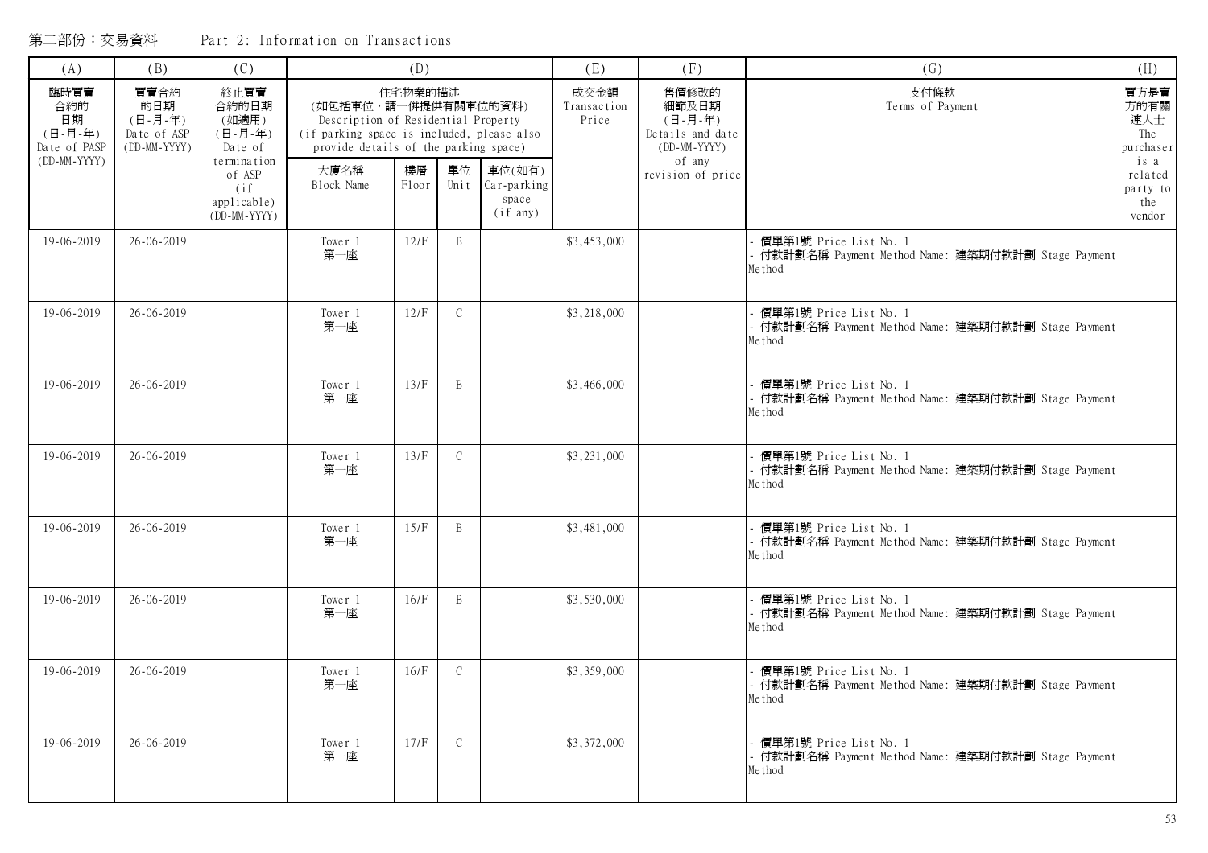第二部份：交易資料　　Part 2: Information on Transactions

| (A) | (B) | (C) | (D) | | | | (E) | (F) | (G) | (H) |
|---|---|---|---|---|---|---|---|---|---|---|
| 臨時買賣合約的日期 (日-月-年) Date of PASP (DD-MM-YYYY) | 買賣合約的日期 (日-月-年) Date of ASP (DD-MM-YYYY) | 終止買賣合約的日期 (如適用) (日-月-年) Date of termination of ASP (if applicable) (DD-MM-YYYY) | 住宅物業的描述 (如包括車位，請一併提供有關車位的資料) Description of Residential Property (if parking space is included, please also provide details of the parking space) | | | | 成交金額 Transaction Price | 售價修改的細節及日期 (日-月-年) Details and date (DD-MM-YYYY) of any revision of price | 支付條款 Terms of Payment | 買方是賣方的有關連人士 The purchaser is a related party to the vendor |
| | | | 大廈名稱 Block Name | 樓層 Floor | 單位 Unit | 車位(如有) Car-parking space (if any) | | | | |
| 19-06-2019 | 26-06-2019 | | Tower 1 第一座 | 12/F | B | | $3,453,000 | | - 價單第1號 Price List No. 1<br>- 付款計劃名稱 Payment Method Name: 建築期付款計劃 Stage Payment Method | |
| 19-06-2019 | 26-06-2019 | | Tower 1 第一座 | 12/F | C | | $3,218,000 | | - 價單第1號 Price List No. 1<br>- 付款計劃名稱 Payment Method Name: 建築期付款計劃 Stage Payment Method | |
| 19-06-2019 | 26-06-2019 | | Tower 1 第一座 | 13/F | B | | $3,466,000 | | - 價單第1號 Price List No. 1<br>- 付款計劃名稱 Payment Method Name: 建築期付款計劃 Stage Payment Method | |
| 19-06-2019 | 26-06-2019 | | Tower 1 第一座 | 13/F | C | | $3,231,000 | | - 價單第1號 Price List No. 1<br>- 付款計劃名稱 Payment Method Name: 建築期付款計劃 Stage Payment Method | |
| 19-06-2019 | 26-06-2019 | | Tower 1 第一座 | 15/F | B | | $3,481,000 | | - 價單第1號 Price List No. 1<br>- 付款計劃名稱 Payment Method Name: 建築期付款計劃 Stage Payment Method | |
| 19-06-2019 | 26-06-2019 | | Tower 1 第一座 | 16/F | B | | $3,530,000 | | - 價單第1號 Price List No. 1<br>- 付款計劃名稱 Payment Method Name: 建築期付款計劃 Stage Payment Method | |
| 19-06-2019 | 26-06-2019 | | Tower 1 第一座 | 16/F | C | | $3,359,000 | | - 價單第1號 Price List No. 1<br>- 付款計劃名稱 Payment Method Name: 建築期付款計劃 Stage Payment Method | |
| 19-06-2019 | 26-06-2019 | | Tower 1 第一座 | 17/F | C | | $3,372,000 | | - 價單第1號 Price List No. 1<br>- 付款計劃名稱 Payment Method Name: 建築期付款計劃 Stage Payment Method | |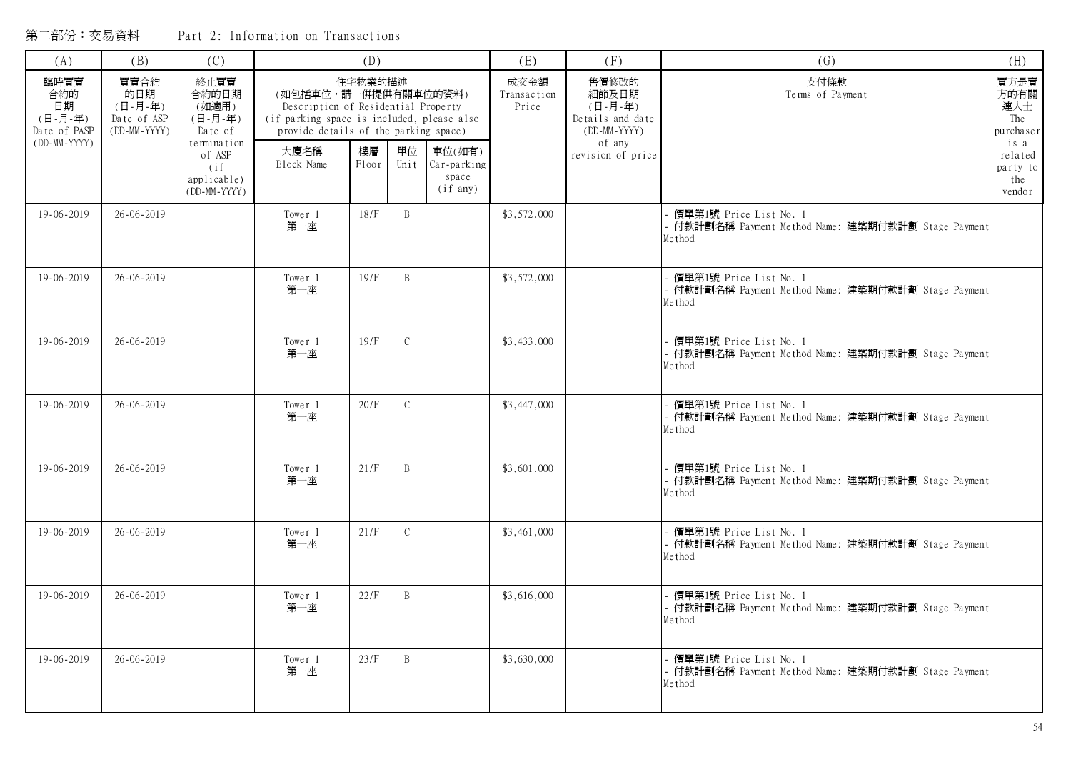第二部份：交易資料　　Part 2: Information on Transactions

| (A) | (B) | (C) | (D) | | | | (E) | (F) | (G) | (H) |
|---|---|---|---|---|---|---|---|---|---|---|
| 臨時買賣合約的日期 (日-月-年) Date of PASP (DD-MM-YYYY) | 買賣合約的日期 (日-月-年) Date of ASP (DD-MM-YYYY) | 終止買賣合約的日期 (如適用) (日-月-年) Date of termination of ASP (if applicable) (DD-MM-YYYY) | 住宅物業的描述 (如包括車位，請一併提供有關車位的資料) Description of Residential Property (if parking space is included, please also provide details of the parking space) | | | | 成交金額 Transaction Price | 售價修改的細節及日期 (日-月-年) Details and date (DD-MM-YYYY) of any revision of price | 支付條款 Terms of Payment | 買方是賣方的有關連人士 The purchaser is a related party to the vendor |
| | | | 大廈名稱 Block Name | 樓層 Floor | 單位 Unit | 車位(如有) Car-parking space (if any) | | | | |
| 19-06-2019 | 26-06-2019 | | Tower 1 第一座 | 18/F | B | | $3,572,000 | | - 價單第1號 Price List No. 1<br>- 付款計劃名稱 Payment Method Name: 建築期付款計劃 Stage Payment Method | |
| 19-06-2019 | 26-06-2019 | | Tower 1 第一座 | 19/F | B | | $3,572,000 | | - 價單第1號 Price List No. 1<br>- 付款計劃名稱 Payment Method Name: 建築期付款計劃 Stage Payment Method | |
| 19-06-2019 | 26-06-2019 | | Tower 1 第一座 | 19/F | C | | $3,433,000 | | - 價單第1號 Price List No. 1<br>- 付款計劃名稱 Payment Method Name: 建築期付款計劃 Stage Payment Method | |
| 19-06-2019 | 26-06-2019 | | Tower 1 第一座 | 20/F | C | | $3,447,000 | | - 價單第1號 Price List No. 1<br>- 付款計劃名稱 Payment Method Name: 建築期付款計劃 Stage Payment Method | |
| 19-06-2019 | 26-06-2019 | | Tower 1 第一座 | 21/F | B | | $3,601,000 | | - 價單第1號 Price List No. 1<br>- 付款計劃名稱 Payment Method Name: 建築期付款計劃 Stage Payment Method | |
| 19-06-2019 | 26-06-2019 | | Tower 1 第一座 | 21/F | C | | $3,461,000 | | - 價單第1號 Price List No. 1<br>- 付款計劃名稱 Payment Method Name: 建築期付款計劃 Stage Payment Method | |
| 19-06-2019 | 26-06-2019 | | Tower 1 第一座 | 22/F | B | | $3,616,000 | | - 價單第1號 Price List No. 1<br>- 付款計劃名稱 Payment Method Name: 建築期付款計劃 Stage Payment Method | |
| 19-06-2019 | 26-06-2019 | | Tower 1 第一座 | 23/F | B | | $3,630,000 | | - 價單第1號 Price List No. 1<br>- 付款計劃名稱 Payment Method Name: 建築期付款計劃 Stage Payment Method | |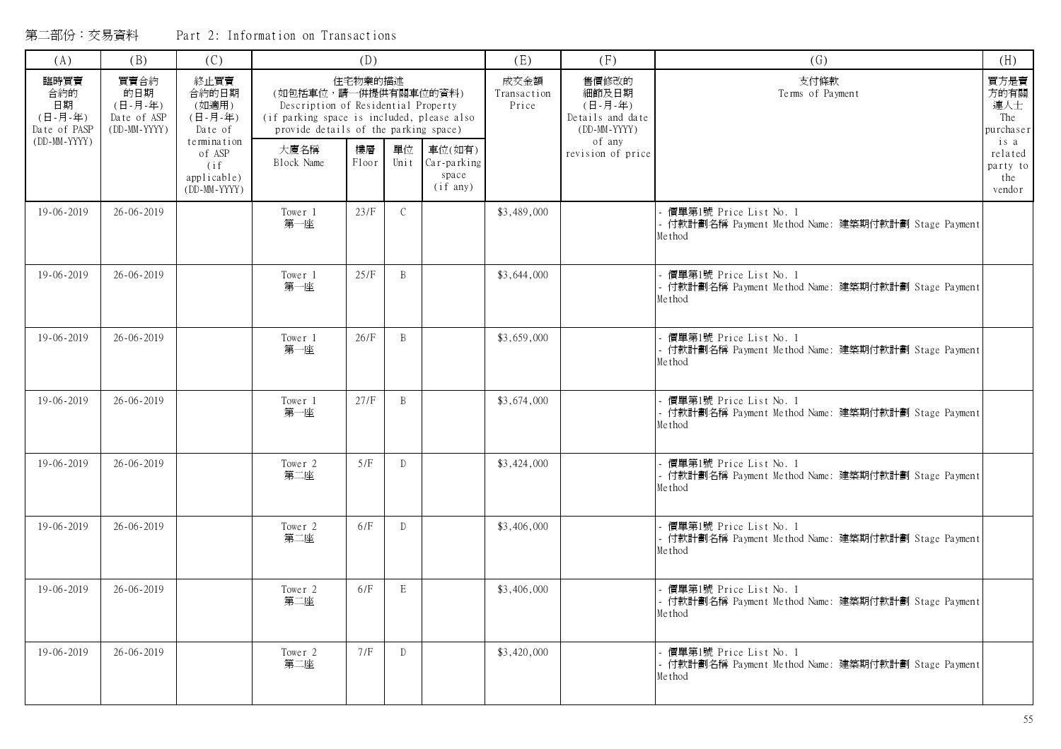第二部份：交易資料　　Part 2: Information on Transactions

| (A) | (B) | (C) | (D) | | | | (E) | (F) | (G) | (H) |
|---|---|---|---|---|---|---|---|---|---|---|
| 臨時買賣合約的日期 (日-月-年) Date of PASP (DD-MM-YYYY) | 買賣合約的日期 (日-月-年) Date of ASP (DD-MM-YYYY) | 終止買賣合約的日期 (如適用) (日-月-年) Date of termination of ASP (if applicable) (DD-MM-YYYY) | 住宅物業的描述 (如包括車位，請一併提供有關車位的資料) Description of Residential Property (if parking space is included, please also provide details of the parking space) | | | | 成交金額 Transaction Price | 售價修改的細節及日期 (日-月-年) Details and date (DD-MM-YYYY) of any revision of price | 支付條款 Terms of Payment | 買方是賣方的有關連人士 The purchaser is a related party to the vendor |
| | | | 大廈名稱 Block Name | 樓層 Floor | 單位 Unit | 車位(如有) Car-parking space (if any) | | | | |
| 19-06-2019 | 26-06-2019 | | Tower 1 第一座 | 23/F | C | | $3,489,000 | | - 價單第1號 Price List No. 1<br>- 付款計劃名稱 Payment Method Name: 建築期付款計劃 Stage Payment Method | |
| 19-06-2019 | 26-06-2019 | | Tower 1 第一座 | 25/F | B | | $3,644,000 | | - 價單第1號 Price List No. 1<br>- 付款計劃名稱 Payment Method Name: 建築期付款計劃 Stage Payment Method | |
| 19-06-2019 | 26-06-2019 | | Tower 1 第一座 | 26/F | B | | $3,659,000 | | - 價單第1號 Price List No. 1<br>- 付款計劃名稱 Payment Method Name: 建築期付款計劃 Stage Payment Method | |
| 19-06-2019 | 26-06-2019 | | Tower 1 第一座 | 27/F | B | | $3,674,000 | | - 價單第1號 Price List No. 1<br>- 付款計劃名稱 Payment Method Name: 建築期付款計劃 Stage Payment Method | |
| 19-06-2019 | 26-06-2019 | | Tower 2 第二座 | 5/F | D | | $3,424,000 | | - 價單第1號 Price List No. 1<br>- 付款計劃名稱 Payment Method Name: 建築期付款計劃 Stage Payment Method | |
| 19-06-2019 | 26-06-2019 | | Tower 2 第二座 | 6/F | D | | $3,406,000 | | - 價單第1號 Price List No. 1<br>- 付款計劃名稱 Payment Method Name: 建築期付款計劃 Stage Payment Method | |
| 19-06-2019 | 26-06-2019 | | Tower 2 第二座 | 6/F | E | | $3,406,000 | | - 價單第1號 Price List No. 1<br>- 付款計劃名稱 Payment Method Name: 建築期付款計劃 Stage Payment Method | |
| 19-06-2019 | 26-06-2019 | | Tower 2 第二座 | 7/F | D | | $3,420,000 | | - 價單第1號 Price List No. 1<br>- 付款計劃名稱 Payment Method Name: 建築期付款計劃 Stage Payment Method | |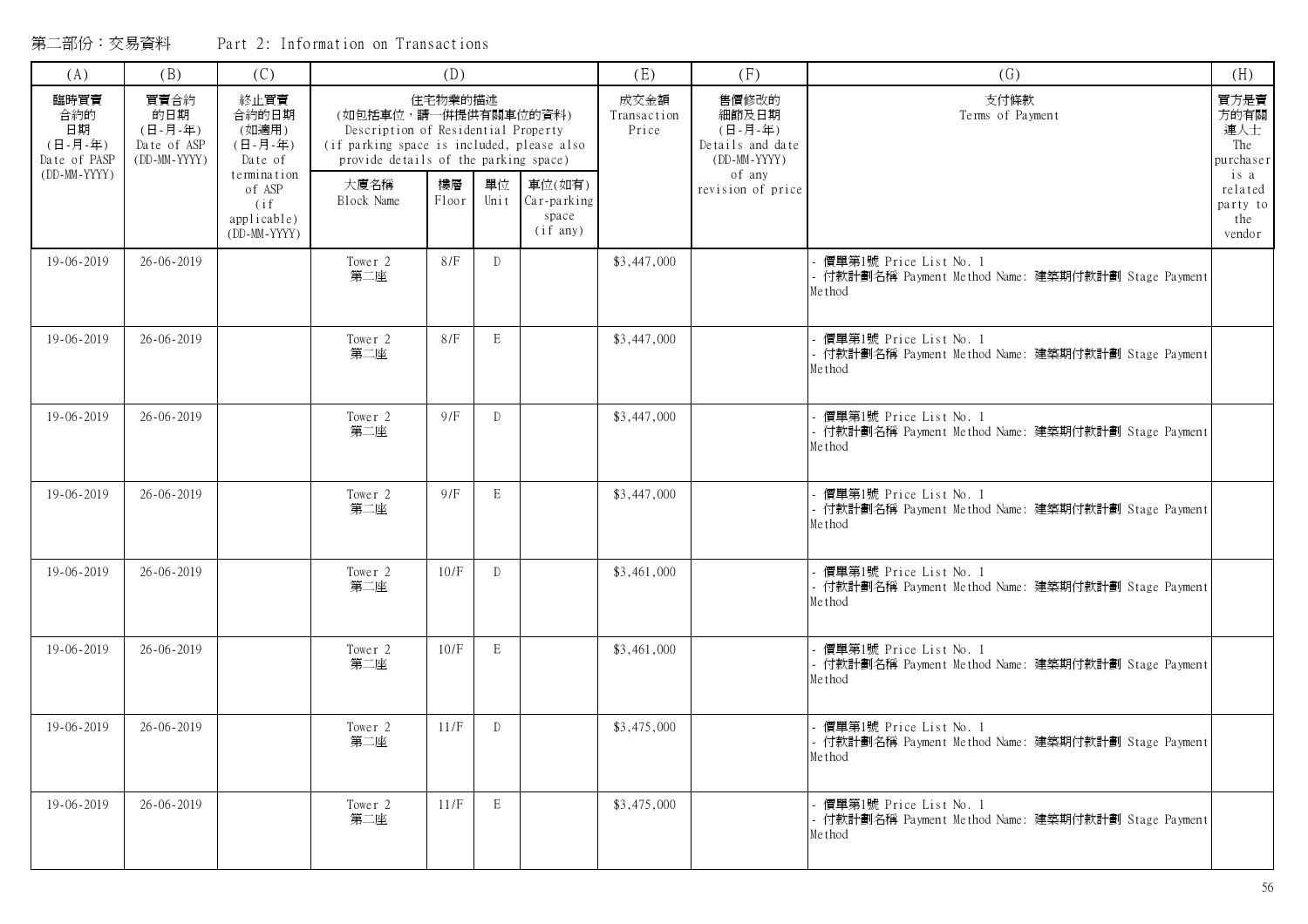第二部份：交易資料　　Part 2: Information on Transactions

| (A) | (B) | (C) | (D) | | | | (E) | (F) | (G) | (H) |
|---|---|---|---|---|---|---|---|---|---|---|
| 臨時買賣合約的日期 (日-月-年) Date of PASP (DD-MM-YYYY) | 買賣合約的日期 (日-月-年) Date of ASP (DD-MM-YYYY) | 終止買賣合約的日期 (如適用) (日-月-年) Date of termination of ASP (if applicable) (DD-MM-YYYY) | 住宅物業的描述 (如包括車位，請一併提供有關車位的資料) Description of Residential Property (if parking space is included, please also provide details of the parking space) | | | | 成交金額 Transaction Price | 售價修改的細節及日期 (日-月-年) Details and date (DD-MM-YYYY) of any revision of price | 支付條款 Terms of Payment | 買方是賣方的有關連人士 The purchaser is a related party to the vendor |
| | | | 大廈名稱 Block Name | 樓層 Floor | 單位 Unit | 車位(如有) Car-parking space (if any) | | | | |
| 19-06-2019 | 26-06-2019 | | Tower 2 第二座 | 8/F | D | | $3,447,000 | | - 價單第1號 Price List No. 1<br>- 付款計劃名稱 Payment Method Name: 建築期付款計劃 Stage Payment Method | |
| 19-06-2019 | 26-06-2019 | | Tower 2 第二座 | 8/F | E | | $3,447,000 | | - 價單第1號 Price List No. 1<br>- 付款計劃名稱 Payment Method Name: 建築期付款計劃 Stage Payment Method | |
| 19-06-2019 | 26-06-2019 | | Tower 2 第二座 | 9/F | D | | $3,447,000 | | - 價單第1號 Price List No. 1<br>- 付款計劃名稱 Payment Method Name: 建築期付款計劃 Stage Payment Method | |
| 19-06-2019 | 26-06-2019 | | Tower 2 第二座 | 9/F | E | | $3,447,000 | | - 價單第1號 Price List No. 1<br>- 付款計劃名稱 Payment Method Name: 建築期付款計劃 Stage Payment Method | |
| 19-06-2019 | 26-06-2019 | | Tower 2 第二座 | 10/F | D | | $3,461,000 | | - 價單第1號 Price List No. 1<br>- 付款計劃名稱 Payment Method Name: 建築期付款計劃 Stage Payment Method | |
| 19-06-2019 | 26-06-2019 | | Tower 2 第二座 | 10/F | E | | $3,461,000 | | - 價單第1號 Price List No. 1<br>- 付款計劃名稱 Payment Method Name: 建築期付款計劃 Stage Payment Method | |
| 19-06-2019 | 26-06-2019 | | Tower 2 第二座 | 11/F | D | | $3,475,000 | | - 價單第1號 Price List No. 1<br>- 付款計劃名稱 Payment Method Name: 建築期付款計劃 Stage Payment Method | |
| 19-06-2019 | 26-06-2019 | | Tower 2 第二座 | 11/F | E | | $3,475,000 | | - 價單第1號 Price List No. 1<br>- 付款計劃名稱 Payment Method Name: 建築期付款計劃 Stage Payment Method | |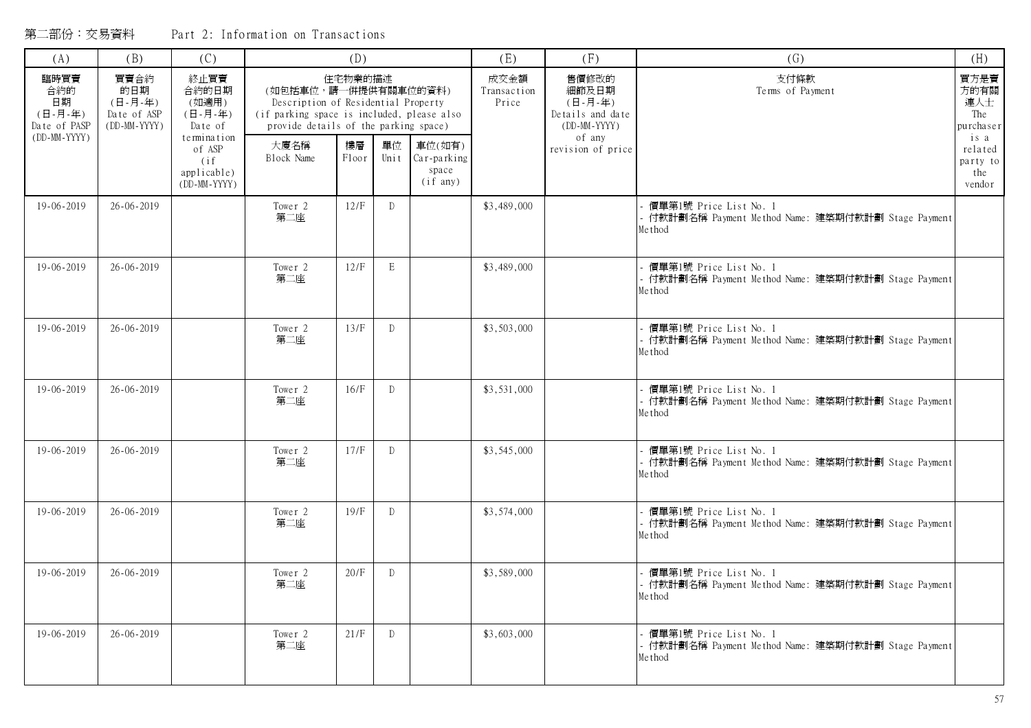第二部份：交易資料　　Part 2: Information on Transactions

| (A) | (B) | (C) | (D) | | | | (E) | (F) | (G) | (H) |
|---|---|---|---|---|---|---|---|---|---|---|
| 臨時買賣合約的日期 (日-月-年) Date of PASP (DD-MM-YYYY) | 買賣合約的日期 (日-月-年) Date of ASP (DD-MM-YYYY) | 終止買賣合約的日期 (如適用) (日-月-年) Date of termination of ASP (if applicable) (DD-MM-YYYY) | 住宅物業的描述 (如包括車位，請一併提供有關車位的資料) Description of Residential Property (if parking space is included, please also provide details of the parking space) | | | | 成交金額 Transaction Price | 售價修改的細節及日期 (日-月-年) Details and date (DD-MM-YYYY) of any revision of price | 支付條款 Terms of Payment | 買方是賣方的有關連人士 The purchaser is a related party to the vendor |
| | | | 大廈名稱 Block Name | 樓層 Floor | 單位 Unit | 車位(如有) Car-parking space (if any) | | | | |
| 19-06-2019 | 26-06-2019 | | Tower 2 第二座 | 12/F | D | | $3,489,000 | | - 價單第1號 Price List No. 1<br>- 付款計劃名稱 Payment Method Name: 建築期付款計劃 Stage Payment Method | |
| 19-06-2019 | 26-06-2019 | | Tower 2 第二座 | 12/F | E | | $3,489,000 | | - 價單第1號 Price List No. 1<br>- 付款計劃名稱 Payment Method Name: 建築期付款計劃 Stage Payment Method | |
| 19-06-2019 | 26-06-2019 | | Tower 2 第二座 | 13/F | D | | $3,503,000 | | - 價單第1號 Price List No. 1<br>- 付款計劃名稱 Payment Method Name: 建築期付款計劃 Stage Payment Method | |
| 19-06-2019 | 26-06-2019 | | Tower 2 第二座 | 16/F | D | | $3,531,000 | | - 價單第1號 Price List No. 1<br>- 付款計劃名稱 Payment Method Name: 建築期付款計劃 Stage Payment Method | |
| 19-06-2019 | 26-06-2019 | | Tower 2 第二座 | 17/F | D | | $3,545,000 | | - 價單第1號 Price List No. 1<br>- 付款計劃名稱 Payment Method Name: 建築期付款計劃 Stage Payment Method | |
| 19-06-2019 | 26-06-2019 | | Tower 2 第二座 | 19/F | D | | $3,574,000 | | - 價單第1號 Price List No. 1<br>- 付款計劃名稱 Payment Method Name: 建築期付款計劃 Stage Payment Method | |
| 19-06-2019 | 26-06-2019 | | Tower 2 第二座 | 20/F | D | | $3,589,000 | | - 價單第1號 Price List No. 1<br>- 付款計劃名稱 Payment Method Name: 建築期付款計劃 Stage Payment Method | |
| 19-06-2019 | 26-06-2019 | | Tower 2 第二座 | 21/F | D | | $3,603,000 | | - 價單第1號 Price List No. 1<br>- 付款計劃名稱 Payment Method Name: 建築期付款計劃 Stage Payment Method | |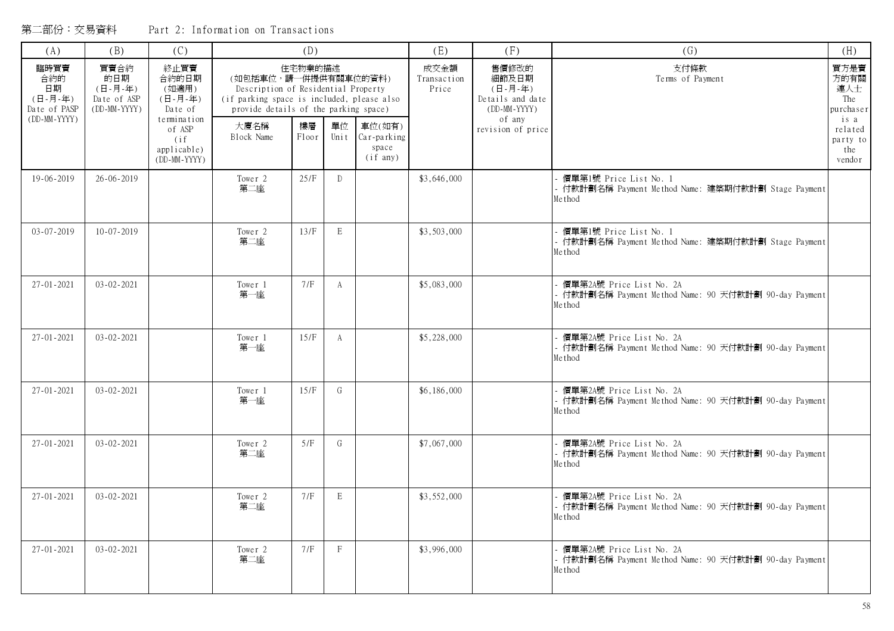第二部份：交易資料　　Part 2: Information on Transactions

| (A) | (B) | (C) | (D) | | | | (E) | (F) | (G) | (H) |
|---|---|---|---|---|---|---|---|---|---|---|
| 臨時買賣合約的日期 (日-月-年) Date of PASP (DD-MM-YYYY) | 買賣合約的日期 (日-月-年) Date of ASP (DD-MM-YYYY) | 終止買賣合約的日期 (如適用) (日-月-年) Date of termination of ASP (if applicable) (DD-MM-YYYY) | 住宅物業的描述 (如包括車位，請一併提供有關車位的資料) Description of Residential Property (if parking space is included, please also provide details of the parking space) | | | | 成交金額 Transaction Price | 售價修改的細節及日期 (日-月-年) Details and date (DD-MM-YYYY) of any revision of price | 支付條款 Terms of Payment | 買方是賣方的有關連人士 The purchaser is a related party to the vendor |
| | | | 大廈名稱 Block Name | 樓層 Floor | 單位 Unit | 車位(如有) Car-parking space (if any) | | | | |
| 19-06-2019 | 26-06-2019 | | Tower 2 第二座 | 25/F | D | | $3,646,000 | | - 價單第1號 Price List No. 1<br>- 付款計劃名稱 Payment Method Name: 建築期付款計劃 Stage Payment Method | |
| 03-07-2019 | 10-07-2019 | | Tower 2 第二座 | 13/F | E | | $3,503,000 | | - 價單第1號 Price List No. 1<br>- 付款計劃名稱 Payment Method Name: 建築期付款計劃 Stage Payment Method | |
| 27-01-2021 | 03-02-2021 | | Tower 1 第一座 | 7/F | A | | $5,083,000 | | - 價單第2A號 Price List No. 2A<br>- 付款計劃名稱 Payment Method Name: 90 天付款計劃 90-day Payment Method | |
| 27-01-2021 | 03-02-2021 | | Tower 1 第一座 | 15/F | A | | $5,228,000 | | - 價單第2A號 Price List No. 2A<br>- 付款計劃名稱 Payment Method Name: 90 天付款計劃 90-day Payment Method | |
| 27-01-2021 | 03-02-2021 | | Tower 1 第一座 | 15/F | G | | $6,186,000 | | - 價單第2A號 Price List No. 2A<br>- 付款計劃名稱 Payment Method Name: 90 天付款計劃 90-day Payment Method | |
| 27-01-2021 | 03-02-2021 | | Tower 2 第二座 | 5/F | G | | $7,067,000 | | - 價單第2A號 Price List No. 2A<br>- 付款計劃名稱 Payment Method Name: 90 天付款計劃 90-day Payment Method | |
| 27-01-2021 | 03-02-2021 | | Tower 2 第二座 | 7/F | E | | $3,552,000 | | - 價單第2A號 Price List No. 2A<br>- 付款計劃名稱 Payment Method Name: 90 天付款計劃 90-day Payment Method | |
| 27-01-2021 | 03-02-2021 | | Tower 2 第二座 | 7/F | F | | $3,996,000 | | - 價單第2A號 Price List No. 2A<br>- 付款計劃名稱 Payment Method Name: 90 天付款計劃 90-day Payment Method | |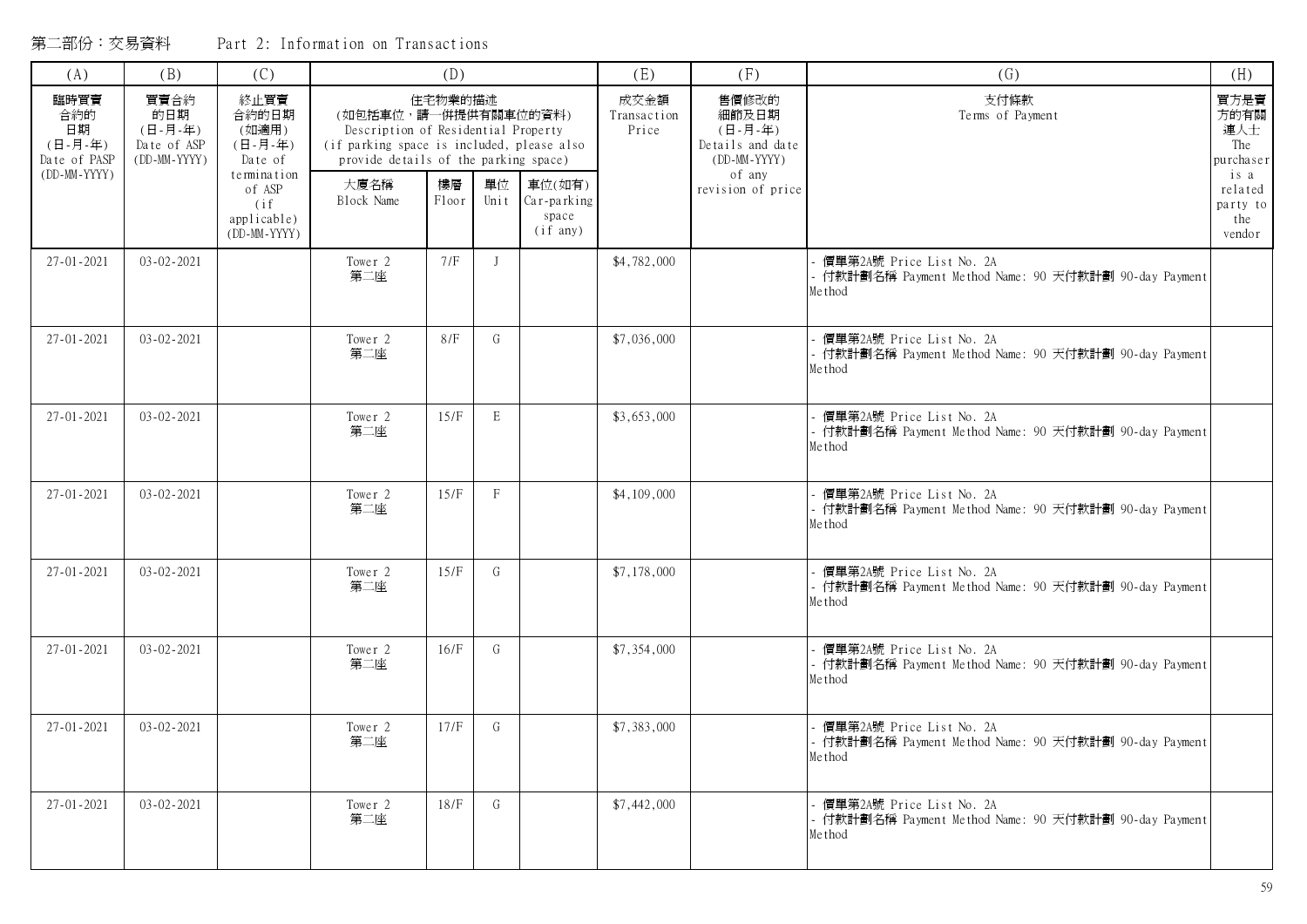第二部份：交易資料　　Part 2: Information on Transactions

| (A) | (B) | (C) | (D) | | | | (E) | (F) | (G) | (H) |
|---|---|---|---|---|---|---|---|---|---|---|
| 臨時買賣合約的日期 (日-月-年) Date of PASP (DD-MM-YYYY) | 買賣合約的日期 (日-月-年) Date of ASP (DD-MM-YYYY) | 終止買賣合約的日期 (如適用) (日-月-年) Date of termination of ASP (if applicable) (DD-MM-YYYY) | 住宅物業的描述 (如包括車位，請一併提供有關車位的資料) Description of Residential Property (if parking space is included, please also provide details of the parking space) | | | | 成交金額 Transaction Price | 售價修改的細節及日期 (日-月-年) Details and date (DD-MM-YYYY) of any revision of price | 支付條款 Terms of Payment | 買方是賣方的有關連人士 The purchaser is a related party to the vendor |
| | | | 大廈名稱 Block Name | 樓層 Floor | 單位 Unit | 車位(如有) Car-parking space (if any) | | | | |
| 27-01-2021 | 03-02-2021 | | Tower 2 第二座 | 7/F | J | | $4,782,000 | | - 價單第2A號 Price List No. 2A<br>- 付款計劃名稱 Payment Method Name: 90 天付款計劃 90-day Payment Method | |
| 27-01-2021 | 03-02-2021 | | Tower 2 第二座 | 8/F | G | | $7,036,000 | | - 價單第2A號 Price List No. 2A<br>- 付款計劃名稱 Payment Method Name: 90 天付款計劃 90-day Payment Method | |
| 27-01-2021 | 03-02-2021 | | Tower 2 第二座 | 15/F | E | | $3,653,000 | | - 價單第2A號 Price List No. 2A<br>- 付款計劃名稱 Payment Method Name: 90 天付款計劃 90-day Payment Method | |
| 27-01-2021 | 03-02-2021 | | Tower 2 第二座 | 15/F | F | | $4,109,000 | | - 價單第2A號 Price List No. 2A<br>- 付款計劃名稱 Payment Method Name: 90 天付款計劃 90-day Payment Method | |
| 27-01-2021 | 03-02-2021 | | Tower 2 第二座 | 15/F | G | | $7,178,000 | | - 價單第2A號 Price List No. 2A<br>- 付款計劃名稱 Payment Method Name: 90 天付款計劃 90-day Payment Method | |
| 27-01-2021 | 03-02-2021 | | Tower 2 第二座 | 16/F | G | | $7,354,000 | | - 價單第2A號 Price List No. 2A<br>- 付款計劃名稱 Payment Method Name: 90 天付款計劃 90-day Payment Method | |
| 27-01-2021 | 03-02-2021 | | Tower 2 第二座 | 17/F | G | | $7,383,000 | | - 價單第2A號 Price List No. 2A<br>- 付款計劃名稱 Payment Method Name: 90 天付款計劃 90-day Payment Method | |
| 27-01-2021 | 03-02-2021 | | Tower 2 第二座 | 18/F | G | | $7,442,000 | | - 價單第2A號 Price List No. 2A<br>- 付款計劃名稱 Payment Method Name: 90 天付款計劃 90-day Payment Method | |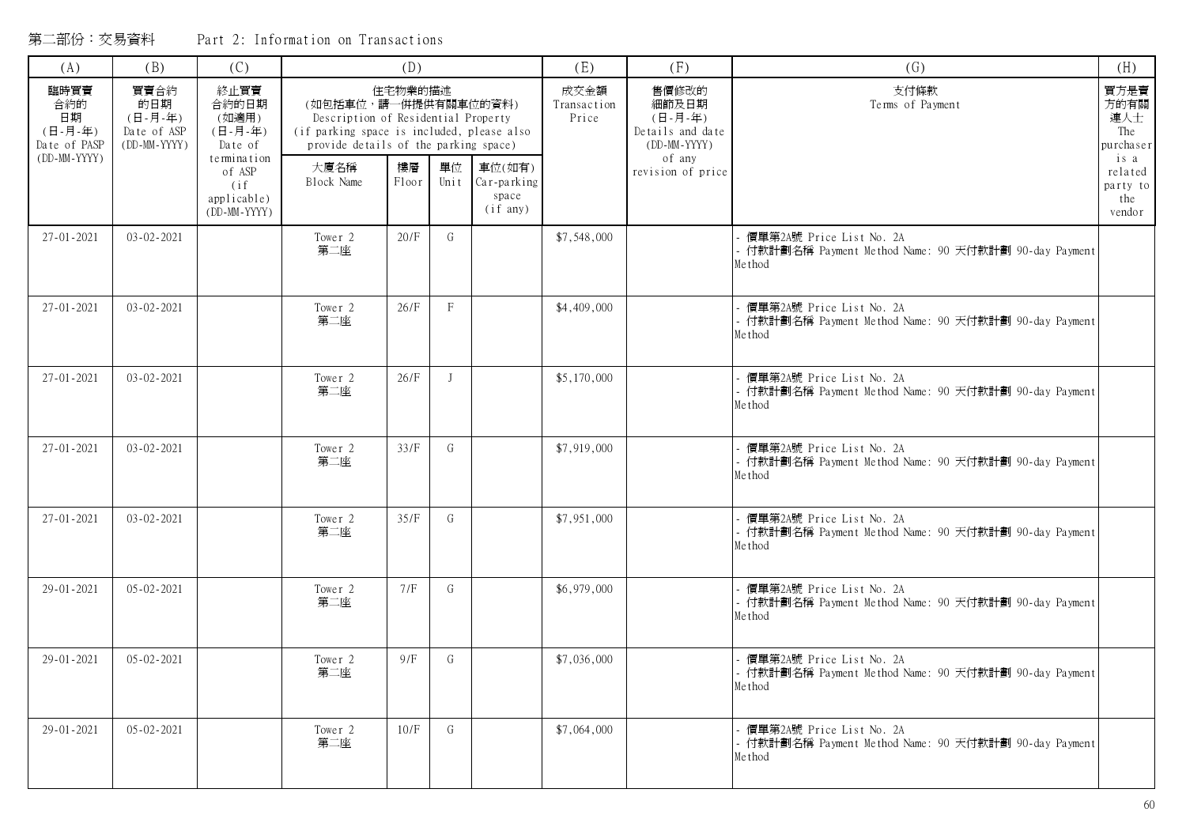第二部份：交易資料　　Part 2: Information on Transactions

| (A) | (B) | (C) | (D) | | | | (E) | (F) | (G) | (H) |
|---|---|---|---|---|---|---|---|---|---|---|
| 臨時買賣合約的日期 (日-月-年) Date of PASP (DD-MM-YYYY) | 買賣合約的日期 (日-月-年) Date of ASP (DD-MM-YYYY) | 終止買賣合約的日期 (如適用) (日-月-年) Date of termination of ASP (if applicable) (DD-MM-YYYY) | 住宅物業的描述 (如包括車位，請一併提供有關車位的資料) Description of Residential Property (if parking space is included, please also provide details of the parking space) | | | | 成交金額 Transaction Price | 售價修改的細節及日期 (日-月-年) Details and date (DD-MM-YYYY) of any revision of price | 支付條款 Terms of Payment | 買方是賣方的有關連人士 The purchaser is a related party to the vendor |
| | | | 大廈名稱 Block Name | 樓層 Floor | 單位 Unit | 車位(如有) Car-parking space (if any) | | | | |
| 27-01-2021 | 03-02-2021 | | Tower 2 第二座 | 20/F | G | | $7,548,000 | | - 價單第2A號 Price List No. 2A<br>- 付款計劃名稱 Payment Method Name: 90 天付款計劃 90-day Payment Method | |
| 27-01-2021 | 03-02-2021 | | Tower 2 第二座 | 26/F | F | | $4,409,000 | | - 價單第2A號 Price List No. 2A<br>- 付款計劃名稱 Payment Method Name: 90 天付款計劃 90-day Payment Method | |
| 27-01-2021 | 03-02-2021 | | Tower 2 第二座 | 26/F | J | | $5,170,000 | | - 價單第2A號 Price List No. 2A<br>- 付款計劃名稱 Payment Method Name: 90 天付款計劃 90-day Payment Method | |
| 27-01-2021 | 03-02-2021 | | Tower 2 第二座 | 33/F | G | | $7,919,000 | | - 價單第2A號 Price List No. 2A<br>- 付款計劃名稱 Payment Method Name: 90 天付款計劃 90-day Payment Method | |
| 27-01-2021 | 03-02-2021 | | Tower 2 第二座 | 35/F | G | | $7,951,000 | | - 價單第2A號 Price List No. 2A<br>- 付款計劃名稱 Payment Method Name: 90 天付款計劃 90-day Payment Method | |
| 29-01-2021 | 05-02-2021 | | Tower 2 第二座 | 7/F | G | | $6,979,000 | | - 價單第2A號 Price List No. 2A<br>- 付款計劃名稱 Payment Method Name: 90 天付款計劃 90-day Payment Method | |
| 29-01-2021 | 05-02-2021 | | Tower 2 第二座 | 9/F | G | | $7,036,000 | | - 價單第2A號 Price List No. 2A<br>- 付款計劃名稱 Payment Method Name: 90 天付款計劃 90-day Payment Method | |
| 29-01-2021 | 05-02-2021 | | Tower 2 第二座 | 10/F | G | | $7,064,000 | | - 價單第2A號 Price List No. 2A<br>- 付款計劃名稱 Payment Method Name: 90 天付款計劃 90-day Payment Method | |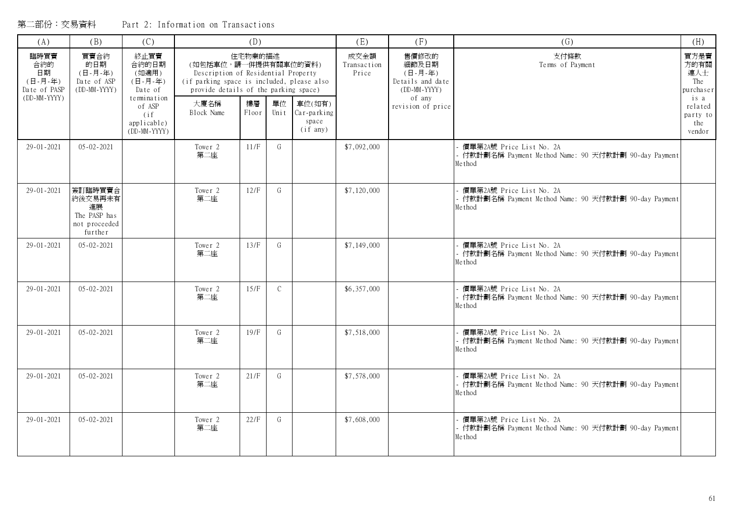第二部份：交易資料　　Part 2: Information on Transactions

| (A) | (B) | (C) | (D) | | | | (E) | (F) | (G) | (H) |
|---|---|---|---|---|---|---|---|---|---|---|
| 臨時買賣合約的日期 (日-月-年) Date of PASP (DD-MM-YYYY) | 買賣合約的日期 (日-月-年) Date of ASP (DD-MM-YYYY) | 終止買賣合約的日期 (如適用) (日-月-年) Date of termination of ASP (if applicable) (DD-MM-YYYY) | 住宅物業的描述 (如包括車位，請一併提供有關車位的資料) Description of Residential Property (if parking space is included, please also provide details of the parking space) | | | | 成交金額 Transaction Price | 售價修改的細節及日期 (日-月-年) Details and date (DD-MM-YYYY) of any revision of price | 支付條款 Terms of Payment | 買方是賣方的有關連人士 The purchaser is a related party to the vendor |
| | | | 大廈名稱 Block Name | 樓層 Floor | 單位 Unit | 車位(如有) Car-parking space (if any) | | | | |
| 29-01-2021 | 05-02-2021 | | Tower 2 第二座 | 11/F | G | | $7,092,000 | | - 價單第2A號 Price List No. 2A<br>- 付款計劃名稱 Payment Method Name: 90 天付款計劃 90-day Payment Method | |
| 29-01-2021 | 簽訂臨時買賣合約後交易再未有進展 The PASP has not proceeded further | | Tower 2 第二座 | 12/F | G | | $7,120,000 | | - 價單第2A號 Price List No. 2A<br>- 付款計劃名稱 Payment Method Name: 90 天付款計劃 90-day Payment Method | |
| 29-01-2021 | 05-02-2021 | | Tower 2 第二座 | 13/F | G | | $7,149,000 | | - 價單第2A號 Price List No. 2A<br>- 付款計劃名稱 Payment Method Name: 90 天付款計劃 90-day Payment Method | |
| 29-01-2021 | 05-02-2021 | | Tower 2 第二座 | 15/F | C | | $6,357,000 | | - 價單第2A號 Price List No. 2A<br>- 付款計劃名稱 Payment Method Name: 90 天付款計劃 90-day Payment Method | |
| 29-01-2021 | 05-02-2021 | | Tower 2 第二座 | 19/F | G | | $7,518,000 | | - 價單第2A號 Price List No. 2A<br>- 付款計劃名稱 Payment Method Name: 90 天付款計劃 90-day Payment Method | |
| 29-01-2021 | 05-02-2021 | | Tower 2 第二座 | 21/F | G | | $7,578,000 | | - 價單第2A號 Price List No. 2A<br>- 付款計劃名稱 Payment Method Name: 90 天付款計劃 90-day Payment Method | |
| 29-01-2021 | 05-02-2021 | | Tower 2 第二座 | 22/F | G | | $7,608,000 | | - 價單第2A號 Price List No. 2A<br>- 付款計劃名稱 Payment Method Name: 90 天付款計劃 90-day Payment Method | |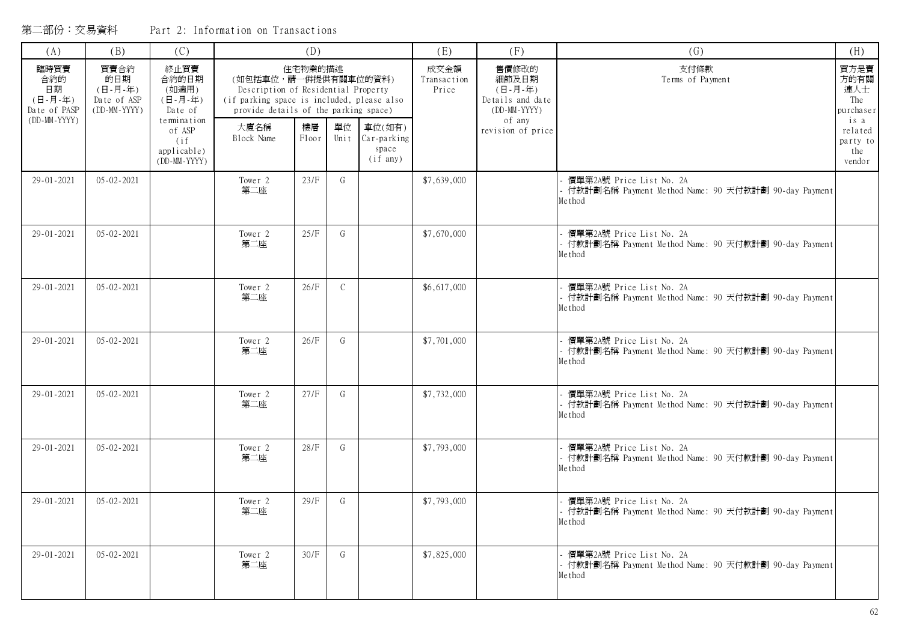第二部份：交易資料　　Part 2: Information on Transactions

| (A) | (B) | (C) | (D) | | | | (E) | (F) | (G) | (H) |
|---|---|---|---|---|---|---|---|---|---|---|
| 臨時買賣合約的日期 (日-月-年) Date of PASP (DD-MM-YYYY) | 買賣合約的日期 (日-月-年) Date of ASP (DD-MM-YYYY) | 終止買賣合約的日期 (如適用) (日-月-年) Date of termination of ASP (if applicable) (DD-MM-YYYY) | 住宅物業的描述 (如包括車位，請一併提供有關車位的資料) Description of Residential Property (if parking space is included, please also provide details of the parking space) | | | | 成交金額 Transaction Price | 售價修改的細節及日期 (日-月-年) Details and date (DD-MM-YYYY) of any revision of price | 支付條款 Terms of Payment | 買方是賣方的有關連人士 The purchaser is a related party to the vendor |
| | | | 大廈名稱 Block Name | 樓層 Floor | 單位 Unit | 車位(如有) Car-parking space (if any) | | | | |
| 29-01-2021 | 05-02-2021 | | Tower 2 第二座 | 23/F | G | | $7,639,000 | | - 價單第2A號 Price List No. 2A<br>- 付款計劃名稱 Payment Method Name: 90 天付款計劃 90-day Payment Method | |
| 29-01-2021 | 05-02-2021 | | Tower 2 第二座 | 25/F | G | | $7,670,000 | | - 價單第2A號 Price List No. 2A<br>- 付款計劃名稱 Payment Method Name: 90 天付款計劃 90-day Payment Method | |
| 29-01-2021 | 05-02-2021 | | Tower 2 第二座 | 26/F | C | | $6,617,000 | | - 價單第2A號 Price List No. 2A<br>- 付款計劃名稱 Payment Method Name: 90 天付款計劃 90-day Payment Method | |
| 29-01-2021 | 05-02-2021 | | Tower 2 第二座 | 26/F | G | | $7,701,000 | | - 價單第2A號 Price List No. 2A<br>- 付款計劃名稱 Payment Method Name: 90 天付款計劃 90-day Payment Method | |
| 29-01-2021 | 05-02-2021 | | Tower 2 第二座 | 27/F | G | | $7,732,000 | | - 價單第2A號 Price List No. 2A<br>- 付款計劃名稱 Payment Method Name: 90 天付款計劃 90-day Payment Method | |
| 29-01-2021 | 05-02-2021 | | Tower 2 第二座 | 28/F | G | | $7,793,000 | | - 價單第2A號 Price List No. 2A<br>- 付款計劃名稱 Payment Method Name: 90 天付款計劃 90-day Payment Method | |
| 29-01-2021 | 05-02-2021 | | Tower 2 第二座 | 29/F | G | | $7,793,000 | | - 價單第2A號 Price List No. 2A<br>- 付款計劃名稱 Payment Method Name: 90 天付款計劃 90-day Payment Method | |
| 29-01-2021 | 05-02-2021 | | Tower 2 第二座 | 30/F | G | | $7,825,000 | | - 價單第2A號 Price List No. 2A<br>- 付款計劃名稱 Payment Method Name: 90 天付款計劃 90-day Payment Method | |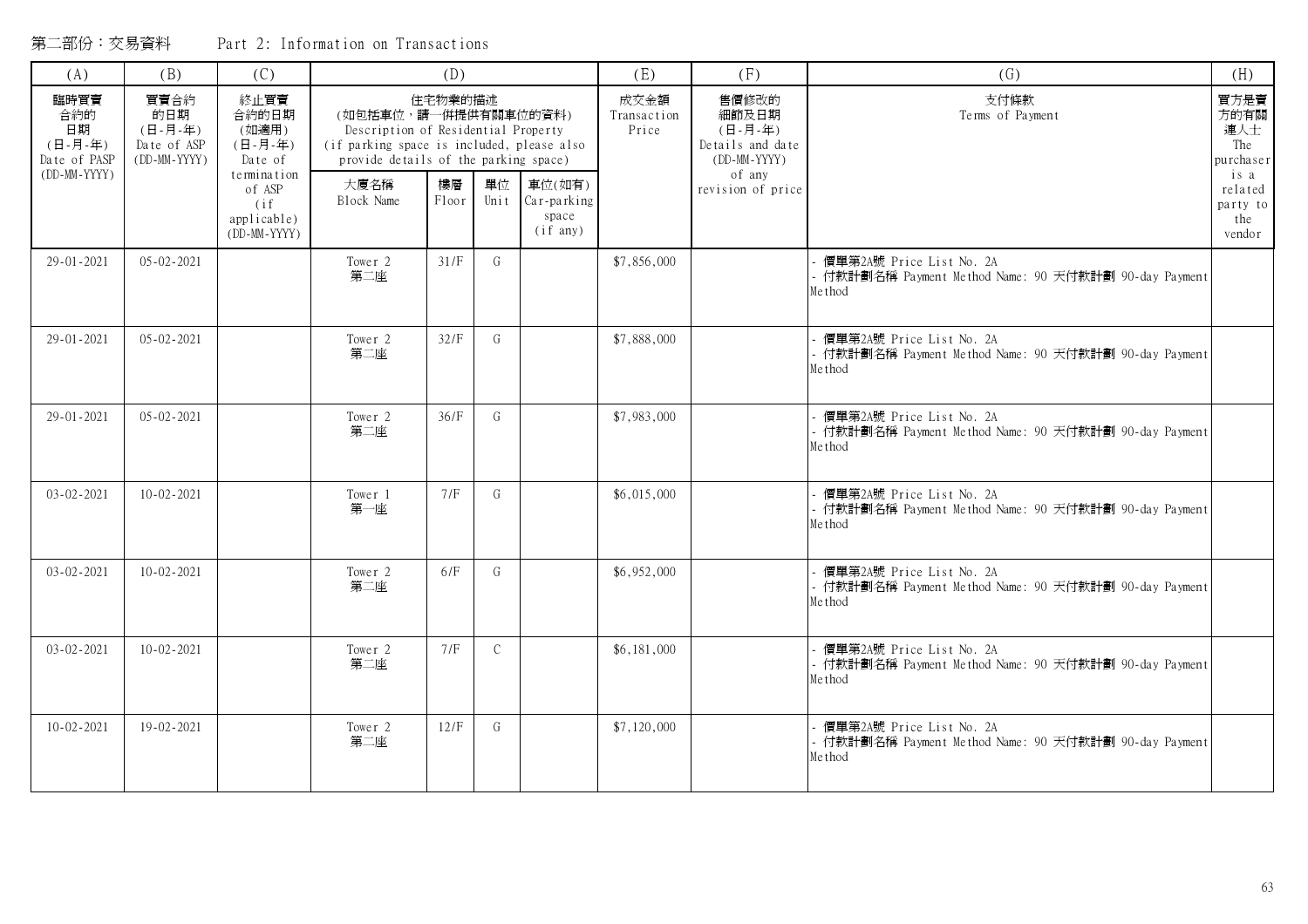第二部份：交易資料　　Part 2: Information on Transactions

| (A) | (B) | (C) | (D) | | | | (E) | (F) | (G) | (H) |
|---|---|---|---|---|---|---|---|---|---|---|
| 臨時買賣合約的日期 (日-月-年) Date of PASP (DD-MM-YYYY) | 買賣合約的日期 (日-月-年) Date of ASP (DD-MM-YYYY) | 終止買賣合約的日期 (如適用) (日-月-年) Date of termination of ASP (if applicable) (DD-MM-YYYY) | 住宅物業的描述 (如包括車位，請一併提供有關車位的資料) Description of Residential Property (if parking space is included, please also provide details of the parking space) | | | | 成交金額 Transaction Price | 售價修改的細節及日期 (日-月-年) Details and date (DD-MM-YYYY) of any revision of price | 支付條款 Terms of Payment | 買方是賣方的有關連人士 The purchaser is a related party to the vendor |
| | | | 大廈名稱 Block Name | 樓層 Floor | 單位 Unit | 車位(如有) Car-parking space (if any) | | | | |
| 29-01-2021 | 05-02-2021 | | Tower 2 第二座 | 31/F | G | | $7,856,000 | | - 價單第2A號 Price List No. 2A<br>- 付款計劃名稱 Payment Method Name: 90 天付款計劃 90-day Payment Method | |
| 29-01-2021 | 05-02-2021 | | Tower 2 第二座 | 32/F | G | | $7,888,000 | | - 價單第2A號 Price List No. 2A<br>- 付款計劃名稱 Payment Method Name: 90 天付款計劃 90-day Payment Method | |
| 29-01-2021 | 05-02-2021 | | Tower 2 第二座 | 36/F | G | | $7,983,000 | | - 價單第2A號 Price List No. 2A<br>- 付款計劃名稱 Payment Method Name: 90 天付款計劃 90-day Payment Method | |
| 03-02-2021 | 10-02-2021 | | Tower 1 第一座 | 7/F | G | | $6,015,000 | | - 價單第2A號 Price List No. 2A<br>- 付款計劃名稱 Payment Method Name: 90 天付款計劃 90-day Payment Method | |
| 03-02-2021 | 10-02-2021 | | Tower 2 第二座 | 6/F | G | | $6,952,000 | | - 價單第2A號 Price List No. 2A<br>- 付款計劃名稱 Payment Method Name: 90 天付款計劃 90-day Payment Method | |
| 03-02-2021 | 10-02-2021 | | Tower 2 第二座 | 7/F | C | | $6,181,000 | | - 價單第2A號 Price List No. 2A<br>- 付款計劃名稱 Payment Method Name: 90 天付款計劃 90-day Payment Method | |
| 10-02-2021 | 19-02-2021 | | Tower 2 第二座 | 12/F | G | | $7,120,000 | | - 價單第2A號 Price List No. 2A<br>- 付款計劃名稱 Payment Method Name: 90 天付款計劃 90-day Payment Method | |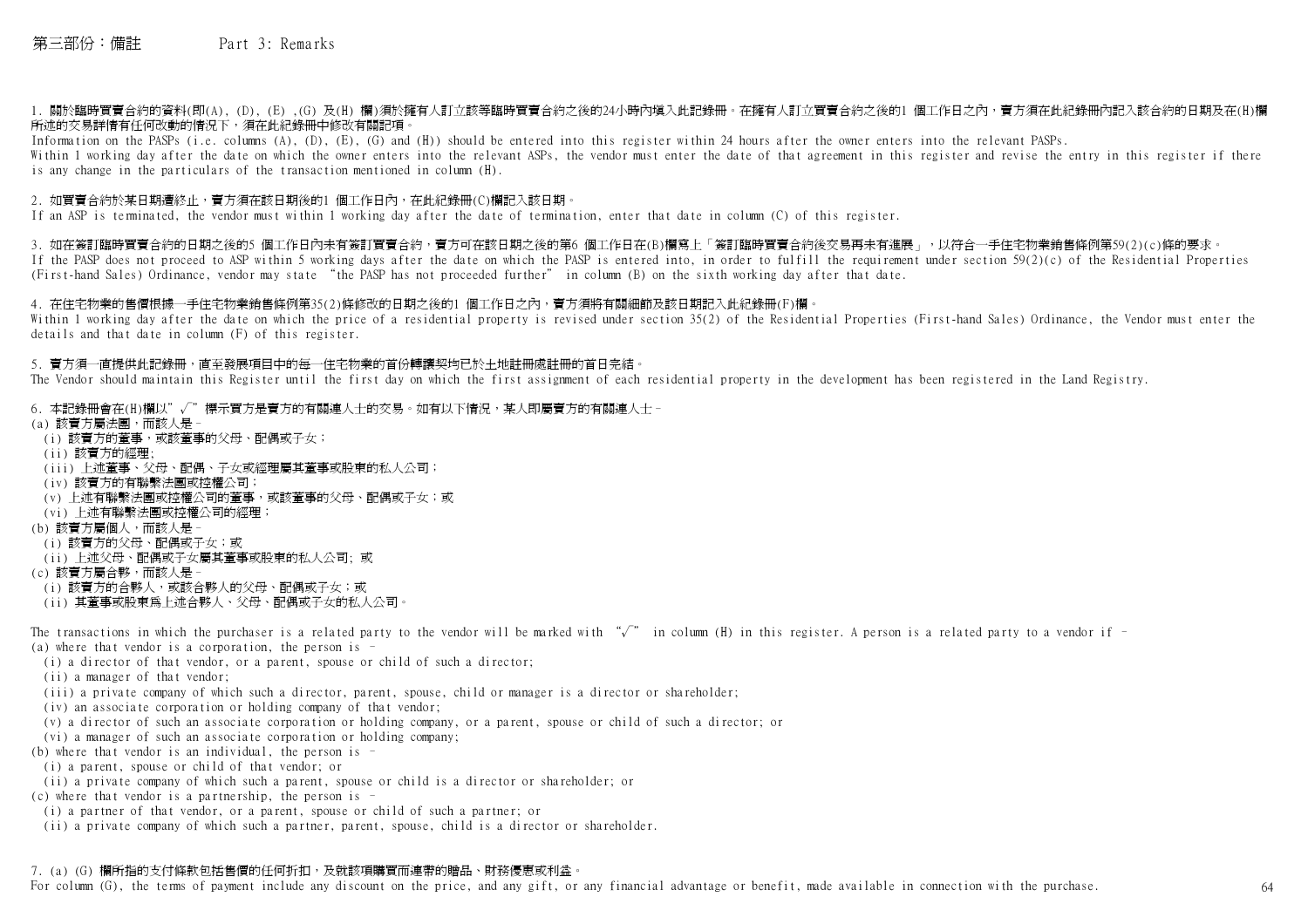## 第三部份：備註　　　Part 3: Remarks

1. 關於臨時買賣合約的資料(即(A), (D), (E) ,(G) 及(H) 欄)須於擁有人訂立該等臨時買賣合約之後的24小時內填入此記錄冊。在擁有人訂立買賣合約之後的1 個工作日之內，賣方須在此紀錄冊內記入該合約的日期及在(H)欄所述的交易詳情有任何改動的情況下，須在此紀錄冊中修改有關記項。
Information on the PASPs (i.e. columns (A), (D), (E), (G) and (H)) should be entered into this register within 24 hours after the owner enters into the relevant PASPs.
Within 1 working day after the date on which the owner enters into the relevant ASPs, the vendor must enter the date of that agreement in this register and revise the entry in this register if there is any change in the particulars of the transaction mentioned in column (H).

2. 如買賣合約於某日期遭終止，賣方須在該日期後的1 個工作日內，在此紀錄冊(C)欄記入該日期。
If an ASP is terminated, the vendor must within 1 working day after the date of termination, enter that date in column (C) of this register.

3. 如在簽訂臨時買賣合約的日期之後的5 個工作日內未有簽訂買賣合約，賣方可在該日期之後的第6 個工作日在(B)欄寫上「簽訂臨時買賣合約後交易再未有進展」，以符合一手住宅物業銷售條例第59(2)(c)條的要求。
If the PASP does not proceed to ASP within 5 working days after the date on which the PASP is entered into, in order to fulfill the requirement under section 59(2)(c) of the Residential Properties (First-hand Sales) Ordinance, vendor may state "the PASP has not proceeded further" in column (B) on the sixth working day after that date.

4. 在住宅物業的售價根據一手住宅物業銷售條例第35(2)條修改的日期之後的1 個工作日之內，賣方須將有關細節及該日期記入此紀錄冊(F)欄。
Within 1 working day after the date on which the price of a residential property is revised under section 35(2) of the Residential Properties (First-hand Sales) Ordinance, the Vendor must enter the details and that date in column (F) of this register.

5. 賣方須一直提供此記錄冊，直至發展項目中的每一住宅物業的首份轉讓契均已於土地註冊處註冊的首日完結。
The Vendor should maintain this Register until the first day on which the first assignment of each residential property in the development has been registered in the Land Registry.

6. 本記錄冊會在(H)欄以"√"標示買方是賣方的有關連人士的交易。如有以下情況，某人即屬賣方的有關連人士－
(a) 該賣方屬法團，而該人是－
  (i) 該賣方的董事，或該董事的父母、配偶或子女；
  (ii) 該賣方的經理;
  (iii) 上述董事、父母、配偶、子女或經理屬其董事或股東的私人公司；
  (iv) 該賣方的有聯繫法團或控權公司；
  (v) 上述有聯繫法團或控權公司的董事，或該董事的父母、配偶或子女；或
  (vi) 上述有聯繫法團或控權公司的經理；
(b) 該賣方屬個人，而該人是－
  (i) 該賣方的父母、配偶或子女；或
  (ii) 上述父母、配偶或子女屬其董事或股東的私人公司; 或
(c) 該賣方屬合夥，而該人是－
  (i) 該賣方的合夥人，或該合夥人的父母、配偶或子女；或
  (ii) 其董事或股東爲上述合夥人、父母、配偶或子女的私人公司。

The transactions in which the purchaser is a related party to the vendor will be marked with "√" in column (H) in this register. A person is a related party to a vendor if –
(a) where that vendor is a corporation, the person is –
  (i) a director of that vendor, or a parent, spouse or child of such a director;
  (ii) a manager of that vendor;
  (iii) a private company of which such a director, parent, spouse, child or manager is a director or shareholder;
  (iv) an associate corporation or holding company of that vendor;
  (v) a director of such an associate corporation or holding company, or a parent, spouse or child of such a director; or
  (vi) a manager of such an associate corporation or holding company;
(b) where that vendor is an individual, the person is –
  (i) a parent, spouse or child of that vendor; or
  (ii) a private company of which such a parent, spouse or child is a director or shareholder; or
(c) where that vendor is a partnership, the person is –
  (i) a partner of that vendor, or a parent, spouse or child of such a partner; or
  (ii) a private company of which such a partner, parent, spouse, child is a director or shareholder.

7. (a) (G) 欄所指的支付條款包括售價的任何折扣，及就該項購買而連帶的贈品、財務優惠或利益。
For column (G), the terms of payment include any discount on the price, and any gift, or any financial advantage or benefit, made available in connection with the purchase.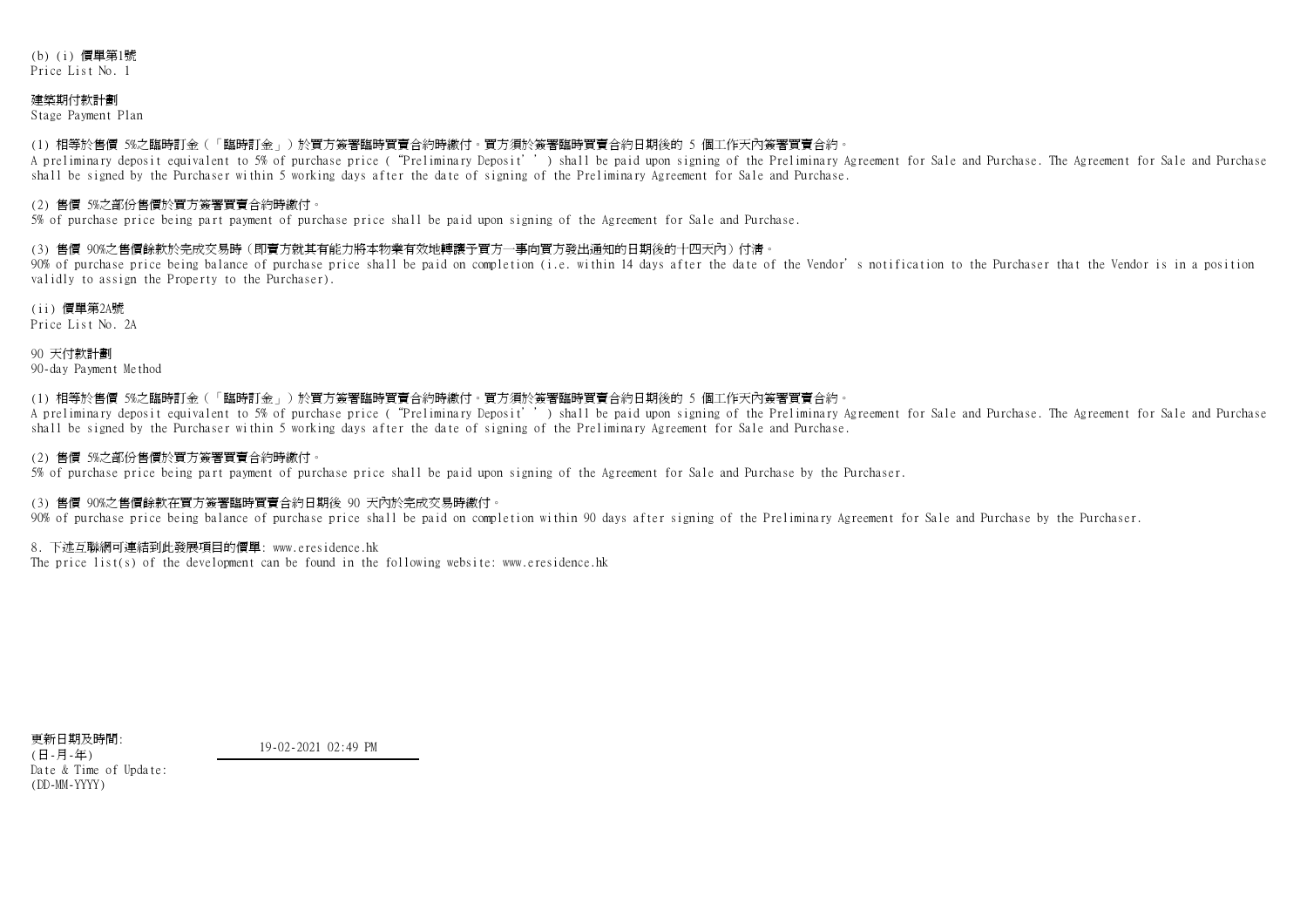(b) (i) 價單第1號
Price List No. 1

建築期付款計劃
Stage Payment Plan

(1) 相等於售價 5%之臨時訂金（「臨時訂金」）於買方簽署臨時買賣合約時繳付。買方須於簽署臨時買賣合約日期後的 5 個工作天內簽署買賣合約。
A preliminary deposit equivalent to 5% of purchase price ("Preliminary Deposit'') shall be paid upon signing of the Preliminary Agreement for Sale and Purchase. The Agreement for Sale and Purchase shall be signed by the Purchaser within 5 working days after the date of signing of the Preliminary Agreement for Sale and Purchase.

(2) 售價 5%之部份售價於買方簽署買賣合約時繳付。
5% of purchase price being part payment of purchase price shall be paid upon signing of the Agreement for Sale and Purchase.

(3) 售價 90%之售價餘款於完成交易時（即賣方就其有能力將本物業有效地轉讓予買方一事向買方發出通知的日期後的十四天內）付清。
90% of purchase price being balance of purchase price shall be paid on completion (i.e. within 14 days after the date of the Vendor's notification to the Purchaser that the Vendor is in a position validly to assign the Property to the Purchaser).

(ii) 價單第2A號
Price List No. 2A

90 天付款計劃
90-day Payment Method

(1) 相等於售價 5%之臨時訂金（「臨時訂金」）於買方簽署臨時買賣合約時繳付。買方須於簽署臨時買賣合約日期後的 5 個工作天內簽署買賣合約。
A preliminary deposit equivalent to 5% of purchase price ("Preliminary Deposit'') shall be paid upon signing of the Preliminary Agreement for Sale and Purchase. The Agreement for Sale and Purchase shall be signed by the Purchaser within 5 working days after the date of signing of the Preliminary Agreement for Sale and Purchase.

(2) 售價 5%之部份售價於買方簽署買賣合約時繳付。
5% of purchase price being part payment of purchase price shall be paid upon signing of the Agreement for Sale and Purchase by the Purchaser.

(3) 售價 90%之售價餘款在買方簽署臨時買賣合約日期後 90 天內於完成交易時繳付。
90% of purchase price being balance of purchase price shall be paid on completion within 90 days after signing of the Preliminary Agreement for Sale and Purchase by the Purchaser.

8. 下述互聯網可連結到此發展項目的價單: www.eresidence.hk
The price list(s) of the development can be found in the following website: www.eresidence.hk

更新日期及時間:
(日-月-年)
Date & Time of Update:
(DD-MM-YYYY)

19-02-2021 02:49 PM